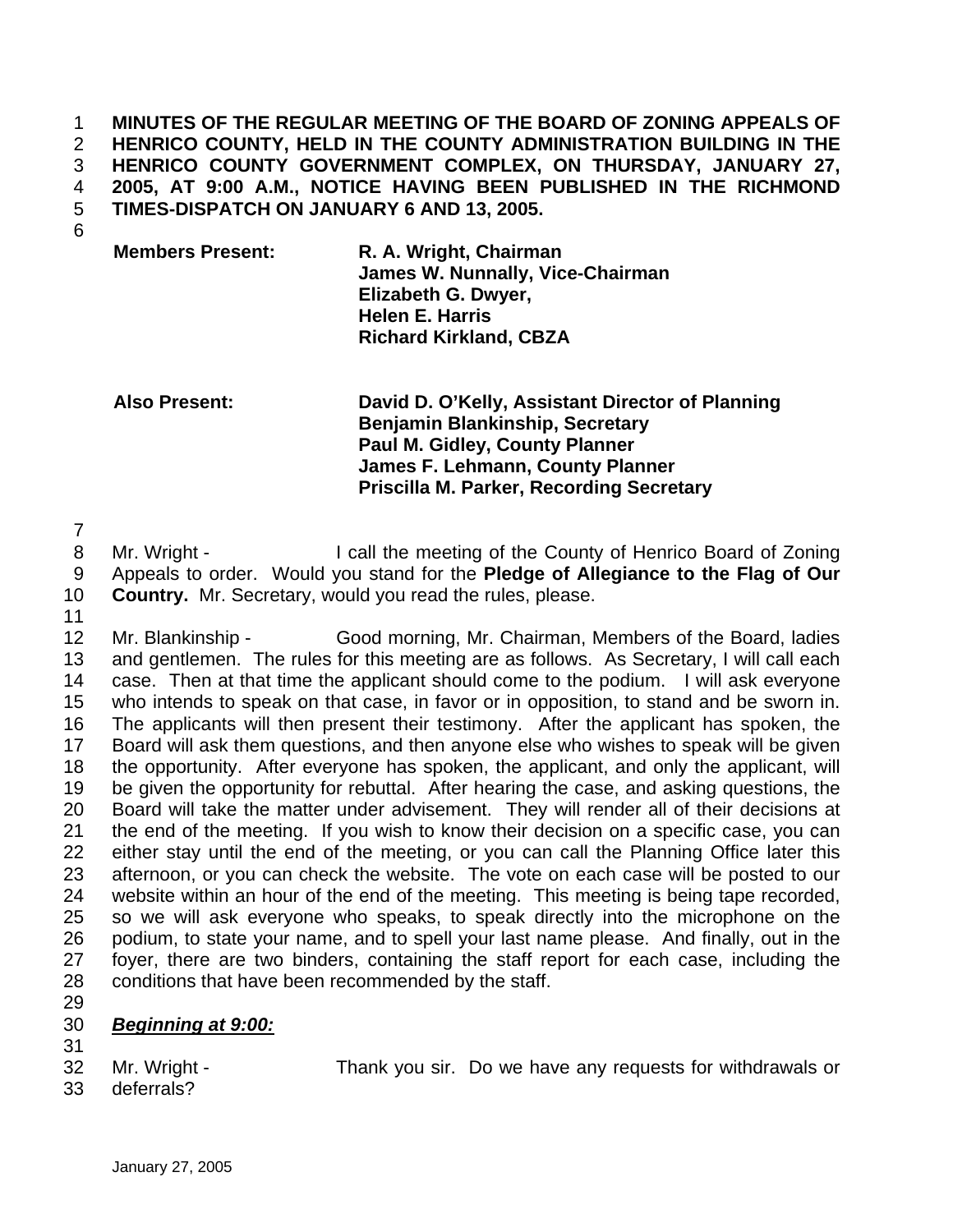**MINUTES OF THE REGULAR MEETING OF THE BOARD OF ZONING APPEALS OF HENRICO COUNTY, HELD IN THE COUNTY ADMINISTRATION BUILDING IN THE HENRICO COUNTY GOVERNMENT COMPLEX, ON THURSDAY, JANUARY 27, 2005, AT 9:00 A.M., NOTICE HAVING BEEN PUBLISHED IN THE RICHMOND TIMES-DISPATCH ON JANUARY 6 AND 13, 2005.**

| | |
|---|---|
| **Members Present:** | **R. A. Wright, Chairman** |
| | **James W. Nunnally, Vice-Chairman** |
| | **Elizabeth G. Dwyer,** |
| | **Helen E. Harris** |
| | **Richard Kirkland, CBZA** |

| | |
|---|---|
| **Also Present:** | **David D. O'Kelly, Assistant Director of Planning** |
| | **Benjamin Blankinship, Secretary** |
| | **Paul M. Gidley, County Planner** |
| | **James F. Lehmann, County Planner** |
| | **Priscilla M. Parker, Recording Secretary** |

Mr. Wright - I call the meeting of the County of Henrico Board of Zoning Appeals to order. Would you stand for the **Pledge of Allegiance to the Flag of Our Country.** Mr. Secretary, would you read the rules, please.

Mr. Blankinship - Good morning, Mr. Chairman, Members of the Board, ladies and gentlemen. The rules for this meeting are as follows. As Secretary, I will call each case. Then at that time the applicant should come to the podium. I will ask everyone who intends to speak on that case, in favor or in opposition, to stand and be sworn in. The applicants will then present their testimony. After the applicant has spoken, the Board will ask them questions, and then anyone else who wishes to speak will be given the opportunity. After everyone has spoken, the applicant, and only the applicant, will be given the opportunity for rebuttal. After hearing the case, and asking questions, the Board will take the matter under advisement. They will render all of their decisions at the end of the meeting. If you wish to know their decision on a specific case, you can either stay until the end of the meeting, or you can call the Planning Office later this afternoon, or you can check the website. The vote on each case will be posted to our website within an hour of the end of the meeting. This meeting is being tape recorded, so we will ask everyone who speaks, to speak directly into the microphone on the podium, to state your name, and to spell your last name please. And finally, out in the foyer, there are two binders, containing the staff report for each case, including the conditions that have been recommended by the staff.

***Beginning at 9:00:***

Mr. Wright - Thank you sir. Do we have any requests for withdrawals or deferrals?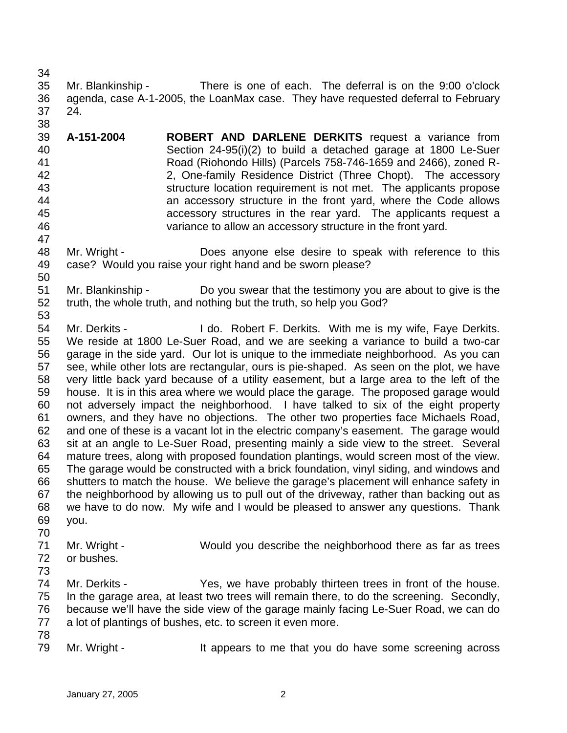Mr. Blankinship - There is one of each. The deferral is on the 9:00 o'clock agenda, case A-1-2005, the LoanMax case. They have requested deferral to February 24.

**A-151-2004** **ROBERT AND DARLENE DERKITS** request a variance from Section 24-95(i)(2) to build a detached garage at 1800 Le-Suer Road (Riohondo Hills) (Parcels 758-746-1659 and 2466), zoned R-2, One-family Residence District (Three Chopt). The accessory structure location requirement is not met. The applicants propose an accessory structure in the front yard, where the Code allows accessory structures in the rear yard. The applicants request a variance to allow an accessory structure in the front yard.

Mr. Wright - Does anyone else desire to speak with reference to this case? Would you raise your right hand and be sworn please?

Mr. Blankinship - Do you swear that the testimony you are about to give is the truth, the whole truth, and nothing but the truth, so help you God?

Mr. Derkits - I do. Robert F. Derkits. With me is my wife, Faye Derkits. We reside at 1800 Le-Suer Road, and we are seeking a variance to build a two-car garage in the side yard. Our lot is unique to the immediate neighborhood. As you can see, while other lots are rectangular, ours is pie-shaped. As seen on the plot, we have very little back yard because of a utility easement, but a large area to the left of the house. It is in this area where we would place the garage. The proposed garage would not adversely impact the neighborhood. I have talked to six of the eight property owners, and they have no objections. The other two properties face Michaels Road, and one of these is a vacant lot in the electric company's easement. The garage would sit at an angle to Le-Suer Road, presenting mainly a side view to the street. Several mature trees, along with proposed foundation plantings, would screen most of the view. The garage would be constructed with a brick foundation, vinyl siding, and windows and shutters to match the house. We believe the garage's placement will enhance safety in the neighborhood by allowing us to pull out of the driveway, rather than backing out as we have to do now. My wife and I would be pleased to answer any questions. Thank you.

Mr. Wright - Would you describe the neighborhood there as far as trees or bushes.

Mr. Derkits - Yes, we have probably thirteen trees in front of the house. In the garage area, at least two trees will remain there, to do the screening. Secondly, because we'll have the side view of the garage mainly facing Le-Suer Road, we can do a lot of plantings of bushes, etc. to screen it even more.

Mr. Wright - It appears to me that you do have some screening across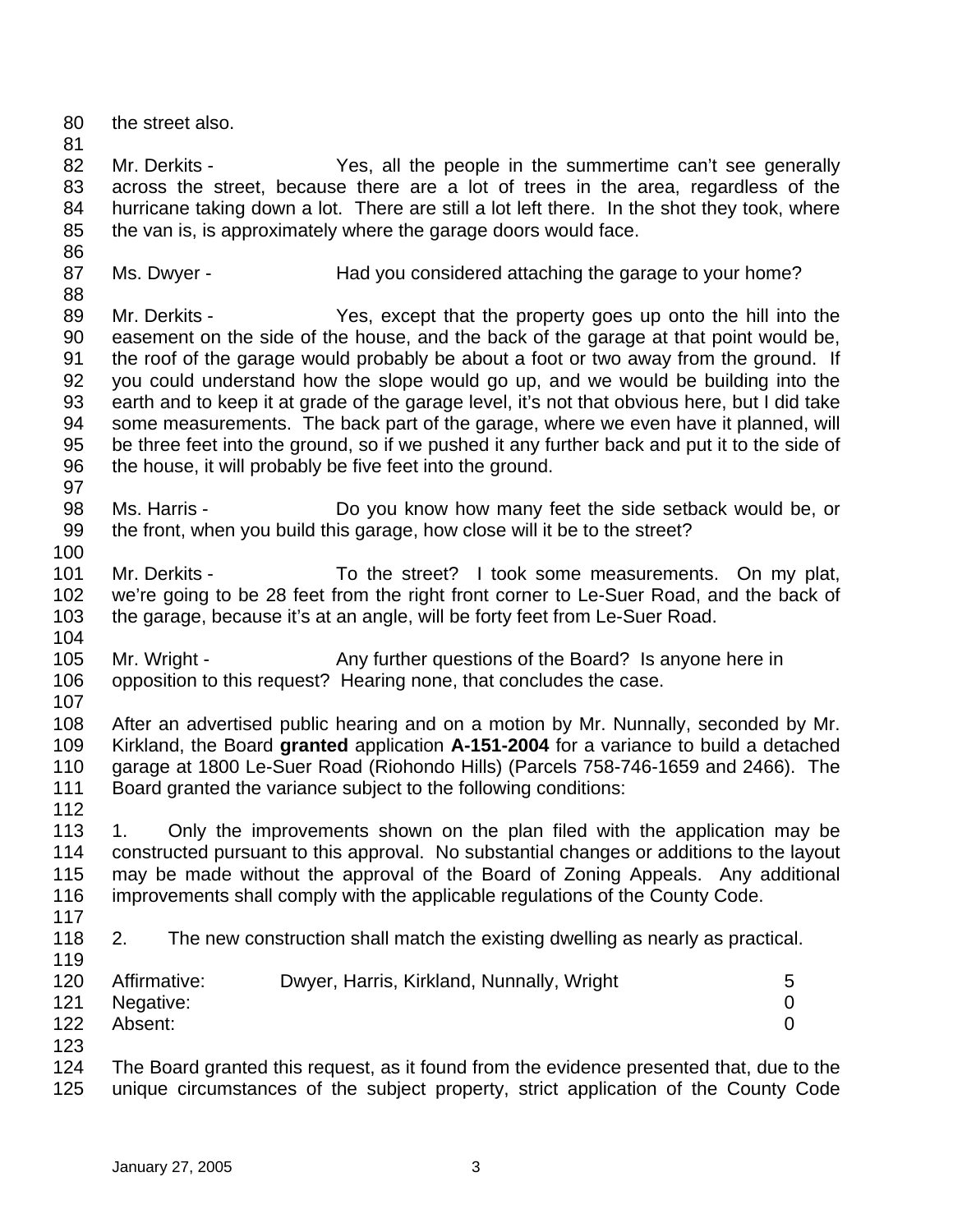the street also.

Mr. Derkits - Yes, all the people in the summertime can't see generally across the street, because there are a lot of trees in the area, regardless of the hurricane taking down a lot. There are still a lot left there. In the shot they took, where the van is, is approximately where the garage doors would face.

Ms. Dwyer - Had you considered attaching the garage to your home?

Mr. Derkits - Yes, except that the property goes up onto the hill into the easement on the side of the house, and the back of the garage at that point would be, the roof of the garage would probably be about a foot or two away from the ground. If you could understand how the slope would go up, and we would be building into the earth and to keep it at grade of the garage level, it's not that obvious here, but I did take some measurements. The back part of the garage, where we even have it planned, will be three feet into the ground, so if we pushed it any further back and put it to the side of the house, it will probably be five feet into the ground.

Ms. Harris - Do you know how many feet the side setback would be, or the front, when you build this garage, how close will it be to the street?

Mr. Derkits - To the street? I took some measurements. On my plat, we're going to be 28 feet from the right front corner to Le-Suer Road, and the back of the garage, because it's at an angle, will be forty feet from Le-Suer Road.

Mr. Wright - Any further questions of the Board? Is anyone here in opposition to this request? Hearing none, that concludes the case.

After an advertised public hearing and on a motion by Mr. Nunnally, seconded by Mr. Kirkland, the Board **granted** application **A-151-2004** for a variance to build a detached garage at 1800 Le-Suer Road (Riohondo Hills) (Parcels 758-746-1659 and 2466). The Board granted the variance subject to the following conditions:

1. Only the improvements shown on the plan filed with the application may be constructed pursuant to this approval. No substantial changes or additions to the layout may be made without the approval of the Board of Zoning Appeals. Any additional improvements shall comply with the applicable regulations of the County Code.

2. The new construction shall match the existing dwelling as nearly as practical.

| | | |
|---|---|---|
| Affirmative: | Dwyer, Harris, Kirkland, Nunnally, Wright | 5 |
| Negative: | | 0 |
| Absent: | | 0 |

The Board granted this request, as it found from the evidence presented that, due to the unique circumstances of the subject property, strict application of the County Code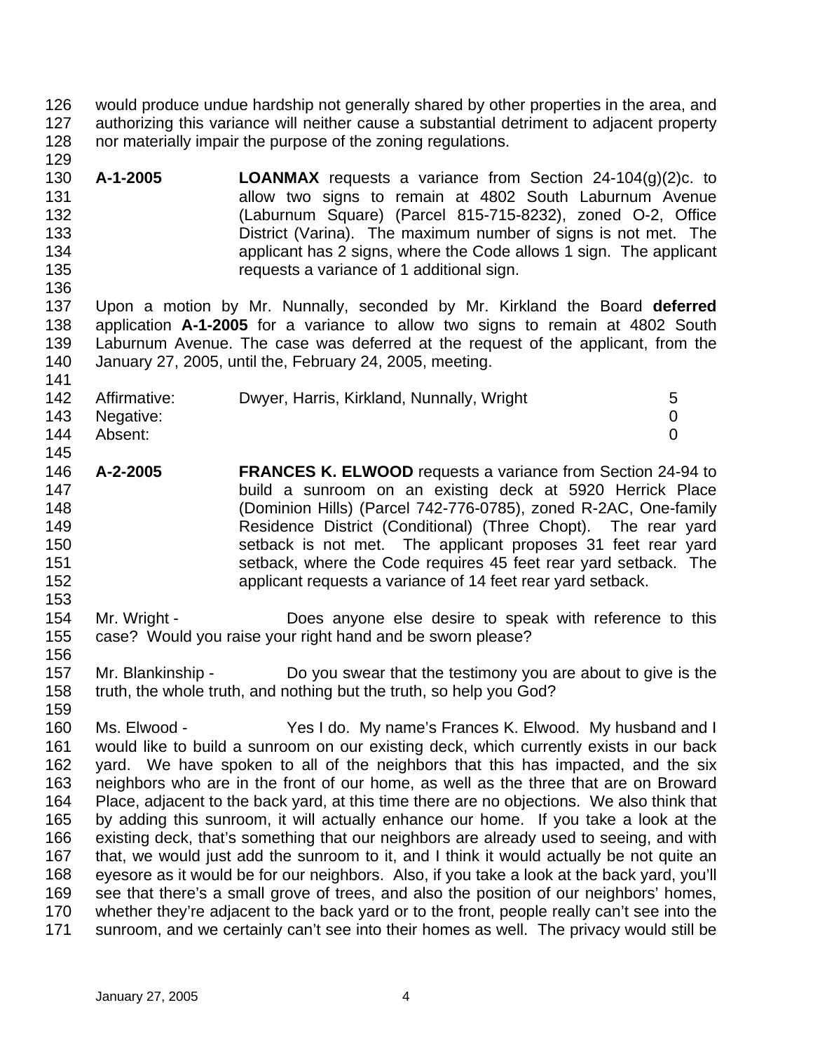would produce undue hardship not generally shared by other properties in the area, and authorizing this variance will neither cause a substantial detriment to adjacent property nor materially impair the purpose of the zoning regulations.

**A-1-2005** **LOANMAX** requests a variance from Section 24-104(g)(2)c. to allow two signs to remain at 4802 South Laburnum Avenue (Laburnum Square) (Parcel 815-715-8232), zoned O-2, Office District (Varina). The maximum number of signs is not met. The applicant has 2 signs, where the Code allows 1 sign. The applicant requests a variance of 1 additional sign.

Upon a motion by Mr. Nunnally, seconded by Mr. Kirkland the Board **deferred** application **A-1-2005** for a variance to allow two signs to remain at 4802 South Laburnum Avenue. The case was deferred at the request of the applicant, from the January 27, 2005, until the, February 24, 2005, meeting.

| | | |
|---|---|---|
| Affirmative: | Dwyer, Harris, Kirkland, Nunnally, Wright | 5 |
| Negative: | | 0 |
| Absent: | | 0 |

**A-2-2005** **FRANCES K. ELWOOD** requests a variance from Section 24-94 to build a sunroom on an existing deck at 5920 Herrick Place (Dominion Hills) (Parcel 742-776-0785), zoned R-2AC, One-family Residence District (Conditional) (Three Chopt). The rear yard setback is not met. The applicant proposes 31 feet rear yard setback, where the Code requires 45 feet rear yard setback. The applicant requests a variance of 14 feet rear yard setback.

Mr. Wright - Does anyone else desire to speak with reference to this case? Would you raise your right hand and be sworn please?

Mr. Blankinship - Do you swear that the testimony you are about to give is the truth, the whole truth, and nothing but the truth, so help you God?

Ms. Elwood - Yes I do. My name's Frances K. Elwood. My husband and I would like to build a sunroom on our existing deck, which currently exists in our back yard. We have spoken to all of the neighbors that this has impacted, and the six neighbors who are in the front of our home, as well as the three that are on Broward Place, adjacent to the back yard, at this time there are no objections. We also think that by adding this sunroom, it will actually enhance our home. If you take a look at the existing deck, that's something that our neighbors are already used to seeing, and with that, we would just add the sunroom to it, and I think it would actually be not quite an eyesore as it would be for our neighbors. Also, if you take a look at the back yard, you'll see that there's a small grove of trees, and also the position of our neighbors' homes, whether they're adjacent to the back yard or to the front, people really can't see into the sunroom, and we certainly can't see into their homes as well. The privacy would still be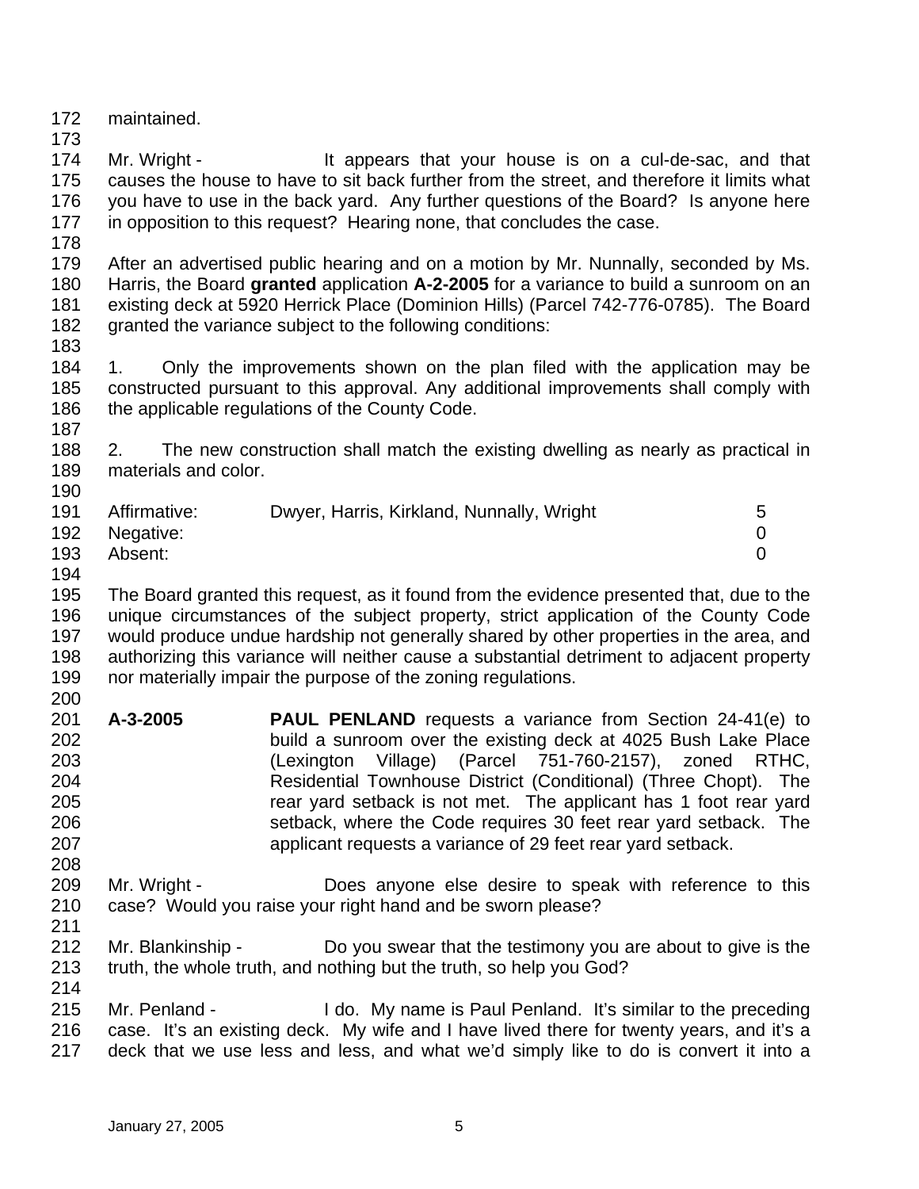maintained.

Mr. Wright - It appears that your house is on a cul-de-sac, and that causes the house to have to sit back further from the street, and therefore it limits what you have to use in the back yard. Any further questions of the Board? Is anyone here in opposition to this request? Hearing none, that concludes the case.

After an advertised public hearing and on a motion by Mr. Nunnally, seconded by Ms. Harris, the Board **granted** application **A-2-2005** for a variance to build a sunroom on an existing deck at 5920 Herrick Place (Dominion Hills) (Parcel 742-776-0785). The Board granted the variance subject to the following conditions:

1. Only the improvements shown on the plan filed with the application may be constructed pursuant to this approval. Any additional improvements shall comply with the applicable regulations of the County Code.

2. The new construction shall match the existing dwelling as nearly as practical in materials and color.

| | | |
|---|---|---|
| Affirmative: | Dwyer, Harris, Kirkland, Nunnally, Wright | 5 |
| Negative: | | 0 |
| Absent: | | 0 |

The Board granted this request, as it found from the evidence presented that, due to the unique circumstances of the subject property, strict application of the County Code would produce undue hardship not generally shared by other properties in the area, and authorizing this variance will neither cause a substantial detriment to adjacent property nor materially impair the purpose of the zoning regulations.

**A-3-2005** **PAUL PENLAND** requests a variance from Section 24-41(e) to build a sunroom over the existing deck at 4025 Bush Lake Place (Lexington Village) (Parcel 751-760-2157), zoned RTHC, Residential Townhouse District (Conditional) (Three Chopt). The rear yard setback is not met. The applicant has 1 foot rear yard setback, where the Code requires 30 feet rear yard setback. The applicant requests a variance of 29 feet rear yard setback.

Mr. Wright - Does anyone else desire to speak with reference to this case? Would you raise your right hand and be sworn please?

Mr. Blankinship - Do you swear that the testimony you are about to give is the truth, the whole truth, and nothing but the truth, so help you God?

Mr. Penland - I do. My name is Paul Penland. It's similar to the preceding case. It's an existing deck. My wife and I have lived there for twenty years, and it's a deck that we use less and less, and what we'd simply like to do is convert it into a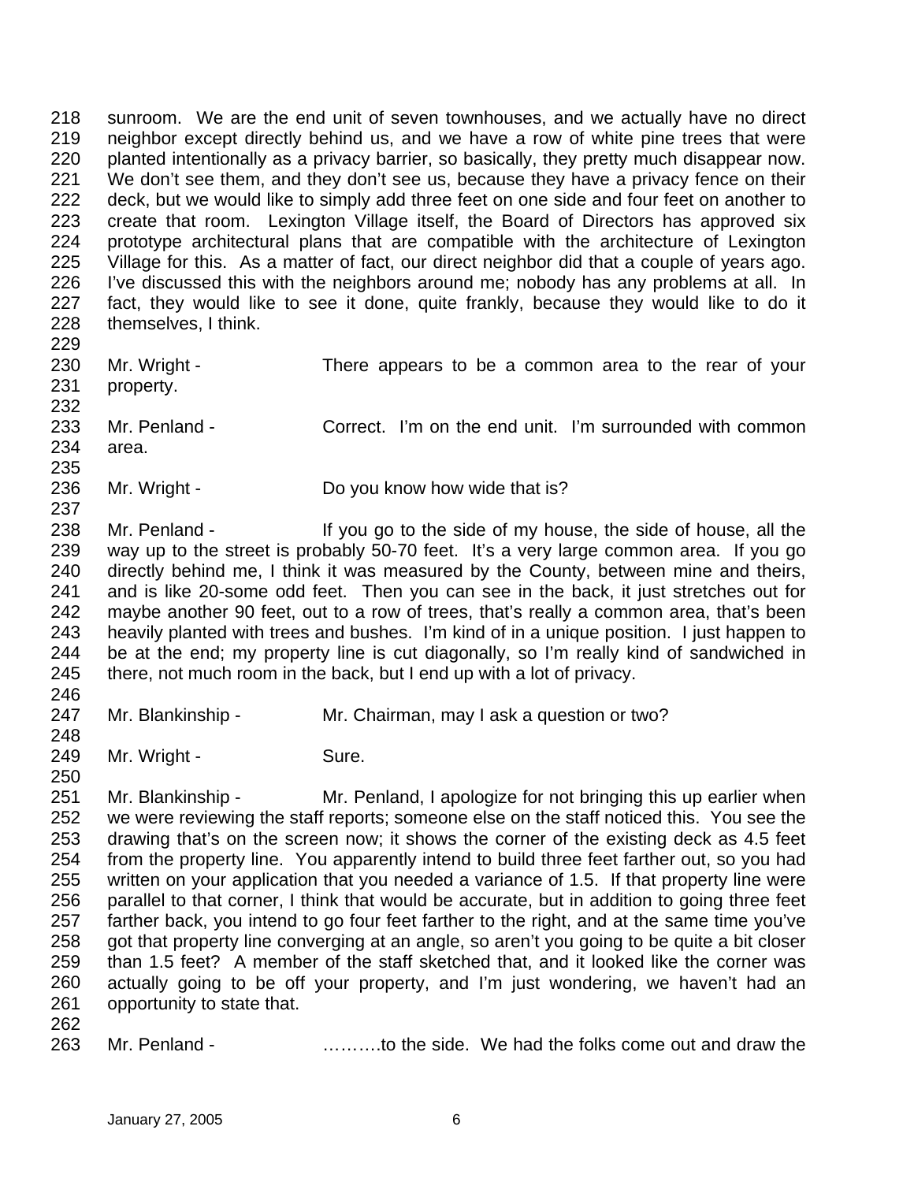sunroom. We are the end unit of seven townhouses, and we actually have no direct neighbor except directly behind us, and we have a row of white pine trees that were planted intentionally as a privacy barrier, so basically, they pretty much disappear now. We don't see them, and they don't see us, because they have a privacy fence on their deck, but we would like to simply add three feet on one side and four feet on another to create that room. Lexington Village itself, the Board of Directors has approved six prototype architectural plans that are compatible with the architecture of Lexington Village for this. As a matter of fact, our direct neighbor did that a couple of years ago. I've discussed this with the neighbors around me; nobody has any problems at all. In fact, they would like to see it done, quite frankly, because they would like to do it themselves, I think.

Mr. Wright - There appears to be a common area to the rear of your property.

Mr. Penland - Correct. I'm on the end unit. I'm surrounded with common area.

Mr. Wright - Do you know how wide that is?

Mr. Penland - If you go to the side of my house, the side of house, all the way up to the street is probably 50-70 feet. It's a very large common area. If you go directly behind me, I think it was measured by the County, between mine and theirs, and is like 20-some odd feet. Then you can see in the back, it just stretches out for maybe another 90 feet, out to a row of trees, that's really a common area, that's been heavily planted with trees and bushes. I'm kind of in a unique position. I just happen to be at the end; my property line is cut diagonally, so I'm really kind of sandwiched in there, not much room in the back, but I end up with a lot of privacy.

Mr. Blankinship - Mr. Chairman, may I ask a question or two?

Mr. Wright - Sure.

Mr. Blankinship - Mr. Penland, I apologize for not bringing this up earlier when we were reviewing the staff reports; someone else on the staff noticed this. You see the drawing that's on the screen now; it shows the corner of the existing deck as 4.5 feet from the property line. You apparently intend to build three feet farther out, so you had written on your application that you needed a variance of 1.5. If that property line were parallel to that corner, I think that would be accurate, but in addition to going three feet farther back, you intend to go four feet farther to the right, and at the same time you've got that property line converging at an angle, so aren't you going to be quite a bit closer than 1.5 feet? A member of the staff sketched that, and it looked like the corner was actually going to be off your property, and I'm just wondering, we haven't had an opportunity to state that.

Mr. Penland - ……….to the side. We had the folks come out and draw the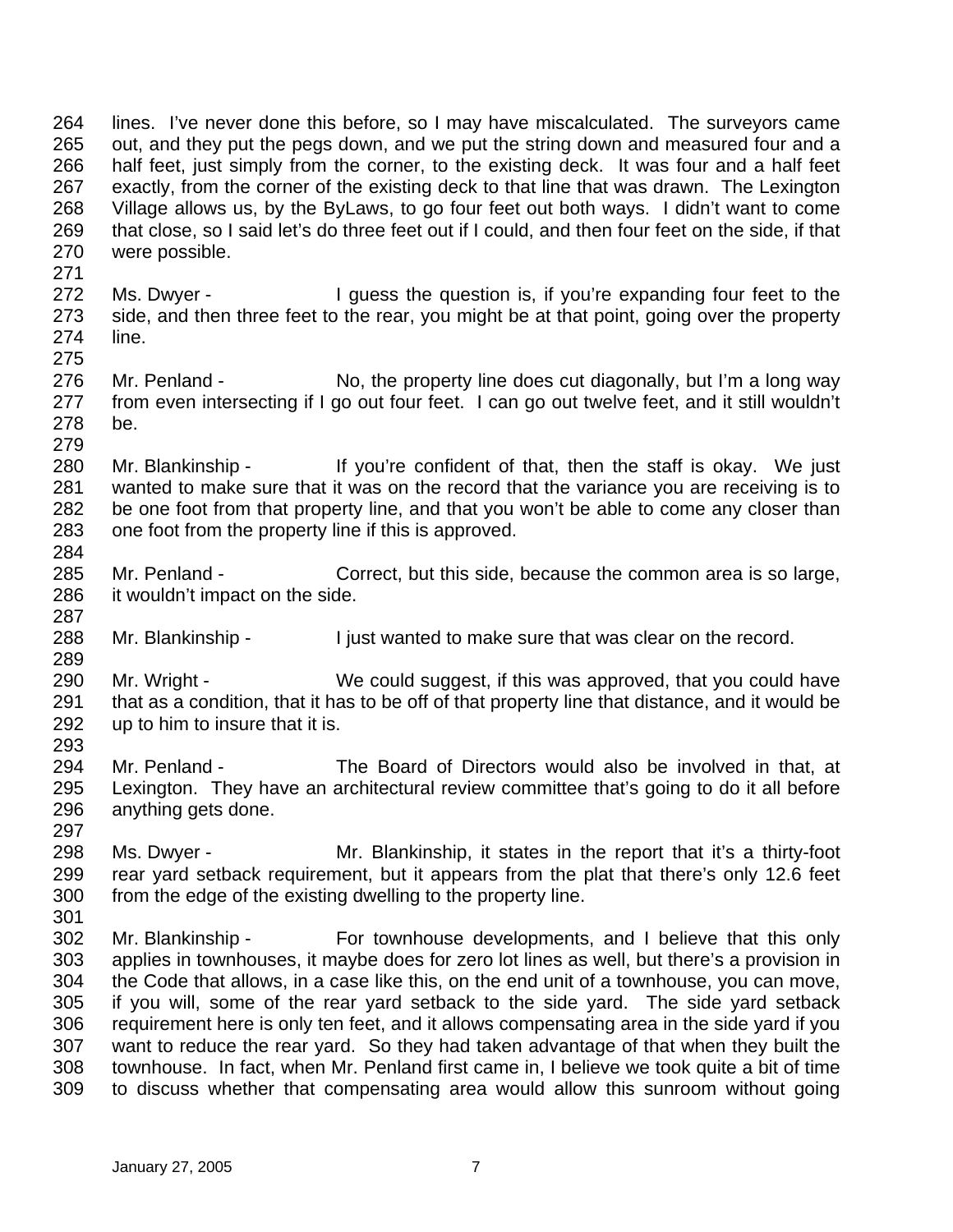264 lines. I've never done this before, so I may have miscalculated. The surveyors came
265 out, and they put the pegs down, and we put the string down and measured four and a
266 half feet, just simply from the corner, to the existing deck. It was four and a half feet
267 exactly, from the corner of the existing deck to that line that was drawn. The Lexington
268 Village allows us, by the ByLaws, to go four feet out both ways. I didn't want to come
269 that close, so I said let's do three feet out if I could, and then four feet on the side, if that
270 were possible.
271
272 Ms. Dwyer - I guess the question is, if you're expanding four feet to the
273 side, and then three feet to the rear, you might be at that point, going over the property
274 line.
275
276 Mr. Penland - No, the property line does cut diagonally, but I'm a long way
277 from even intersecting if I go out four feet. I can go out twelve feet, and it still wouldn't
278 be.
279
280 Mr. Blankinship - If you're confident of that, then the staff is okay. We just
281 wanted to make sure that it was on the record that the variance you are receiving is to
282 be one foot from that property line, and that you won't be able to come any closer than
283 one foot from the property line if this is approved.
284
285 Mr. Penland - Correct, but this side, because the common area is so large,
286 it wouldn't impact on the side.
287
288 Mr. Blankinship - I just wanted to make sure that was clear on the record.
289
290 Mr. Wright - We could suggest, if this was approved, that you could have
291 that as a condition, that it has to be off of that property line that distance, and it would be
292 up to him to insure that it is.
293
294 Mr. Penland - The Board of Directors would also be involved in that, at
295 Lexington. They have an architectural review committee that's going to do it all before
296 anything gets done.
297
298 Ms. Dwyer - Mr. Blankinship, it states in the report that it's a thirty-foot
299 rear yard setback requirement, but it appears from the plat that there's only 12.6 feet
300 from the edge of the existing dwelling to the property line.
301
302 Mr. Blankinship - For townhouse developments, and I believe that this only
303 applies in townhouses, it maybe does for zero lot lines as well, but there's a provision in
304 the Code that allows, in a case like this, on the end unit of a townhouse, you can move,
305 if you will, some of the rear yard setback to the side yard. The side yard setback
306 requirement here is only ten feet, and it allows compensating area in the side yard if you
307 want to reduce the rear yard. So they had taken advantage of that when they built the
308 townhouse. In fact, when Mr. Penland first came in, I believe we took quite a bit of time
309 to discuss whether that compensating area would allow this sunroom without going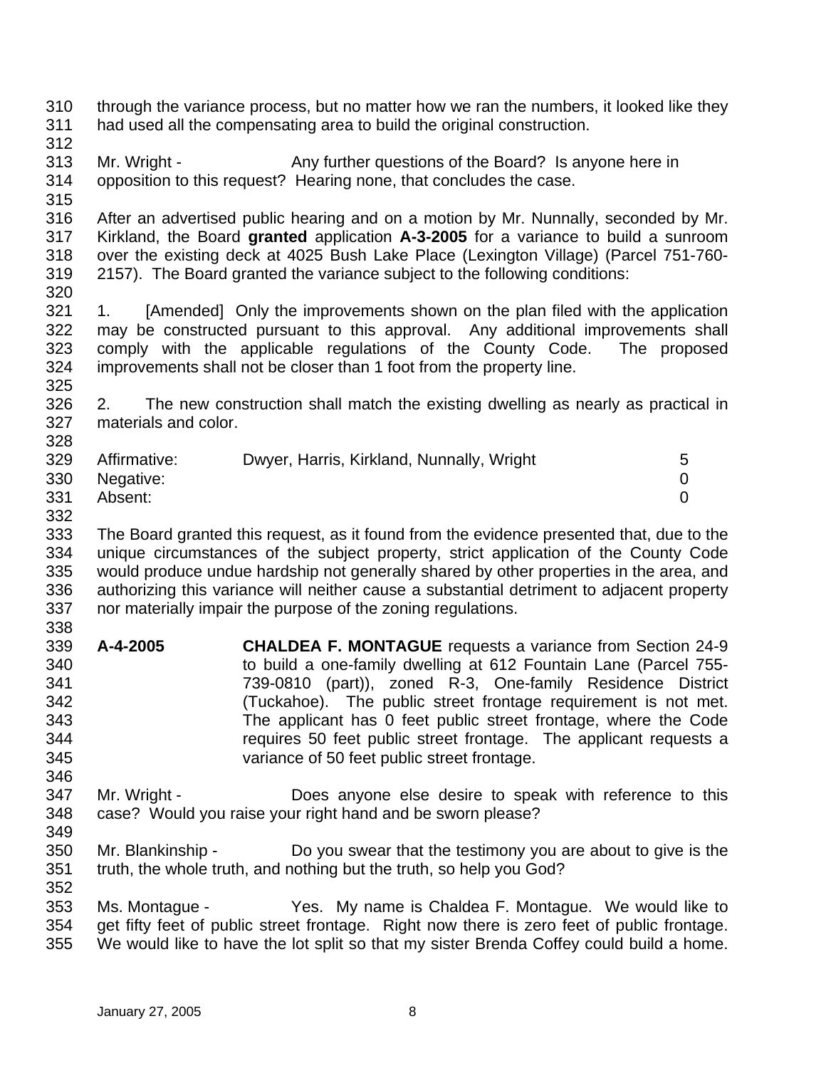through the variance process, but no matter how we ran the numbers, it looked like they had used all the compensating area to build the original construction.

Mr. Wright - Any further questions of the Board? Is anyone here in opposition to this request? Hearing none, that concludes the case.

After an advertised public hearing and on a motion by Mr. Nunnally, seconded by Mr. Kirkland, the Board **granted** application **A-3-2005** for a variance to build a sunroom over the existing deck at 4025 Bush Lake Place (Lexington Village) (Parcel 751-760-2157). The Board granted the variance subject to the following conditions:

1. [Amended] Only the improvements shown on the plan filed with the application may be constructed pursuant to this approval. Any additional improvements shall comply with the applicable regulations of the County Code. The proposed improvements shall not be closer than 1 foot from the property line.

2. The new construction shall match the existing dwelling as nearly as practical in materials and color.

| | | |
|---|---|---|
| Affirmative: | Dwyer, Harris, Kirkland, Nunnally, Wright | 5 |
| Negative: | | 0 |
| Absent: | | 0 |

The Board granted this request, as it found from the evidence presented that, due to the unique circumstances of the subject property, strict application of the County Code would produce undue hardship not generally shared by other properties in the area, and authorizing this variance will neither cause a substantial detriment to adjacent property nor materially impair the purpose of the zoning regulations.

**A-4-2005** **CHALDEA F. MONTAGUE** requests a variance from Section 24-9 to build a one-family dwelling at 612 Fountain Lane (Parcel 755-739-0810 (part)), zoned R-3, One-family Residence District (Tuckahoe). The public street frontage requirement is not met. The applicant has 0 feet public street frontage, where the Code requires 50 feet public street frontage. The applicant requests a variance of 50 feet public street frontage.

Mr. Wright - Does anyone else desire to speak with reference to this case? Would you raise your right hand and be sworn please?

Mr. Blankinship - Do you swear that the testimony you are about to give is the truth, the whole truth, and nothing but the truth, so help you God?

Ms. Montague - Yes. My name is Chaldea F. Montague. We would like to get fifty feet of public street frontage. Right now there is zero feet of public frontage. We would like to have the lot split so that my sister Brenda Coffey could build a home.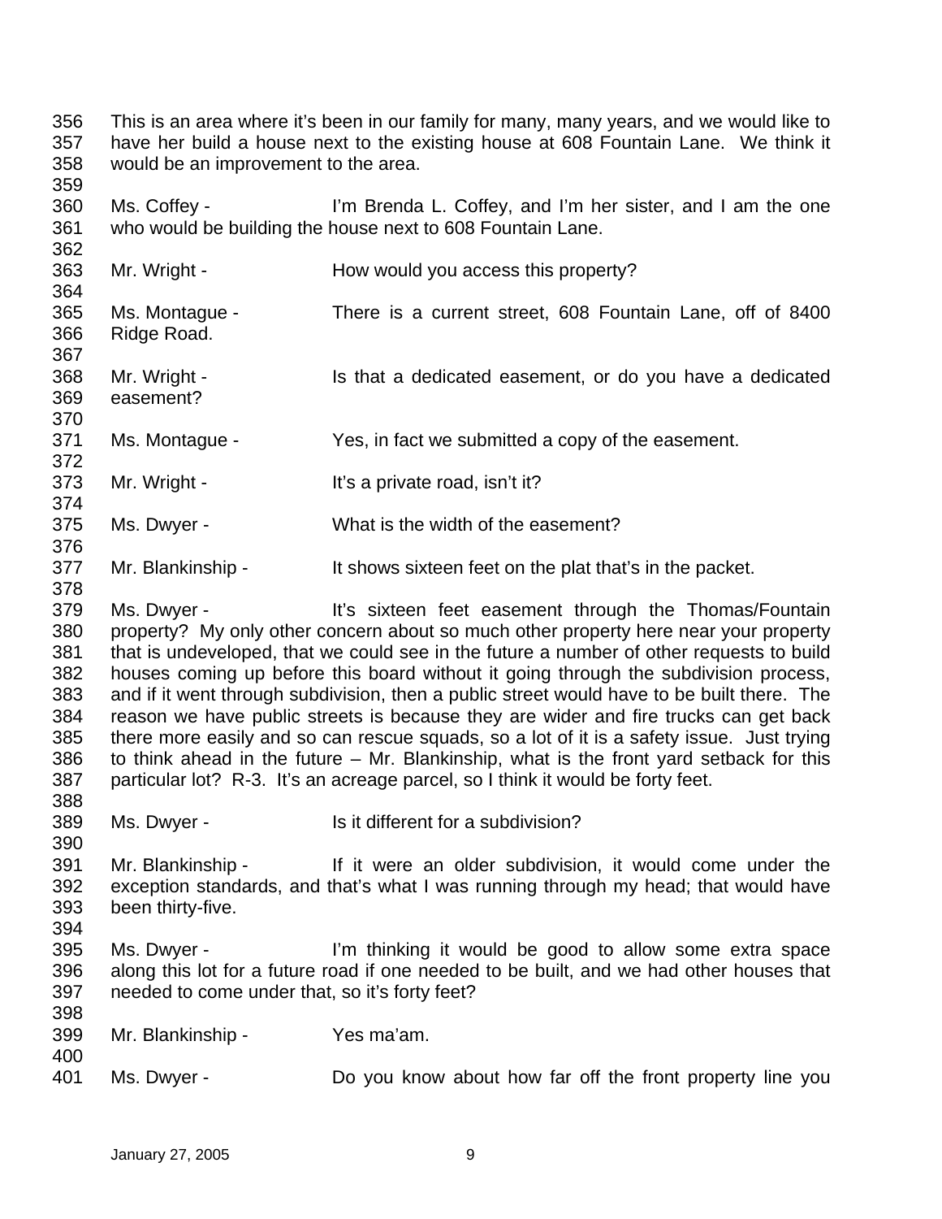This is an area where it's been in our family for many, many years, and we would like to have her build a house next to the existing house at 608 Fountain Lane. We think it would be an improvement to the area.

Ms. Coffey - I'm Brenda L. Coffey, and I'm her sister, and I am the one who would be building the house next to 608 Fountain Lane.

Mr. Wright - How would you access this property?

Ms. Montague - There is a current street, 608 Fountain Lane, off of 8400 Ridge Road.

Mr. Wright - Is that a dedicated easement, or do you have a dedicated easement?

Ms. Montague - Yes, in fact we submitted a copy of the easement.

Mr. Wright - It's a private road, isn't it?

Ms. Dwyer - What is the width of the easement?

Mr. Blankinship - It shows sixteen feet on the plat that's in the packet.

Ms. Dwyer - It's sixteen feet easement through the Thomas/Fountain property? My only other concern about so much other property here near your property that is undeveloped, that we could see in the future a number of other requests to build houses coming up before this board without it going through the subdivision process, and if it went through subdivision, then a public street would have to be built there. The reason we have public streets is because they are wider and fire trucks can get back there more easily and so can rescue squads, so a lot of it is a safety issue. Just trying to think ahead in the future – Mr. Blankinship, what is the front yard setback for this particular lot? R-3. It's an acreage parcel, so I think it would be forty feet.

Ms. Dwyer - Is it different for a subdivision?

Mr. Blankinship - If it were an older subdivision, it would come under the exception standards, and that's what I was running through my head; that would have been thirty-five.

Ms. Dwyer - I'm thinking it would be good to allow some extra space along this lot for a future road if one needed to be built, and we had other houses that needed to come under that, so it's forty feet?

Mr. Blankinship - Yes ma'am.

Ms. Dwyer - Do you know about how far off the front property line you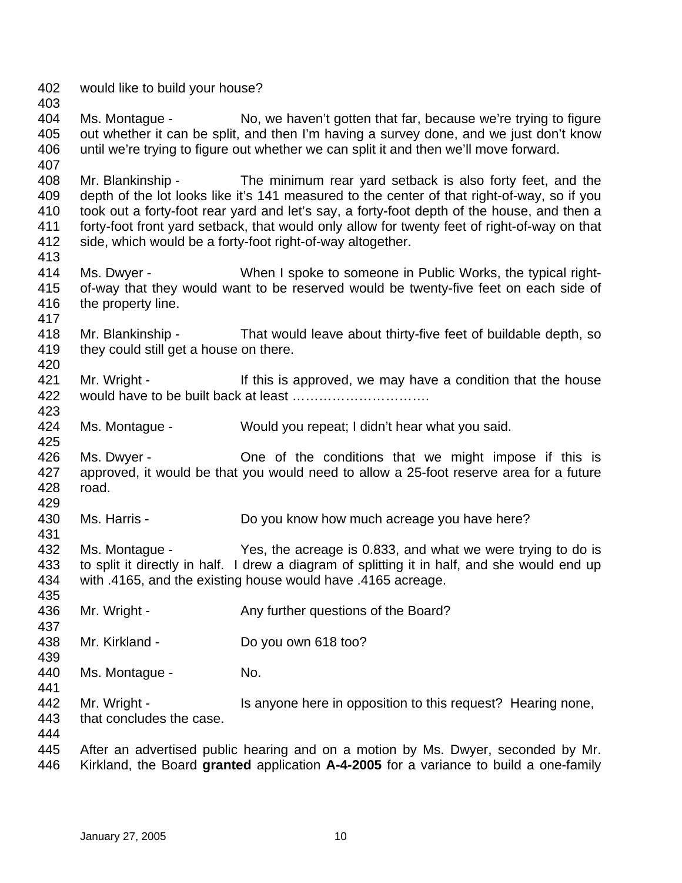would like to build your house?

Ms. Montague - No, we haven't gotten that far, because we're trying to figure out whether it can be split, and then I'm having a survey done, and we just don't know until we're trying to figure out whether we can split it and then we'll move forward.

Mr. Blankinship - The minimum rear yard setback is also forty feet, and the depth of the lot looks like it's 141 measured to the center of that right-of-way, so if you took out a forty-foot rear yard and let's say, a forty-foot depth of the house, and then a forty-foot front yard setback, that would only allow for twenty feet of right-of-way on that side, which would be a forty-foot right-of-way altogether.

Ms. Dwyer - When I spoke to someone in Public Works, the typical right-of-way that they would want to be reserved would be twenty-five feet on each side of the property line.

Mr. Blankinship - That would leave about thirty-five feet of buildable depth, so they could still get a house on there.

Mr. Wright - If this is approved, we may have a condition that the house would have to be built back at least ………………………….

Ms. Montague - Would you repeat; I didn't hear what you said.

Ms. Dwyer - One of the conditions that we might impose if this is approved, it would be that you would need to allow a 25-foot reserve area for a future road.

Ms. Harris - Do you know how much acreage you have here?

Ms. Montague - Yes, the acreage is 0.833, and what we were trying to do is to split it directly in half. I drew a diagram of splitting it in half, and she would end up with .4165, and the existing house would have .4165 acreage.

Mr. Wright - Any further questions of the Board?

Mr. Kirkland - Do you own 618 too?

Ms. Montague - No.

Mr. Wright - Is anyone here in opposition to this request? Hearing none, that concludes the case.

After an advertised public hearing and on a motion by Ms. Dwyer, seconded by Mr. Kirkland, the Board **granted** application **A-4-2005** for a variance to build a one-family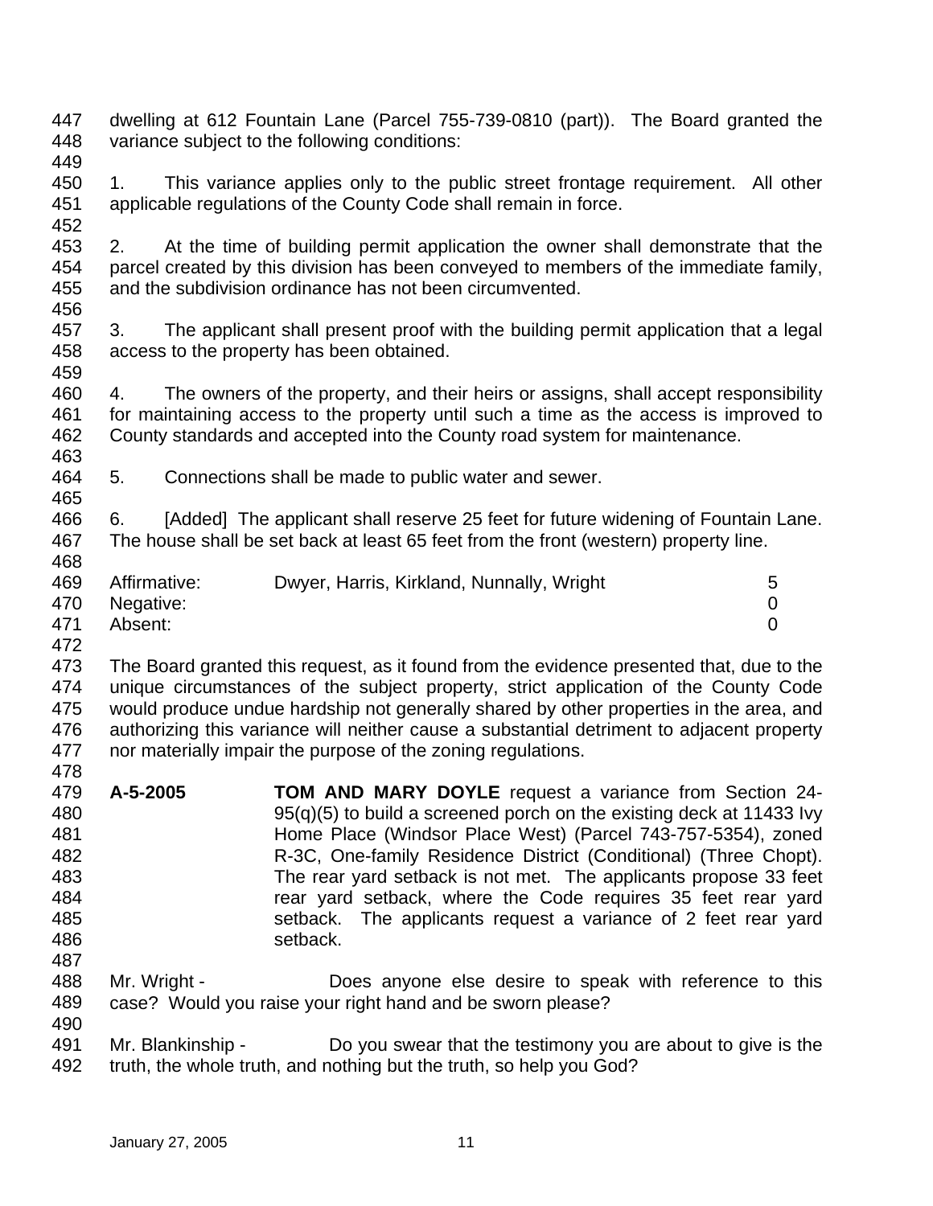dwelling at 612 Fountain Lane (Parcel 755-739-0810 (part)). The Board granted the variance subject to the following conditions:

1. This variance applies only to the public street frontage requirement. All other applicable regulations of the County Code shall remain in force.

2. At the time of building permit application the owner shall demonstrate that the parcel created by this division has been conveyed to members of the immediate family, and the subdivision ordinance has not been circumvented.

3. The applicant shall present proof with the building permit application that a legal access to the property has been obtained.

4. The owners of the property, and their heirs or assigns, shall accept responsibility for maintaining access to the property until such a time as the access is improved to County standards and accepted into the County road system for maintenance.

5. Connections shall be made to public water and sewer.

6. [Added] The applicant shall reserve 25 feet for future widening of Fountain Lane. The house shall be set back at least 65 feet from the front (western) property line.

| | | |
|---|---|---|
| Affirmative: | Dwyer, Harris, Kirkland, Nunnally, Wright | 5 |
| Negative: | | 0 |
| Absent: | | 0 |

The Board granted this request, as it found from the evidence presented that, due to the unique circumstances of the subject property, strict application of the County Code would produce undue hardship not generally shared by other properties in the area, and authorizing this variance will neither cause a substantial detriment to adjacent property nor materially impair the purpose of the zoning regulations.

**A-5-2005** **TOM AND MARY DOYLE** request a variance from Section 24-95(q)(5) to build a screened porch on the existing deck at 11433 Ivy Home Place (Windsor Place West) (Parcel 743-757-5354), zoned R-3C, One-family Residence District (Conditional) (Three Chopt). The rear yard setback is not met. The applicants propose 33 feet rear yard setback, where the Code requires 35 feet rear yard setback. The applicants request a variance of 2 feet rear yard setback.

Mr. Wright - Does anyone else desire to speak with reference to this case? Would you raise your right hand and be sworn please?

Mr. Blankinship - Do you swear that the testimony you are about to give is the truth, the whole truth, and nothing but the truth, so help you God?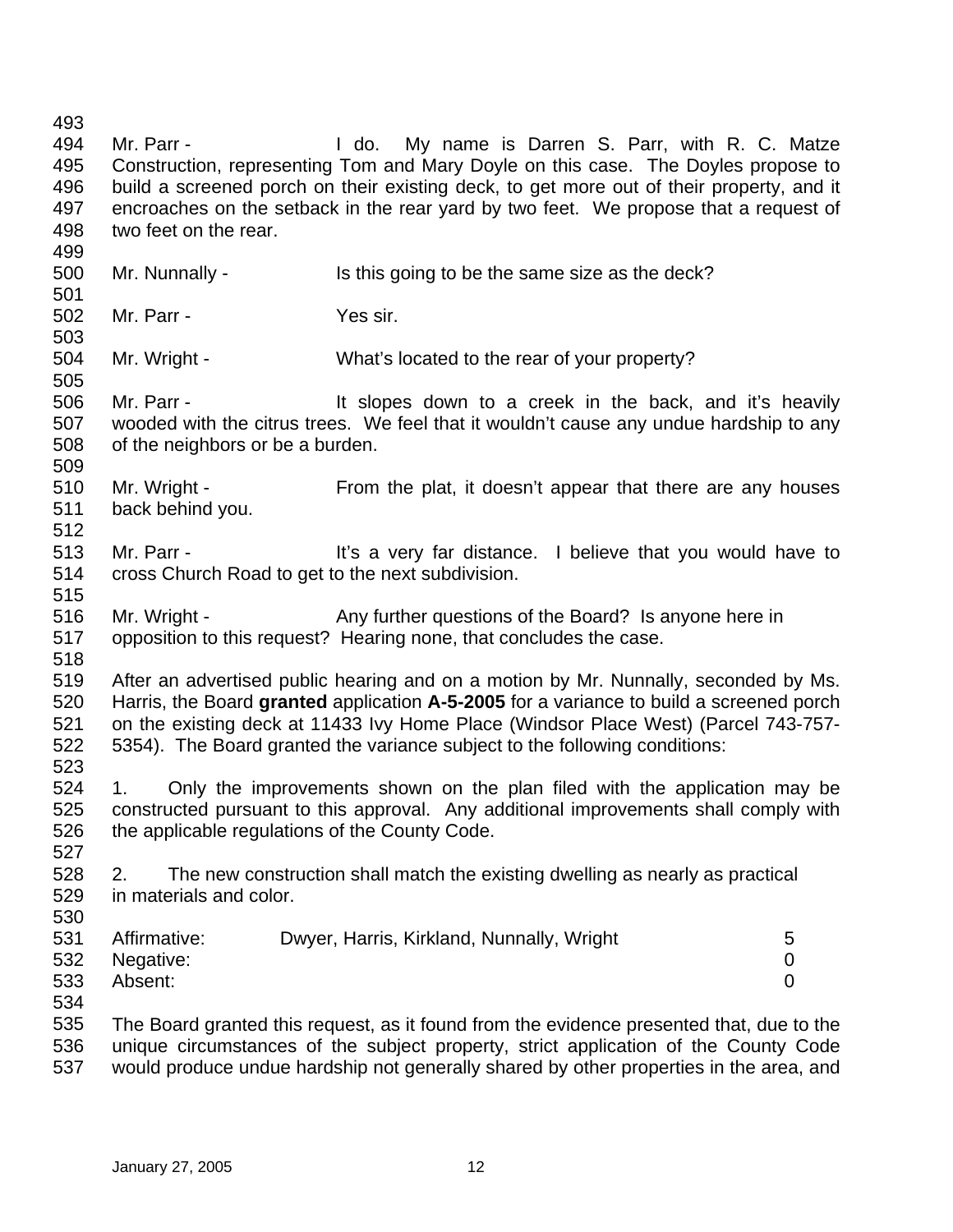Mr. Parr - I do. My name is Darren S. Parr, with R. C. Matze Construction, representing Tom and Mary Doyle on this case. The Doyles propose to build a screened porch on their existing deck, to get more out of their property, and it encroaches on the setback in the rear yard by two feet. We propose that a request of two feet on the rear.

Mr. Nunnally - Is this going to be the same size as the deck?

Mr. Parr - Yes sir.

Mr. Wright - What's located to the rear of your property?

Mr. Parr - It slopes down to a creek in the back, and it's heavily wooded with the citrus trees. We feel that it wouldn't cause any undue hardship to any of the neighbors or be a burden.

Mr. Wright - From the plat, it doesn't appear that there are any houses back behind you.

Mr. Parr - It's a very far distance. I believe that you would have to cross Church Road to get to the next subdivision.

Mr. Wright - Any further questions of the Board? Is anyone here in opposition to this request? Hearing none, that concludes the case.

After an advertised public hearing and on a motion by Mr. Nunnally, seconded by Ms. Harris, the Board **granted** application **A-5-2005** for a variance to build a screened porch on the existing deck at 11433 Ivy Home Place (Windsor Place West) (Parcel 743-757-5354). The Board granted the variance subject to the following conditions:

1. Only the improvements shown on the plan filed with the application may be constructed pursuant to this approval. Any additional improvements shall comply with the applicable regulations of the County Code.

2. The new construction shall match the existing dwelling as nearly as practical in materials and color.

| | | |
|---|---|---|
| Affirmative: | Dwyer, Harris, Kirkland, Nunnally, Wright | 5 |
| Negative: | | 0 |
| Absent: | | 0 |

The Board granted this request, as it found from the evidence presented that, due to the unique circumstances of the subject property, strict application of the County Code would produce undue hardship not generally shared by other properties in the area, and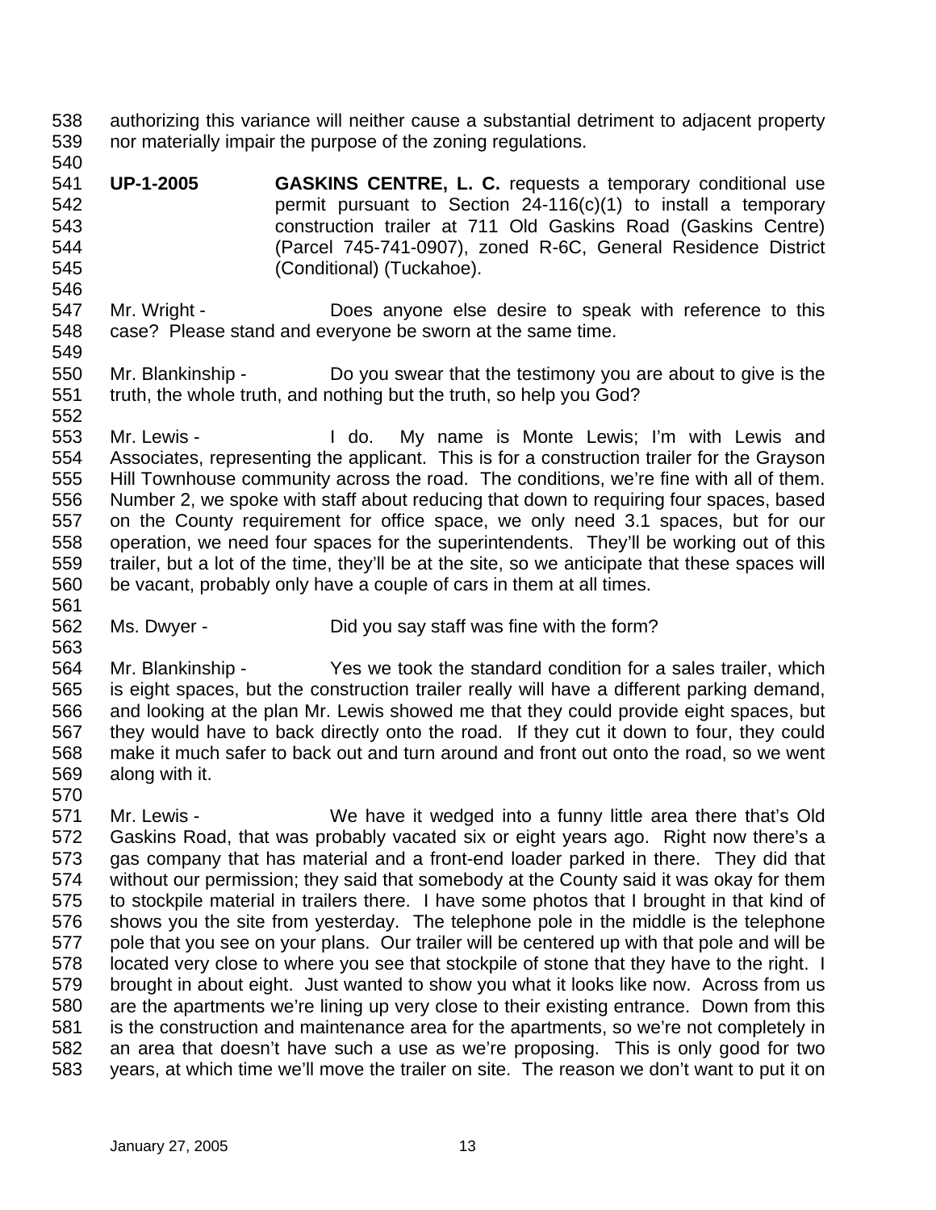authorizing this variance will neither cause a substantial detriment to adjacent property nor materially impair the purpose of the zoning regulations.

**UP-1-2005** **GASKINS CENTRE, L. C.** requests a temporary conditional use permit pursuant to Section 24-116(c)(1) to install a temporary construction trailer at 711 Old Gaskins Road (Gaskins Centre) (Parcel 745-741-0907), zoned R-6C, General Residence District (Conditional) (Tuckahoe).

Mr. Wright - Does anyone else desire to speak with reference to this case? Please stand and everyone be sworn at the same time.

Mr. Blankinship - Do you swear that the testimony you are about to give is the truth, the whole truth, and nothing but the truth, so help you God?

Mr. Lewis - I do. My name is Monte Lewis; I'm with Lewis and Associates, representing the applicant. This is for a construction trailer for the Grayson Hill Townhouse community across the road. The conditions, we're fine with all of them. Number 2, we spoke with staff about reducing that down to requiring four spaces, based on the County requirement for office space, we only need 3.1 spaces, but for our operation, we need four spaces for the superintendents. They'll be working out of this trailer, but a lot of the time, they'll be at the site, so we anticipate that these spaces will be vacant, probably only have a couple of cars in them at all times.

Ms. Dwyer - Did you say staff was fine with the form?

Mr. Blankinship - Yes we took the standard condition for a sales trailer, which is eight spaces, but the construction trailer really will have a different parking demand, and looking at the plan Mr. Lewis showed me that they could provide eight spaces, but they would have to back directly onto the road. If they cut it down to four, they could make it much safer to back out and turn around and front out onto the road, so we went along with it.

Mr. Lewis - We have it wedged into a funny little area there that's Old Gaskins Road, that was probably vacated six or eight years ago. Right now there's a gas company that has material and a front-end loader parked in there. They did that without our permission; they said that somebody at the County said it was okay for them to stockpile material in trailers there. I have some photos that I brought in that kind of shows you the site from yesterday. The telephone pole in the middle is the telephone pole that you see on your plans. Our trailer will be centered up with that pole and will be located very close to where you see that stockpile of stone that they have to the right. I brought in about eight. Just wanted to show you what it looks like now. Across from us are the apartments we're lining up very close to their existing entrance. Down from this is the construction and maintenance area for the apartments, so we're not completely in an area that doesn't have such a use as we're proposing. This is only good for two years, at which time we'll move the trailer on site. The reason we don't want to put it on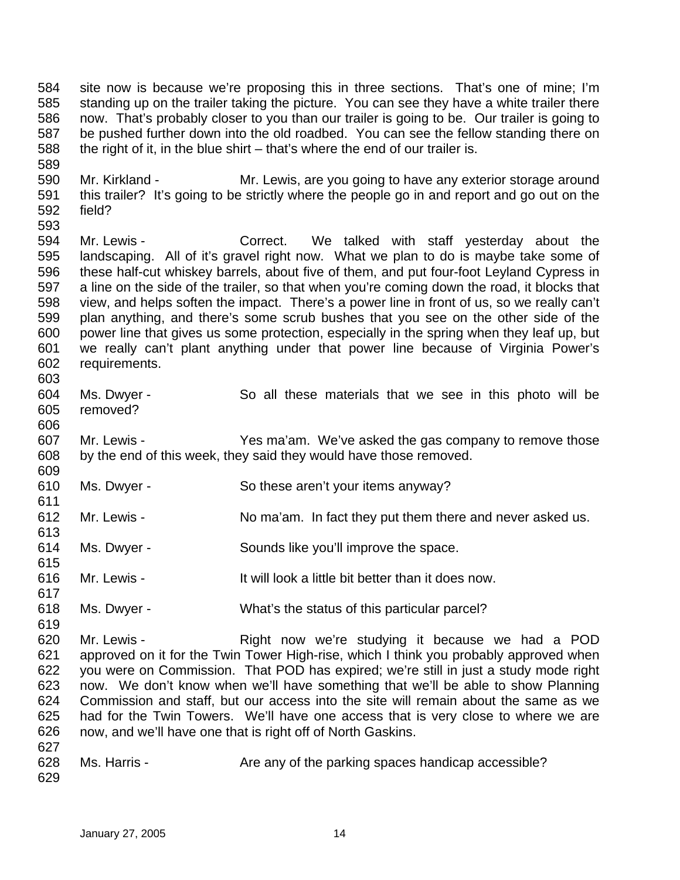site now is because we're proposing this in three sections. That's one of mine; I'm standing up on the trailer taking the picture. You can see they have a white trailer there now. That's probably closer to you than our trailer is going to be. Our trailer is going to be pushed further down into the old roadbed. You can see the fellow standing there on the right of it, in the blue shirt – that's where the end of our trailer is.

Mr. Kirkland - Mr. Lewis, are you going to have any exterior storage around this trailer? It's going to be strictly where the people go in and report and go out on the field?

Mr. Lewis - Correct. We talked with staff yesterday about the landscaping. All of it's gravel right now. What we plan to do is maybe take some of these half-cut whiskey barrels, about five of them, and put four-foot Leyland Cypress in a line on the side of the trailer, so that when you're coming down the road, it blocks that view, and helps soften the impact. There's a power line in front of us, so we really can't plan anything, and there's some scrub bushes that you see on the other side of the power line that gives us some protection, especially in the spring when they leaf up, but we really can't plant anything under that power line because of Virginia Power's requirements.

Ms. Dwyer - So all these materials that we see in this photo will be removed?

Mr. Lewis - Yes ma'am. We've asked the gas company to remove those by the end of this week, they said they would have those removed.

Ms. Dwyer - So these aren't your items anyway?

Mr. Lewis - No ma'am. In fact they put them there and never asked us.

Ms. Dwyer - Sounds like you'll improve the space.

Mr. Lewis - It will look a little bit better than it does now.

Ms. Dwyer - What's the status of this particular parcel?

Mr. Lewis - Right now we're studying it because we had a POD approved on it for the Twin Tower High-rise, which I think you probably approved when you were on Commission. That POD has expired; we're still in just a study mode right now. We don't know when we'll have something that we'll be able to show Planning Commission and staff, but our access into the site will remain about the same as we had for the Twin Towers. We'll have one access that is very close to where we are now, and we'll have one that is right off of North Gaskins.

Ms. Harris - Are any of the parking spaces handicap accessible?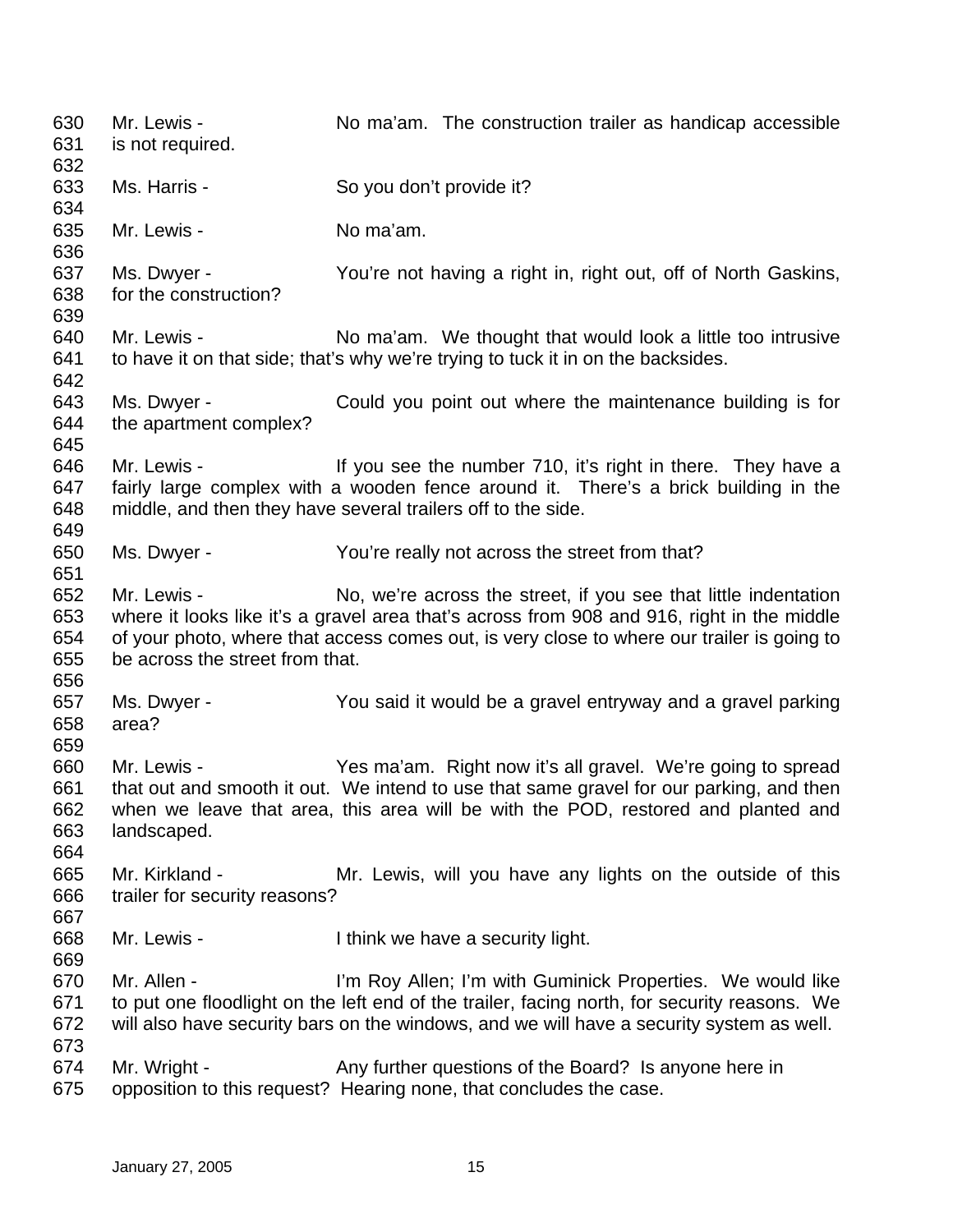630 Mr. Lewis - No ma'am. The construction trailer as handicap accessible
631 is not required.
632
633 Ms. Harris - So you don't provide it?
634
635 Mr. Lewis - No ma'am.
636
637 Ms. Dwyer - You're not having a right in, right out, off of North Gaskins,
638 for the construction?
639
640 Mr. Lewis - No ma'am. We thought that would look a little too intrusive
641 to have it on that side; that's why we're trying to tuck it in on the backsides.
642
643 Ms. Dwyer - Could you point out where the maintenance building is for
644 the apartment complex?
645
646 Mr. Lewis - If you see the number 710, it's right in there. They have a
647 fairly large complex with a wooden fence around it. There's a brick building in the
648 middle, and then they have several trailers off to the side.
649
650 Ms. Dwyer - You're really not across the street from that?
651
652 Mr. Lewis - No, we're across the street, if you see that little indentation
653 where it looks like it's a gravel area that's across from 908 and 916, right in the middle
654 of your photo, where that access comes out, is very close to where our trailer is going to
655 be across the street from that.
656
657 Ms. Dwyer - You said it would be a gravel entryway and a gravel parking
658 area?
659
660 Mr. Lewis - Yes ma'am. Right now it's all gravel. We're going to spread
661 that out and smooth it out. We intend to use that same gravel for our parking, and then
662 when we leave that area, this area will be with the POD, restored and planted and
663 landscaped.
664
665 Mr. Kirkland - Mr. Lewis, will you have any lights on the outside of this
666 trailer for security reasons?
667
668 Mr. Lewis - I think we have a security light.
669
670 Mr. Allen - I'm Roy Allen; I'm with Guminick Properties. We would like
671 to put one floodlight on the left end of the trailer, facing north, for security reasons. We
672 will also have security bars on the windows, and we will have a security system as well.
673
674 Mr. Wright - Any further questions of the Board? Is anyone here in
675 opposition to this request? Hearing none, that concludes the case.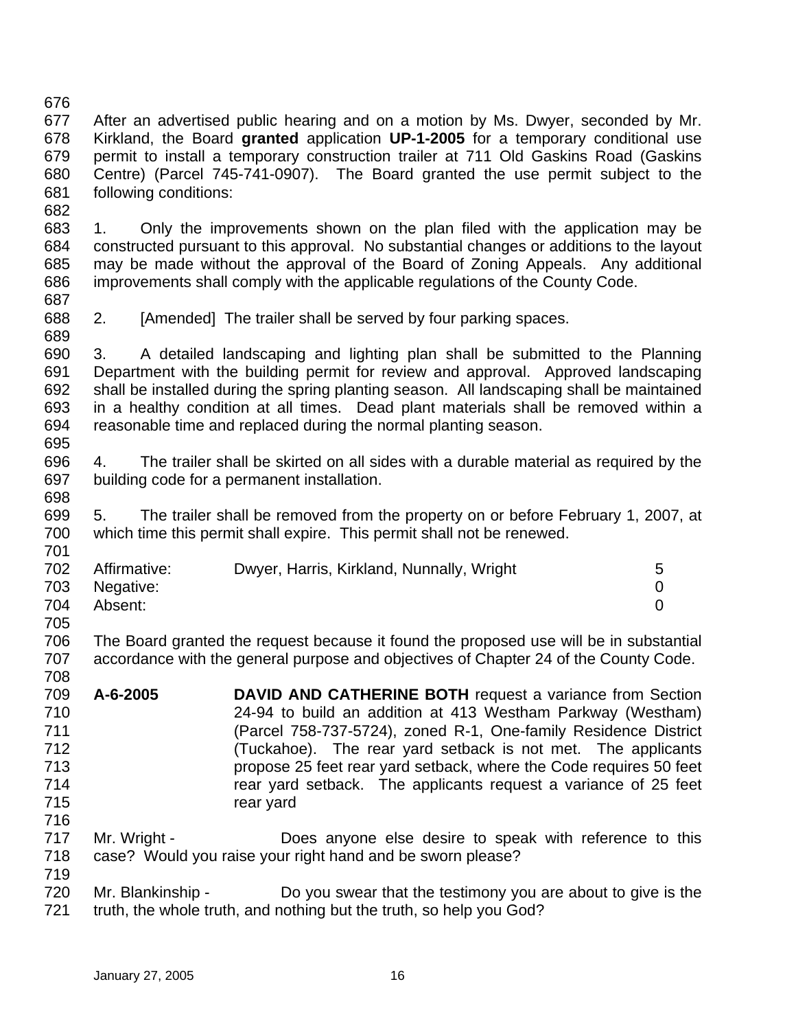After an advertised public hearing and on a motion by Ms. Dwyer, seconded by Mr. Kirkland, the Board **granted** application **UP-1-2005** for a temporary conditional use permit to install a temporary construction trailer at 711 Old Gaskins Road (Gaskins Centre) (Parcel 745-741-0907). The Board granted the use permit subject to the following conditions:

1. Only the improvements shown on the plan filed with the application may be constructed pursuant to this approval. No substantial changes or additions to the layout may be made without the approval of the Board of Zoning Appeals. Any additional improvements shall comply with the applicable regulations of the County Code.

2. [Amended] The trailer shall be served by four parking spaces.

3. A detailed landscaping and lighting plan shall be submitted to the Planning Department with the building permit for review and approval. Approved landscaping shall be installed during the spring planting season. All landscaping shall be maintained in a healthy condition at all times. Dead plant materials shall be removed within a reasonable time and replaced during the normal planting season.

4. The trailer shall be skirted on all sides with a durable material as required by the building code for a permanent installation.

5. The trailer shall be removed from the property on or before February 1, 2007, at which time this permit shall expire. This permit shall not be renewed.

| | | |
|---|---|---|
| Affirmative: | Dwyer, Harris, Kirkland, Nunnally, Wright | 5 |
| Negative: | | 0 |
| Absent: | | 0 |

The Board granted the request because it found the proposed use will be in substantial accordance with the general purpose and objectives of Chapter 24 of the County Code.

**A-6-2005** **DAVID AND CATHERINE BOTH** request a variance from Section 24-94 to build an addition at 413 Westham Parkway (Westham) (Parcel 758-737-5724), zoned R-1, One-family Residence District (Tuckahoe). The rear yard setback is not met. The applicants propose 25 feet rear yard setback, where the Code requires 50 feet rear yard setback. The applicants request a variance of 25 feet rear yard

Mr. Wright - Does anyone else desire to speak with reference to this case? Would you raise your right hand and be sworn please?

Mr. Blankinship - Do you swear that the testimony you are about to give is the truth, the whole truth, and nothing but the truth, so help you God?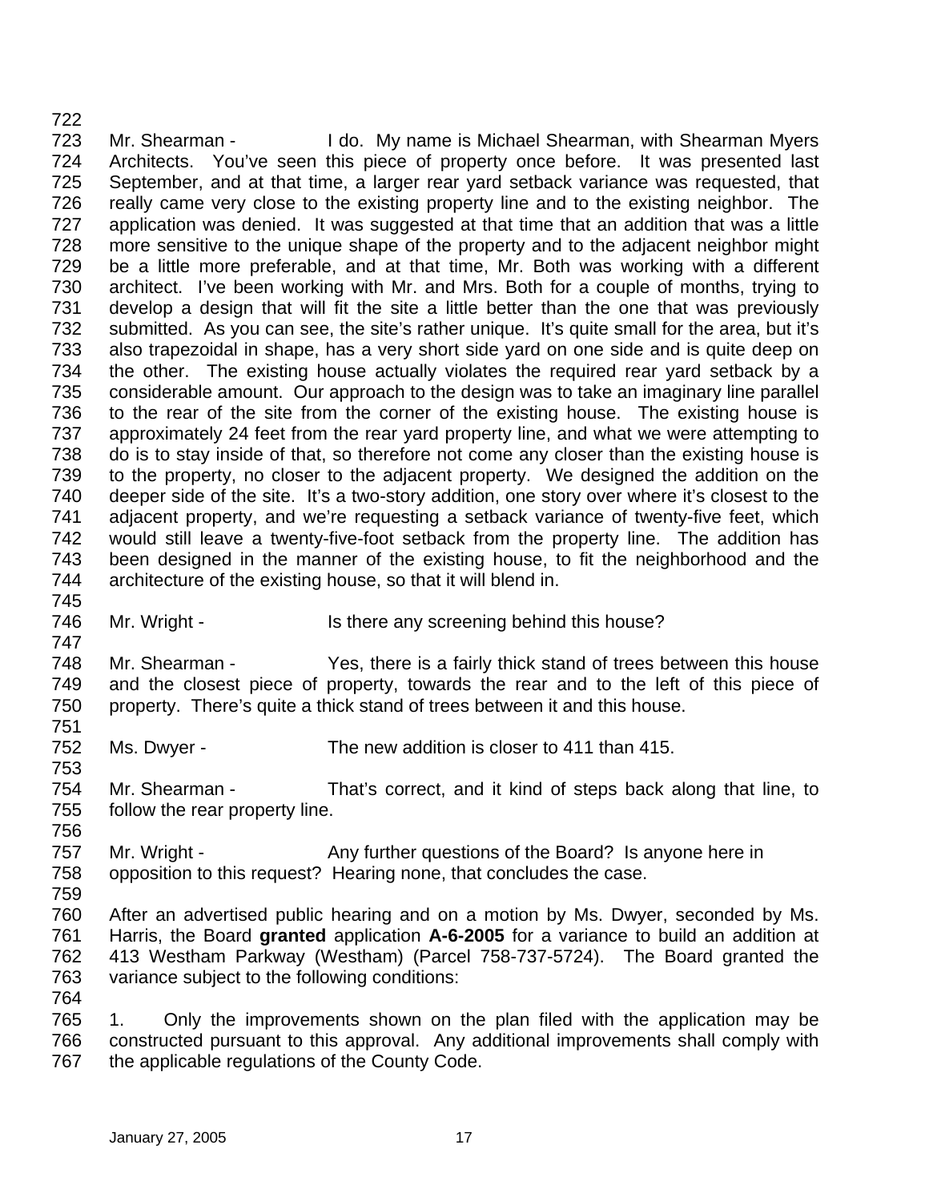Mr. Shearman - I do. My name is Michael Shearman, with Shearman Myers Architects. You've seen this piece of property once before. It was presented last September, and at that time, a larger rear yard setback variance was requested, that really came very close to the existing property line and to the existing neighbor. The application was denied. It was suggested at that time that an addition that was a little more sensitive to the unique shape of the property and to the adjacent neighbor might be a little more preferable, and at that time, Mr. Both was working with a different architect. I've been working with Mr. and Mrs. Both for a couple of months, trying to develop a design that will fit the site a little better than the one that was previously submitted. As you can see, the site's rather unique. It's quite small for the area, but it's also trapezoidal in shape, has a very short side yard on one side and is quite deep on the other. The existing house actually violates the required rear yard setback by a considerable amount. Our approach to the design was to take an imaginary line parallel to the rear of the site from the corner of the existing house. The existing house is approximately 24 feet from the rear yard property line, and what we were attempting to do is to stay inside of that, so therefore not come any closer than the existing house is to the property, no closer to the adjacent property. We designed the addition on the deeper side of the site. It's a two-story addition, one story over where it's closest to the adjacent property, and we're requesting a setback variance of twenty-five feet, which would still leave a twenty-five-foot setback from the property line. The addition has been designed in the manner of the existing house, to fit the neighborhood and the architecture of the existing house, so that it will blend in.

Mr. Wright - Is there any screening behind this house?

Mr. Shearman - Yes, there is a fairly thick stand of trees between this house and the closest piece of property, towards the rear and to the left of this piece of property. There's quite a thick stand of trees between it and this house.

Ms. Dwyer - The new addition is closer to 411 than 415.

Mr. Shearman - That's correct, and it kind of steps back along that line, to follow the rear property line.

Mr. Wright - Any further questions of the Board? Is anyone here in opposition to this request? Hearing none, that concludes the case.

After an advertised public hearing and on a motion by Ms. Dwyer, seconded by Ms. Harris, the Board **granted** application **A-6-2005** for a variance to build an addition at 413 Westham Parkway (Westham) (Parcel 758-737-5724). The Board granted the variance subject to the following conditions:

1. Only the improvements shown on the plan filed with the application may be constructed pursuant to this approval. Any additional improvements shall comply with the applicable regulations of the County Code.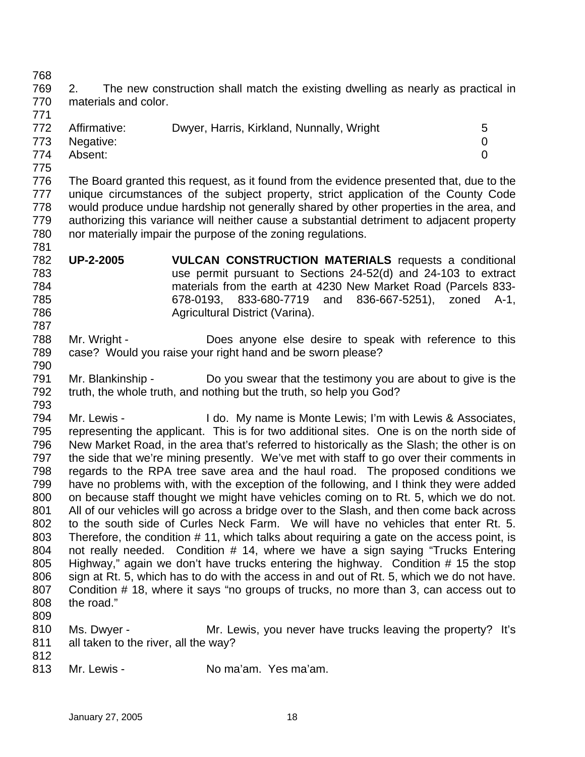2. The new construction shall match the existing dwelling as nearly as practical in materials and color.

| | | |
|---|---|---|
| Affirmative: | Dwyer, Harris, Kirkland, Nunnally, Wright | 5 |
| Negative: | | 0 |
| Absent: | | 0 |

The Board granted this request, as it found from the evidence presented that, due to the unique circumstances of the subject property, strict application of the County Code would produce undue hardship not generally shared by other properties in the area, and authorizing this variance will neither cause a substantial detriment to adjacent property nor materially impair the purpose of the zoning regulations.

**UP-2-2005** **VULCAN CONSTRUCTION MATERIALS** requests a conditional use permit pursuant to Sections 24-52(d) and 24-103 to extract materials from the earth at 4230 New Market Road (Parcels 833-678-0193, 833-680-7719 and 836-667-5251), zoned A-1, Agricultural District (Varina).

Mr. Wright - Does anyone else desire to speak with reference to this case? Would you raise your right hand and be sworn please?

Mr. Blankinship - Do you swear that the testimony you are about to give is the truth, the whole truth, and nothing but the truth, so help you God?

Mr. Lewis - I do. My name is Monte Lewis; I'm with Lewis & Associates, representing the applicant. This is for two additional sites. One is on the north side of New Market Road, in the area that's referred to historically as the Slash; the other is on the side that we're mining presently. We've met with staff to go over their comments in regards to the RPA tree save area and the haul road. The proposed conditions we have no problems with, with the exception of the following, and I think they were added on because staff thought we might have vehicles coming on to Rt. 5, which we do not. All of our vehicles will go across a bridge over to the Slash, and then come back across to the south side of Curles Neck Farm. We will have no vehicles that enter Rt. 5. Therefore, the condition # 11, which talks about requiring a gate on the access point, is not really needed. Condition # 14, where we have a sign saying "Trucks Entering Highway," again we don't have trucks entering the highway. Condition # 15 the stop sign at Rt. 5, which has to do with the access in and out of Rt. 5, which we do not have. Condition # 18, where it says "no groups of trucks, no more than 3, can access out to the road."

Ms. Dwyer - Mr. Lewis, you never have trucks leaving the property? It's all taken to the river, all the way?

Mr. Lewis - No ma'am. Yes ma'am.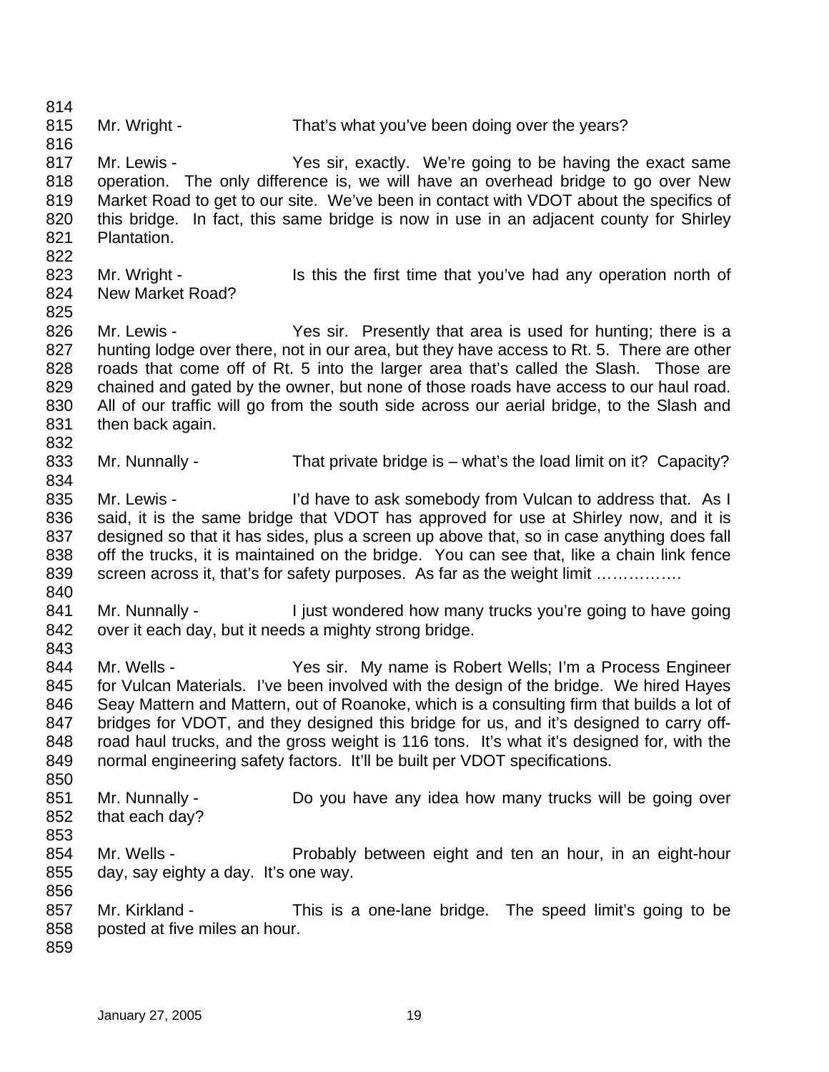Mr. Wright - That's what you've been doing over the years?

Mr. Lewis - Yes sir, exactly. We're going to be having the exact same operation. The only difference is, we will have an overhead bridge to go over New Market Road to get to our site. We've been in contact with VDOT about the specifics of this bridge. In fact, this same bridge is now in use in an adjacent county for Shirley Plantation.

Mr. Wright - Is this the first time that you've had any operation north of New Market Road?

Mr. Lewis - Yes sir. Presently that area is used for hunting; there is a hunting lodge over there, not in our area, but they have access to Rt. 5. There are other roads that come off of Rt. 5 into the larger area that's called the Slash. Those are chained and gated by the owner, but none of those roads have access to our haul road. All of our traffic will go from the south side across our aerial bridge, to the Slash and then back again.

Mr. Nunnally - That private bridge is – what's the load limit on it? Capacity?

Mr. Lewis - I'd have to ask somebody from Vulcan to address that. As I said, it is the same bridge that VDOT has approved for use at Shirley now, and it is designed so that it has sides, plus a screen up above that, so in case anything does fall off the trucks, it is maintained on the bridge. You can see that, like a chain link fence screen across it, that's for safety purposes. As far as the weight limit …………….

Mr. Nunnally - I just wondered how many trucks you're going to have going over it each day, but it needs a mighty strong bridge.

Mr. Wells - Yes sir. My name is Robert Wells; I'm a Process Engineer for Vulcan Materials. I've been involved with the design of the bridge. We hired Hayes Seay Mattern and Mattern, out of Roanoke, which is a consulting firm that builds a lot of bridges for VDOT, and they designed this bridge for us, and it's designed to carry off-road haul trucks, and the gross weight is 116 tons. It's what it's designed for, with the normal engineering safety factors. It'll be built per VDOT specifications.

Mr. Nunnally - Do you have any idea how many trucks will be going over that each day?

Mr. Wells - Probably between eight and ten an hour, in an eight-hour day, say eighty a day. It's one way.

Mr. Kirkland - This is a one-lane bridge. The speed limit's going to be posted at five miles an hour.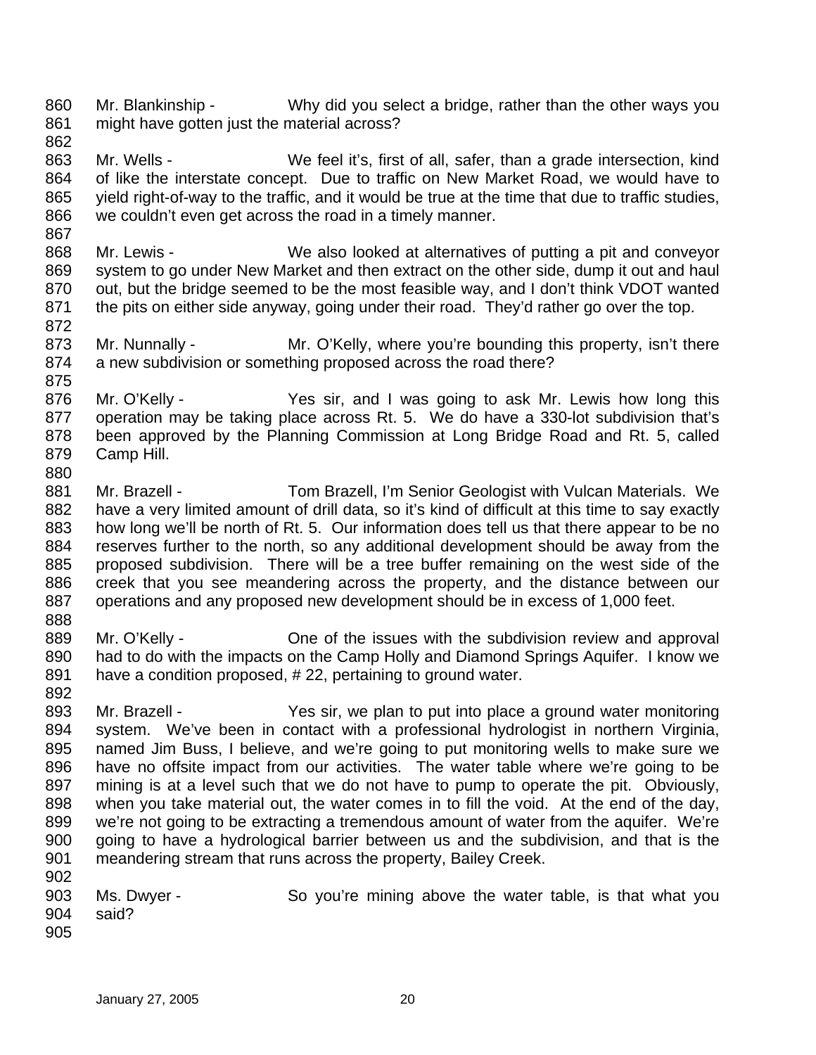860 Mr. Blankinship - Why did you select a bridge, rather than the other ways you
861 might have gotten just the material across?
862
863 Mr. Wells - We feel it's, first of all, safer, than a grade intersection, kind
864 of like the interstate concept. Due to traffic on New Market Road, we would have to
865 yield right-of-way to the traffic, and it would be true at the time that due to traffic studies,
866 we couldn't even get across the road in a timely manner.
867
868 Mr. Lewis - We also looked at alternatives of putting a pit and conveyor
869 system to go under New Market and then extract on the other side, dump it out and haul
870 out, but the bridge seemed to be the most feasible way, and I don't think VDOT wanted
871 the pits on either side anyway, going under their road. They'd rather go over the top.
872
873 Mr. Nunnally - Mr. O'Kelly, where you're bounding this property, isn't there
874 a new subdivision or something proposed across the road there?
875
876 Mr. O'Kelly - Yes sir, and I was going to ask Mr. Lewis how long this
877 operation may be taking place across Rt. 5. We do have a 330-lot subdivision that's
878 been approved by the Planning Commission at Long Bridge Road and Rt. 5, called
879 Camp Hill.
880
881 Mr. Brazell - Tom Brazell, I'm Senior Geologist with Vulcan Materials. We
882 have a very limited amount of drill data, so it's kind of difficult at this time to say exactly
883 how long we'll be north of Rt. 5. Our information does tell us that there appear to be no
884 reserves further to the north, so any additional development should be away from the
885 proposed subdivision. There will be a tree buffer remaining on the west side of the
886 creek that you see meandering across the property, and the distance between our
887 operations and any proposed new development should be in excess of 1,000 feet.
888
889 Mr. O'Kelly - One of the issues with the subdivision review and approval
890 had to do with the impacts on the Camp Holly and Diamond Springs Aquifer. I know we
891 have a condition proposed, # 22, pertaining to ground water.
892
893 Mr. Brazell - Yes sir, we plan to put into place a ground water monitoring
894 system. We've been in contact with a professional hydrologist in northern Virginia,
895 named Jim Buss, I believe, and we're going to put monitoring wells to make sure we
896 have no offsite impact from our activities. The water table where we're going to be
897 mining is at a level such that we do not have to pump to operate the pit. Obviously,
898 when you take material out, the water comes in to fill the void. At the end of the day,
899 we're not going to be extracting a tremendous amount of water from the aquifer. We're
900 going to have a hydrological barrier between us and the subdivision, and that is the
901 meandering stream that runs across the property, Bailey Creek.
902
903 Ms. Dwyer - So you're mining above the water table, is that what you
904 said?
905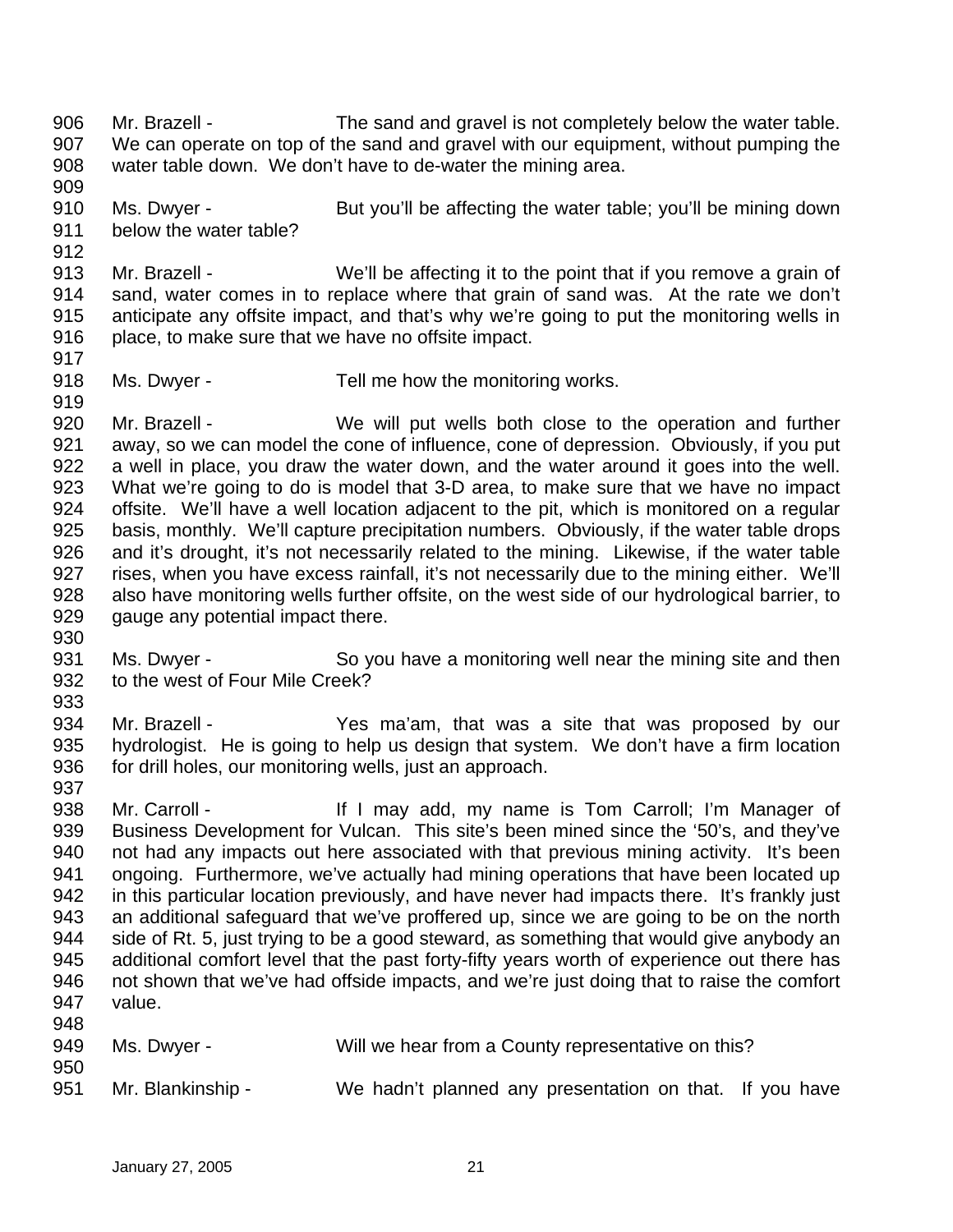906 Mr. Brazell - The sand and gravel is not completely below the water table.
907 We can operate on top of the sand and gravel with our equipment, without pumping the
908 water table down. We don't have to de-water the mining area.
909
910 Ms. Dwyer - But you'll be affecting the water table; you'll be mining down
911 below the water table?
912
913 Mr. Brazell - We'll be affecting it to the point that if you remove a grain of
914 sand, water comes in to replace where that grain of sand was. At the rate we don't
915 anticipate any offsite impact, and that's why we're going to put the monitoring wells in
916 place, to make sure that we have no offsite impact.
917
918 Ms. Dwyer - Tell me how the monitoring works.
919
920 Mr. Brazell - We will put wells both close to the operation and further
921 away, so we can model the cone of influence, cone of depression. Obviously, if you put
922 a well in place, you draw the water down, and the water around it goes into the well.
923 What we're going to do is model that 3-D area, to make sure that we have no impact
924 offsite. We'll have a well location adjacent to the pit, which is monitored on a regular
925 basis, monthly. We'll capture precipitation numbers. Obviously, if the water table drops
926 and it's drought, it's not necessarily related to the mining. Likewise, if the water table
927 rises, when you have excess rainfall, it's not necessarily due to the mining either. We'll
928 also have monitoring wells further offsite, on the west side of our hydrological barrier, to
929 gauge any potential impact there.
930
931 Ms. Dwyer - So you have a monitoring well near the mining site and then
932 to the west of Four Mile Creek?
933
934 Mr. Brazell - Yes ma'am, that was a site that was proposed by our
935 hydrologist. He is going to help us design that system. We don't have a firm location
936 for drill holes, our monitoring wells, just an approach.
937
938 Mr. Carroll - If I may add, my name is Tom Carroll; I'm Manager of
939 Business Development for Vulcan. This site's been mined since the '50's, and they've
940 not had any impacts out here associated with that previous mining activity. It's been
941 ongoing. Furthermore, we've actually had mining operations that have been located up
942 in this particular location previously, and have never had impacts there. It's frankly just
943 an additional safeguard that we've proffered up, since we are going to be on the north
944 side of Rt. 5, just trying to be a good steward, as something that would give anybody an
945 additional comfort level that the past forty-fifty years worth of experience out there has
946 not shown that we've had offside impacts, and we're just doing that to raise the comfort
947 value.
948
949 Ms. Dwyer - Will we hear from a County representative on this?
950
951 Mr. Blankinship - We hadn't planned any presentation on that. If you have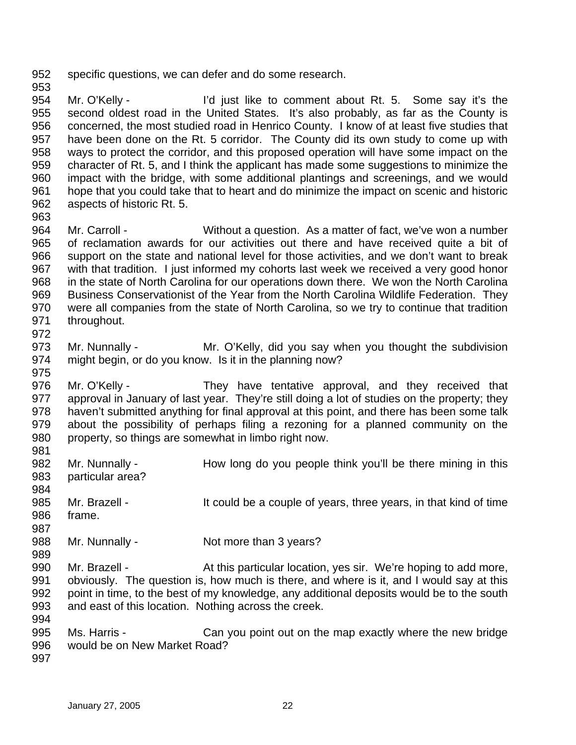specific questions, we can defer and do some research.

Mr. O'Kelly - I'd just like to comment about Rt. 5. Some say it's the second oldest road in the United States. It's also probably, as far as the County is concerned, the most studied road in Henrico County. I know of at least five studies that have been done on the Rt. 5 corridor. The County did its own study to come up with ways to protect the corridor, and this proposed operation will have some impact on the character of Rt. 5, and I think the applicant has made some suggestions to minimize the impact with the bridge, with some additional plantings and screenings, and we would hope that you could take that to heart and do minimize the impact on scenic and historic aspects of historic Rt. 5.

Mr. Carroll - Without a question. As a matter of fact, we've won a number of reclamation awards for our activities out there and have received quite a bit of support on the state and national level for those activities, and we don't want to break with that tradition. I just informed my cohorts last week we received a very good honor in the state of North Carolina for our operations down there. We won the North Carolina Business Conservationist of the Year from the North Carolina Wildlife Federation. They were all companies from the state of North Carolina, so we try to continue that tradition throughout.

Mr. Nunnally - Mr. O'Kelly, did you say when you thought the subdivision might begin, or do you know. Is it in the planning now?

Mr. O'Kelly - They have tentative approval, and they received that approval in January of last year. They're still doing a lot of studies on the property; they haven't submitted anything for final approval at this point, and there has been some talk about the possibility of perhaps filing a rezoning for a planned community on the property, so things are somewhat in limbo right now.

Mr. Nunnally - How long do you people think you'll be there mining in this particular area?

Mr. Brazell - It could be a couple of years, three years, in that kind of time frame.

Mr. Nunnally - Not more than 3 years?

Mr. Brazell - At this particular location, yes sir. We're hoping to add more, obviously. The question is, how much is there, and where is it, and I would say at this point in time, to the best of my knowledge, any additional deposits would be to the south and east of this location. Nothing across the creek.

Ms. Harris - Can you point out on the map exactly where the new bridge would be on New Market Road?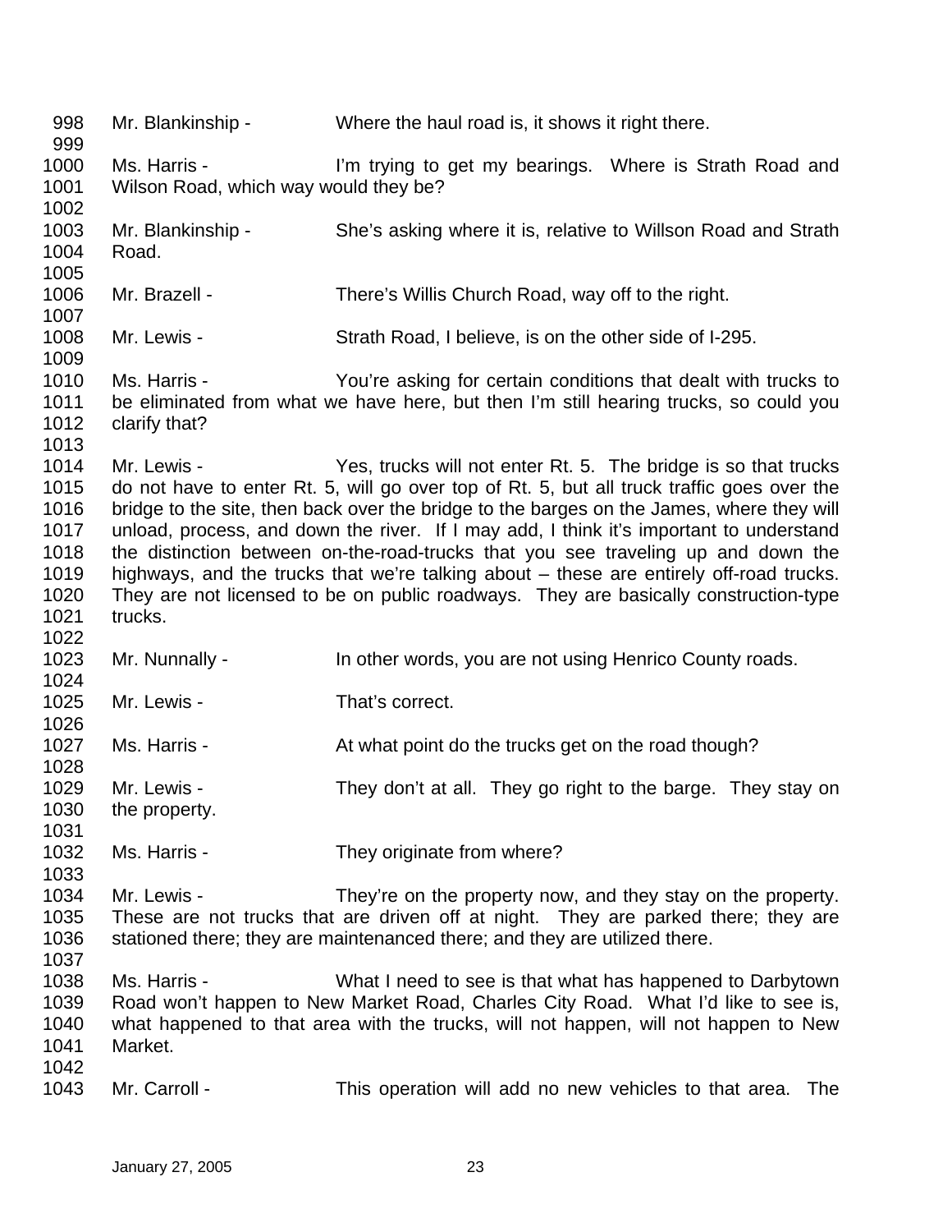Mr. Blankinship - Where the haul road is, it shows it right there.

Ms. Harris - I'm trying to get my bearings. Where is Strath Road and Wilson Road, which way would they be?

Mr. Blankinship - She's asking where it is, relative to Willson Road and Strath Road.

Mr. Brazell - There's Willis Church Road, way off to the right.

Mr. Lewis - Strath Road, I believe, is on the other side of I-295.

Ms. Harris - You're asking for certain conditions that dealt with trucks to be eliminated from what we have here, but then I'm still hearing trucks, so could you clarify that?

Mr. Lewis - Yes, trucks will not enter Rt. 5. The bridge is so that trucks do not have to enter Rt. 5, will go over top of Rt. 5, but all truck traffic goes over the bridge to the site, then back over the bridge to the barges on the James, where they will unload, process, and down the river. If I may add, I think it's important to understand the distinction between on-the-road-trucks that you see traveling up and down the highways, and the trucks that we're talking about – these are entirely off-road trucks. They are not licensed to be on public roadways. They are basically construction-type trucks.

Mr. Nunnally - In other words, you are not using Henrico County roads.

Mr. Lewis - That's correct.

Ms. Harris - At what point do the trucks get on the road though?

Mr. Lewis - They don't at all. They go right to the barge. They stay on the property.

Ms. Harris - They originate from where?

Mr. Lewis - They're on the property now, and they stay on the property. These are not trucks that are driven off at night. They are parked there; they are stationed there; they are maintenanced there; and they are utilized there.

Ms. Harris - What I need to see is that what has happened to Darbytown Road won't happen to New Market Road, Charles City Road. What I'd like to see is, what happened to that area with the trucks, will not happen, will not happen to New Market.

Mr. Carroll - This operation will add no new vehicles to that area. The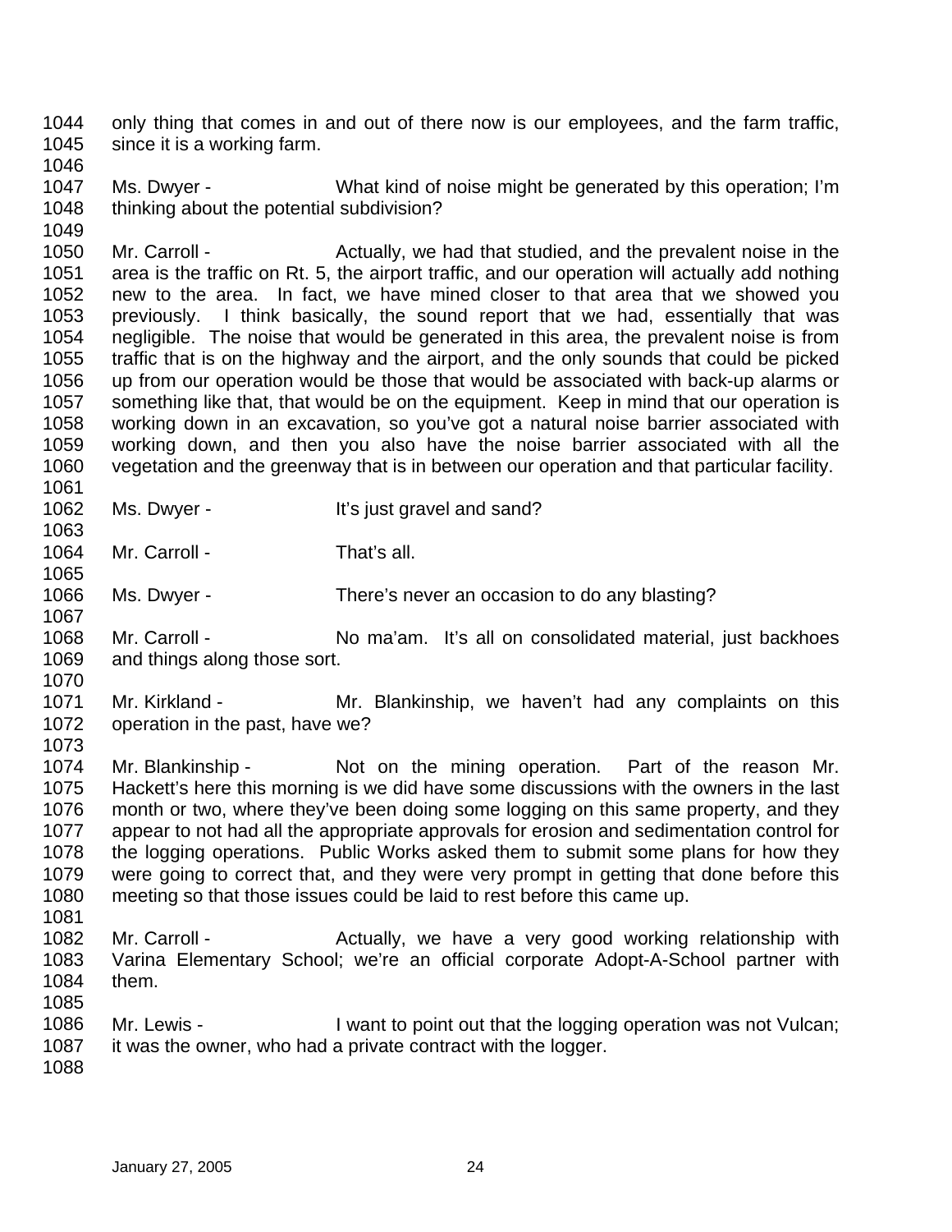only thing that comes in and out of there now is our employees, and the farm traffic, since it is a working farm.

Ms. Dwyer - What kind of noise might be generated by this operation; I'm thinking about the potential subdivision?

Mr. Carroll - Actually, we had that studied, and the prevalent noise in the area is the traffic on Rt. 5, the airport traffic, and our operation will actually add nothing new to the area. In fact, we have mined closer to that area that we showed you previously. I think basically, the sound report that we had, essentially that was negligible. The noise that would be generated in this area, the prevalent noise is from traffic that is on the highway and the airport, and the only sounds that could be picked up from our operation would be those that would be associated with back-up alarms or something like that, that would be on the equipment. Keep in mind that our operation is working down in an excavation, so you've got a natural noise barrier associated with working down, and then you also have the noise barrier associated with all the vegetation and the greenway that is in between our operation and that particular facility.

Ms. Dwyer - It's just gravel and sand?

Mr. Carroll - That's all.

Ms. Dwyer - There's never an occasion to do any blasting?

Mr. Carroll - No ma'am. It's all on consolidated material, just backhoes and things along those sort.

Mr. Kirkland - Mr. Blankinship, we haven't had any complaints on this operation in the past, have we?

Mr. Blankinship - Not on the mining operation. Part of the reason Mr. Hackett's here this morning is we did have some discussions with the owners in the last month or two, where they've been doing some logging on this same property, and they appear to not had all the appropriate approvals for erosion and sedimentation control for the logging operations. Public Works asked them to submit some plans for how they were going to correct that, and they were very prompt in getting that done before this meeting so that those issues could be laid to rest before this came up.

Mr. Carroll - Actually, we have a very good working relationship with Varina Elementary School; we're an official corporate Adopt-A-School partner with them.

Mr. Lewis - I want to point out that the logging operation was not Vulcan; it was the owner, who had a private contract with the logger.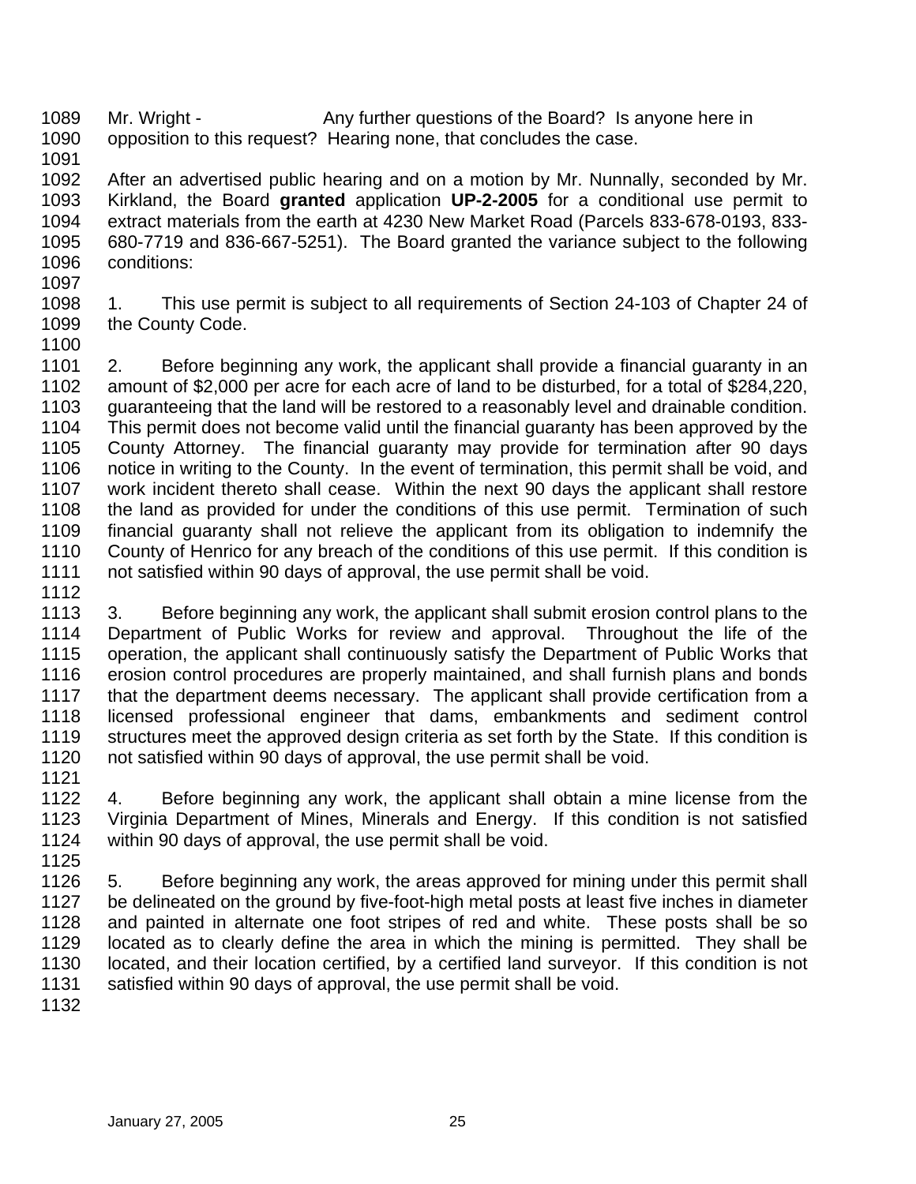Mr. Wright - Any further questions of the Board? Is anyone here in opposition to this request? Hearing none, that concludes the case.

After an advertised public hearing and on a motion by Mr. Nunnally, seconded by Mr. Kirkland, the Board **granted** application **UP-2-2005** for a conditional use permit to extract materials from the earth at 4230 New Market Road (Parcels 833-678-0193, 833-680-7719 and 836-667-5251). The Board granted the variance subject to the following conditions:

1. This use permit is subject to all requirements of Section 24-103 of Chapter 24 of the County Code.

2. Before beginning any work, the applicant shall provide a financial guaranty in an amount of $2,000 per acre for each acre of land to be disturbed, for a total of $284,220, guaranteeing that the land will be restored to a reasonably level and drainable condition. This permit does not become valid until the financial guaranty has been approved by the County Attorney. The financial guaranty may provide for termination after 90 days notice in writing to the County. In the event of termination, this permit shall be void, and work incident thereto shall cease. Within the next 90 days the applicant shall restore the land as provided for under the conditions of this use permit. Termination of such financial guaranty shall not relieve the applicant from its obligation to indemnify the County of Henrico for any breach of the conditions of this use permit. If this condition is not satisfied within 90 days of approval, the use permit shall be void.

3. Before beginning any work, the applicant shall submit erosion control plans to the Department of Public Works for review and approval. Throughout the life of the operation, the applicant shall continuously satisfy the Department of Public Works that erosion control procedures are properly maintained, and shall furnish plans and bonds that the department deems necessary. The applicant shall provide certification from a licensed professional engineer that dams, embankments and sediment control structures meet the approved design criteria as set forth by the State. If this condition is not satisfied within 90 days of approval, the use permit shall be void.

4. Before beginning any work, the applicant shall obtain a mine license from the Virginia Department of Mines, Minerals and Energy. If this condition is not satisfied within 90 days of approval, the use permit shall be void.

5. Before beginning any work, the areas approved for mining under this permit shall be delineated on the ground by five-foot-high metal posts at least five inches in diameter and painted in alternate one foot stripes of red and white. These posts shall be so located as to clearly define the area in which the mining is permitted. They shall be located, and their location certified, by a certified land surveyor. If this condition is not satisfied within 90 days of approval, the use permit shall be void.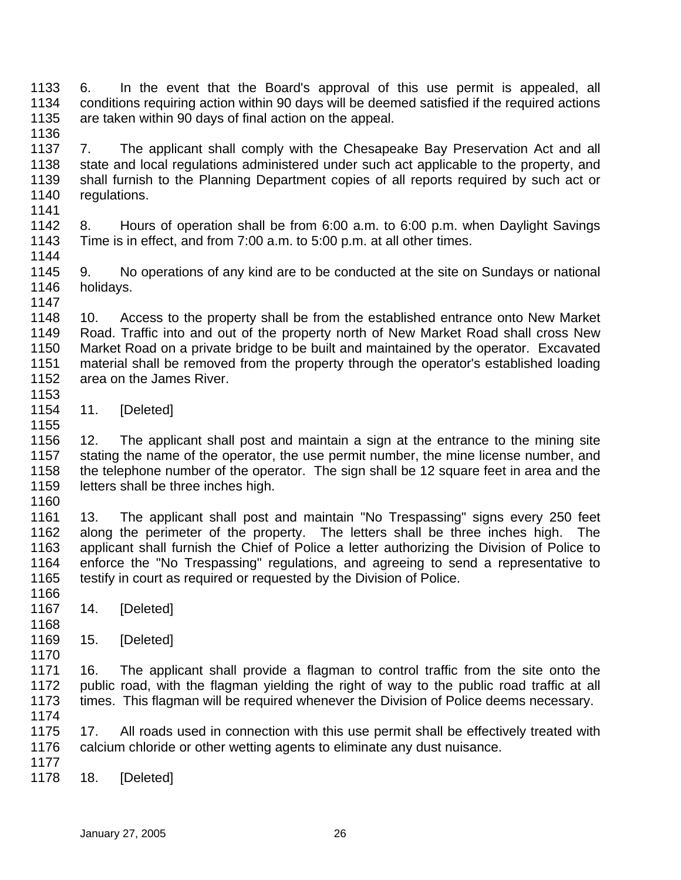6. In the event that the Board's approval of this use permit is appealed, all conditions requiring action within 90 days will be deemed satisfied if the required actions are taken within 90 days of final action on the appeal.

7. The applicant shall comply with the Chesapeake Bay Preservation Act and all state and local regulations administered under such act applicable to the property, and shall furnish to the Planning Department copies of all reports required by such act or regulations.

8. Hours of operation shall be from 6:00 a.m. to 6:00 p.m. when Daylight Savings Time is in effect, and from 7:00 a.m. to 5:00 p.m. at all other times.

9. No operations of any kind are to be conducted at the site on Sundays or national holidays.

10. Access to the property shall be from the established entrance onto New Market Road. Traffic into and out of the property north of New Market Road shall cross New Market Road on a private bridge to be built and maintained by the operator. Excavated material shall be removed from the property through the operator's established loading area on the James River.

11. [Deleted]

12. The applicant shall post and maintain a sign at the entrance to the mining site stating the name of the operator, the use permit number, the mine license number, and the telephone number of the operator. The sign shall be 12 square feet in area and the letters shall be three inches high.

13. The applicant shall post and maintain "No Trespassing" signs every 250 feet along the perimeter of the property. The letters shall be three inches high. The applicant shall furnish the Chief of Police a letter authorizing the Division of Police to enforce the "No Trespassing" regulations, and agreeing to send a representative to testify in court as required or requested by the Division of Police.

14. [Deleted]

15. [Deleted]

16. The applicant shall provide a flagman to control traffic from the site onto the public road, with the flagman yielding the right of way to the public road traffic at all times. This flagman will be required whenever the Division of Police deems necessary.

17. All roads used in connection with this use permit shall be effectively treated with calcium chloride or other wetting agents to eliminate any dust nuisance.

18. [Deleted]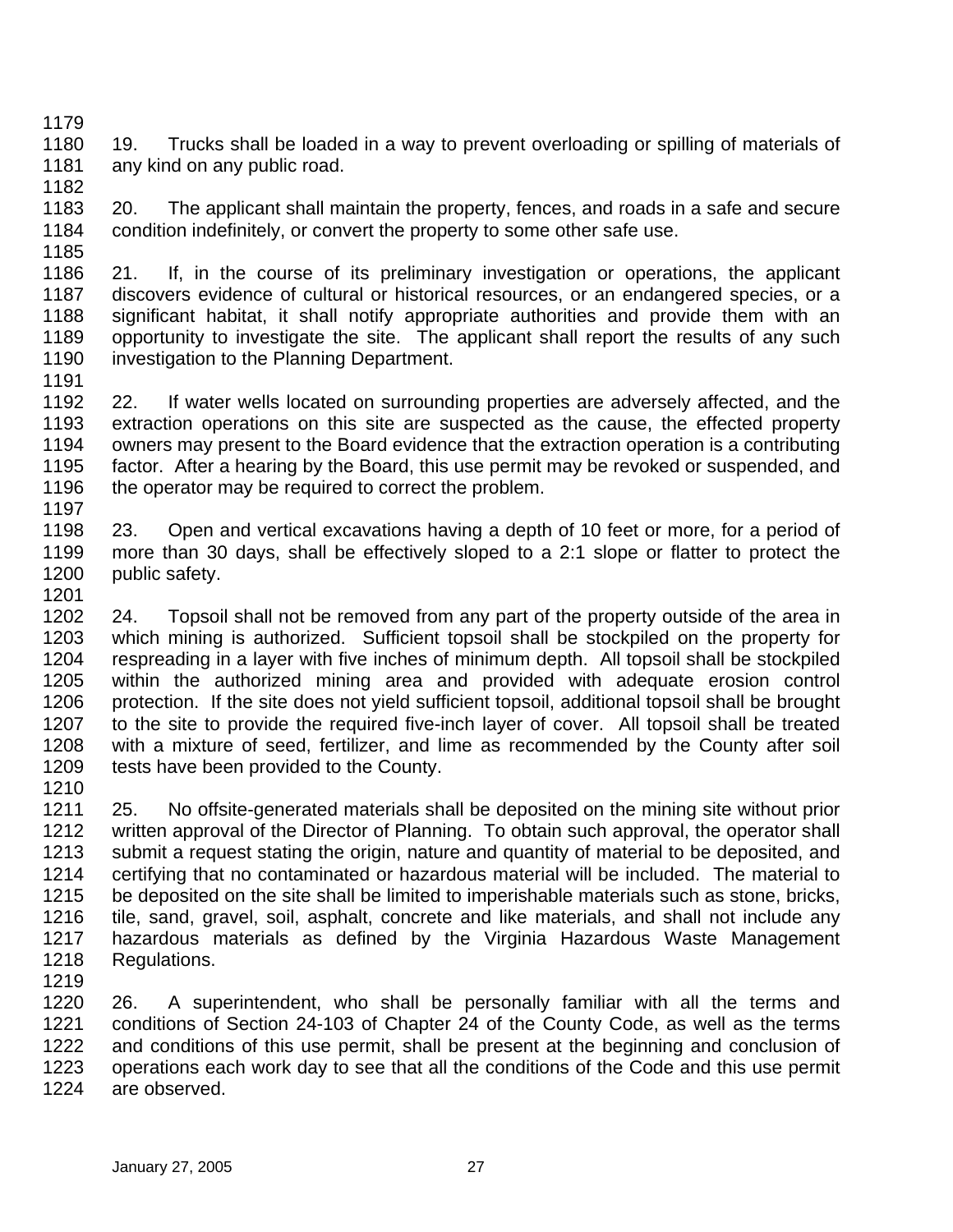19. Trucks shall be loaded in a way to prevent overloading or spilling of materials of any kind on any public road.

20. The applicant shall maintain the property, fences, and roads in a safe and secure condition indefinitely, or convert the property to some other safe use.

21. If, in the course of its preliminary investigation or operations, the applicant discovers evidence of cultural or historical resources, or an endangered species, or a significant habitat, it shall notify appropriate authorities and provide them with an opportunity to investigate the site. The applicant shall report the results of any such investigation to the Planning Department.

22. If water wells located on surrounding properties are adversely affected, and the extraction operations on this site are suspected as the cause, the effected property owners may present to the Board evidence that the extraction operation is a contributing factor. After a hearing by the Board, this use permit may be revoked or suspended, and the operator may be required to correct the problem.

23. Open and vertical excavations having a depth of 10 feet or more, for a period of more than 30 days, shall be effectively sloped to a 2:1 slope or flatter to protect the public safety.

24. Topsoil shall not be removed from any part of the property outside of the area in which mining is authorized. Sufficient topsoil shall be stockpiled on the property for respreading in a layer with five inches of minimum depth. All topsoil shall be stockpiled within the authorized mining area and provided with adequate erosion control protection. If the site does not yield sufficient topsoil, additional topsoil shall be brought to the site to provide the required five-inch layer of cover. All topsoil shall be treated with a mixture of seed, fertilizer, and lime as recommended by the County after soil tests have been provided to the County.

25. No offsite-generated materials shall be deposited on the mining site without prior written approval of the Director of Planning. To obtain such approval, the operator shall submit a request stating the origin, nature and quantity of material to be deposited, and certifying that no contaminated or hazardous material will be included. The material to be deposited on the site shall be limited to imperishable materials such as stone, bricks, tile, sand, gravel, soil, asphalt, concrete and like materials, and shall not include any hazardous materials as defined by the Virginia Hazardous Waste Management Regulations.

26. A superintendent, who shall be personally familiar with all the terms and conditions of Section 24-103 of Chapter 24 of the County Code, as well as the terms and conditions of this use permit, shall be present at the beginning and conclusion of operations each work day to see that all the conditions of the Code and this use permit are observed.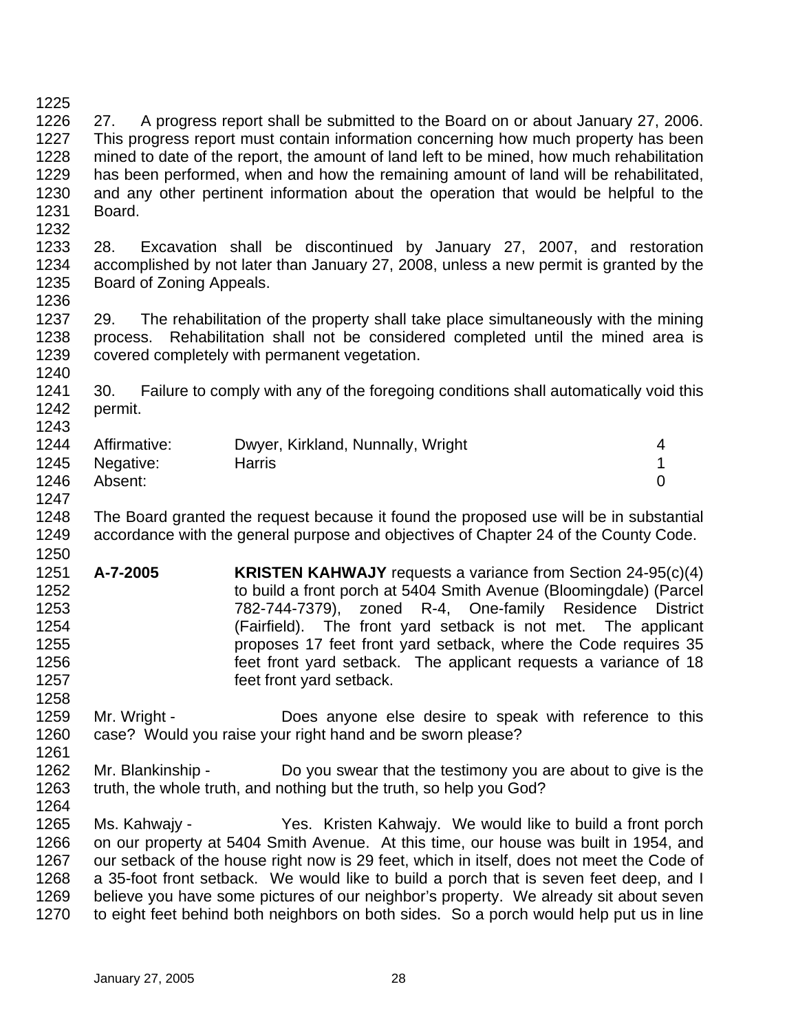27. A progress report shall be submitted to the Board on or about January 27, 2006. This progress report must contain information concerning how much property has been mined to date of the report, the amount of land left to be mined, how much rehabilitation has been performed, when and how the remaining amount of land will be rehabilitated, and any other pertinent information about the operation that would be helpful to the Board.

28. Excavation shall be discontinued by January 27, 2007, and restoration accomplished by not later than January 27, 2008, unless a new permit is granted by the Board of Zoning Appeals.

29. The rehabilitation of the property shall take place simultaneously with the mining process. Rehabilitation shall not be considered completed until the mined area is covered completely with permanent vegetation.

30. Failure to comply with any of the foregoing conditions shall automatically void this permit.

| | | |
|---|---|---|
| Affirmative: | Dwyer, Kirkland, Nunnally, Wright | 4 |
| Negative: | Harris | 1 |
| Absent: | | 0 |

The Board granted the request because it found the proposed use will be in substantial accordance with the general purpose and objectives of Chapter 24 of the County Code.

**A-7-2005** **KRISTEN KAHWAJY** requests a variance from Section 24-95(c)(4) to build a front porch at 5404 Smith Avenue (Bloomingdale) (Parcel 782-744-7379), zoned R-4, One-family Residence District (Fairfield). The front yard setback is not met. The applicant proposes 17 feet front yard setback, where the Code requires 35 feet front yard setback. The applicant requests a variance of 18 feet front yard setback.

Mr. Wright - Does anyone else desire to speak with reference to this case? Would you raise your right hand and be sworn please?

Mr. Blankinship - Do you swear that the testimony you are about to give is the truth, the whole truth, and nothing but the truth, so help you God?

Ms. Kahwajy - Yes. Kristen Kahwajy. We would like to build a front porch on our property at 5404 Smith Avenue. At this time, our house was built in 1954, and our setback of the house right now is 29 feet, which in itself, does not meet the Code of a 35-foot front setback. We would like to build a porch that is seven feet deep, and I believe you have some pictures of our neighbor's property. We already sit about seven to eight feet behind both neighbors on both sides. So a porch would help put us in line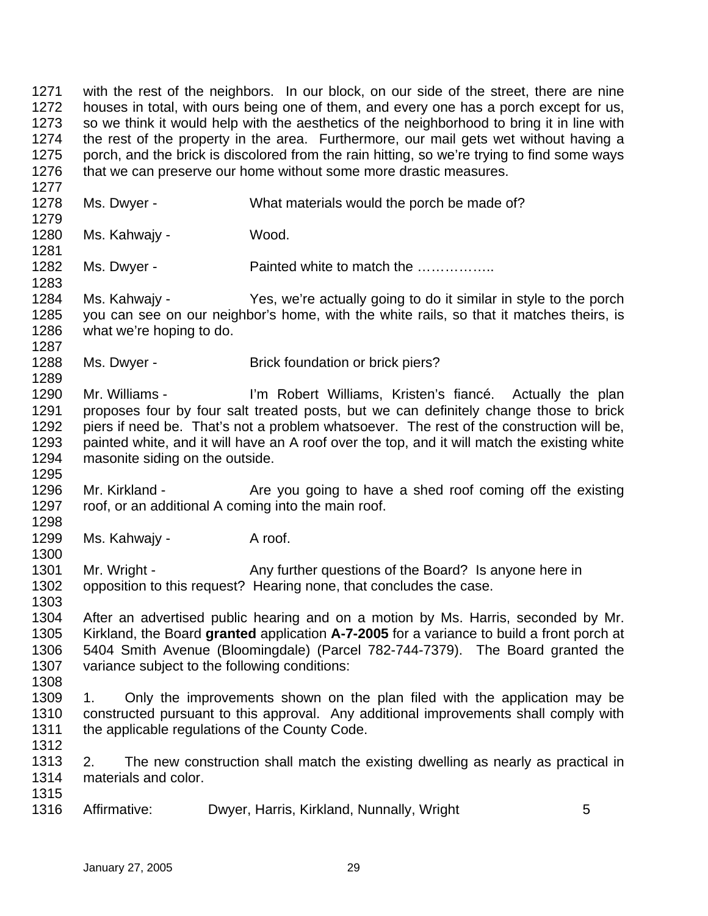with the rest of the neighbors. In our block, on our side of the street, there are nine houses in total, with ours being one of them, and every one has a porch except for us, so we think it would help with the aesthetics of the neighborhood to bring it in line with the rest of the property in the area. Furthermore, our mail gets wet without having a porch, and the brick is discolored from the rain hitting, so we're trying to find some ways that we can preserve our home without some more drastic measures.

Ms. Dwyer - What materials would the porch be made of?

Ms. Kahwajy - Wood.

Ms. Dwyer - Painted white to match the ……………..

Ms. Kahwajy - Yes, we're actually going to do it similar in style to the porch you can see on our neighbor's home, with the white rails, so that it matches theirs, is what we're hoping to do.

Ms. Dwyer - Brick foundation or brick piers?

Mr. Williams - I'm Robert Williams, Kristen's fiancé. Actually the plan proposes four by four salt treated posts, but we can definitely change those to brick piers if need be. That's not a problem whatsoever. The rest of the construction will be, painted white, and it will have an A roof over the top, and it will match the existing white masonite siding on the outside.

Mr. Kirkland - Are you going to have a shed roof coming off the existing roof, or an additional A coming into the main roof.

Ms. Kahwajy - A roof.

Mr. Wright - Any further questions of the Board? Is anyone here in opposition to this request? Hearing none, that concludes the case.

After an advertised public hearing and on a motion by Ms. Harris, seconded by Mr. Kirkland, the Board **granted** application **A-7-2005** for a variance to build a front porch at 5404 Smith Avenue (Bloomingdale) (Parcel 782-744-7379). The Board granted the variance subject to the following conditions:

1. Only the improvements shown on the plan filed with the application may be constructed pursuant to this approval. Any additional improvements shall comply with the applicable regulations of the County Code.

2. The new construction shall match the existing dwelling as nearly as practical in materials and color.

Affirmative: Dwyer, Harris, Kirkland, Nunnally, Wright 5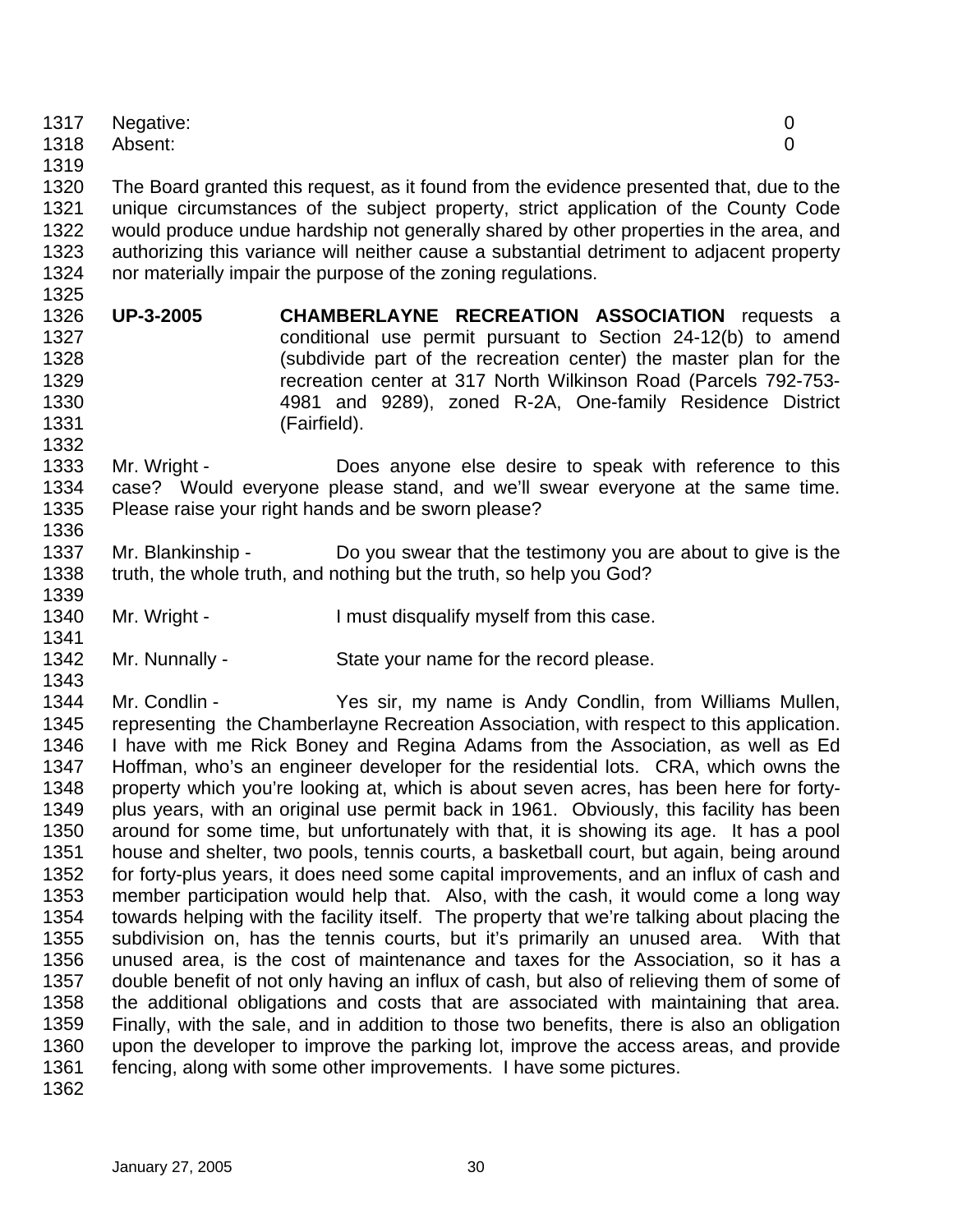Negative: 0
Absent: 0

The Board granted this request, as it found from the evidence presented that, due to the unique circumstances of the subject property, strict application of the County Code would produce undue hardship not generally shared by other properties in the area, and authorizing this variance will neither cause a substantial detriment to adjacent property nor materially impair the purpose of the zoning regulations.

**UP-3-2005** **CHAMBERLAYNE RECREATION ASSOCIATION** requests a conditional use permit pursuant to Section 24-12(b) to amend (subdivide part of the recreation center) the master plan for the recreation center at 317 North Wilkinson Road (Parcels 792-753-4981 and 9289), zoned R-2A, One-family Residence District (Fairfield).

Mr. Wright - Does anyone else desire to speak with reference to this case? Would everyone please stand, and we'll swear everyone at the same time. Please raise your right hands and be sworn please?

Mr. Blankinship - Do you swear that the testimony you are about to give is the truth, the whole truth, and nothing but the truth, so help you God?

Mr. Wright - I must disqualify myself from this case.

Mr. Nunnally - State your name for the record please.

Mr. Condlin - Yes sir, my name is Andy Condlin, from Williams Mullen, representing the Chamberlayne Recreation Association, with respect to this application. I have with me Rick Boney and Regina Adams from the Association, as well as Ed Hoffman, who's an engineer developer for the residential lots. CRA, which owns the property which you're looking at, which is about seven acres, has been here for forty-plus years, with an original use permit back in 1961. Obviously, this facility has been around for some time, but unfortunately with that, it is showing its age. It has a pool house and shelter, two pools, tennis courts, a basketball court, but again, being around for forty-plus years, it does need some capital improvements, and an influx of cash and member participation would help that. Also, with the cash, it would come a long way towards helping with the facility itself. The property that we're talking about placing the subdivision on, has the tennis courts, but it's primarily an unused area. With that unused area, is the cost of maintenance and taxes for the Association, so it has a double benefit of not only having an influx of cash, but also of relieving them of some of the additional obligations and costs that are associated with maintaining that area. Finally, with the sale, and in addition to those two benefits, there is also an obligation upon the developer to improve the parking lot, improve the access areas, and provide fencing, along with some other improvements. I have some pictures.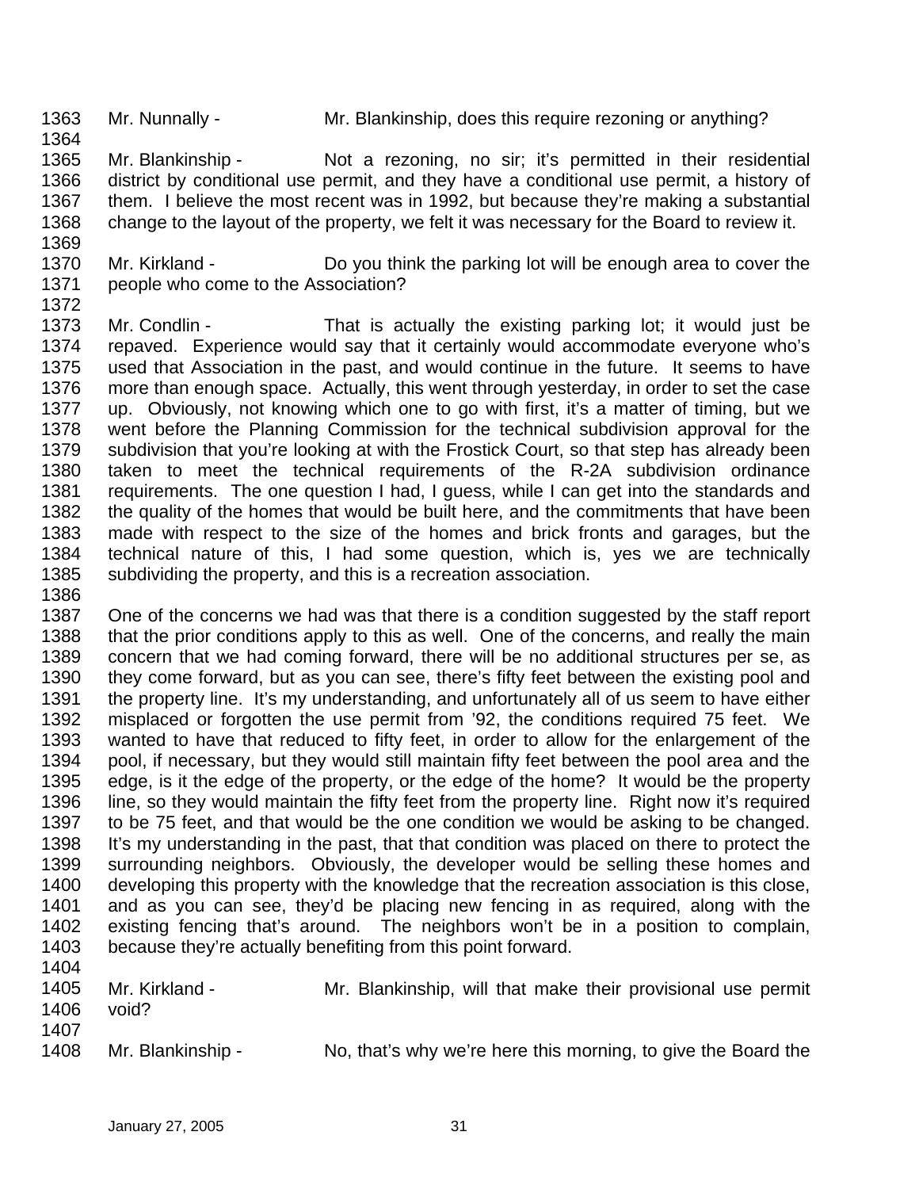Mr. Nunnally - Mr. Blankinship, does this require rezoning or anything?

Mr. Blankinship - Not a rezoning, no sir; it's permitted in their residential district by conditional use permit, and they have a conditional use permit, a history of them. I believe the most recent was in 1992, but because they're making a substantial change to the layout of the property, we felt it was necessary for the Board to review it.

Mr. Kirkland - Do you think the parking lot will be enough area to cover the people who come to the Association?

Mr. Condlin - That is actually the existing parking lot; it would just be repaved. Experience would say that it certainly would accommodate everyone who's used that Association in the past, and would continue in the future. It seems to have more than enough space. Actually, this went through yesterday, in order to set the case up. Obviously, not knowing which one to go with first, it's a matter of timing, but we went before the Planning Commission for the technical subdivision approval for the subdivision that you're looking at with the Frostick Court, so that step has already been taken to meet the technical requirements of the R-2A subdivision ordinance requirements. The one question I had, I guess, while I can get into the standards and the quality of the homes that would be built here, and the commitments that have been made with respect to the size of the homes and brick fronts and garages, but the technical nature of this, I had some question, which is, yes we are technically subdividing the property, and this is a recreation association.

One of the concerns we had was that there is a condition suggested by the staff report that the prior conditions apply to this as well. One of the concerns, and really the main concern that we had coming forward, there will be no additional structures per se, as they come forward, but as you can see, there's fifty feet between the existing pool and the property line. It's my understanding, and unfortunately all of us seem to have either misplaced or forgotten the use permit from '92, the conditions required 75 feet. We wanted to have that reduced to fifty feet, in order to allow for the enlargement of the pool, if necessary, but they would still maintain fifty feet between the pool area and the edge, is it the edge of the property, or the edge of the home? It would be the property line, so they would maintain the fifty feet from the property line. Right now it's required to be 75 feet, and that would be the one condition we would be asking to be changed. It's my understanding in the past, that that condition was placed on there to protect the surrounding neighbors. Obviously, the developer would be selling these homes and developing this property with the knowledge that the recreation association is this close, and as you can see, they'd be placing new fencing in as required, along with the existing fencing that's around. The neighbors won't be in a position to complain, because they're actually benefiting from this point forward.

Mr. Kirkland - Mr. Blankinship, will that make their provisional use permit void?

Mr. Blankinship - No, that's why we're here this morning, to give the Board the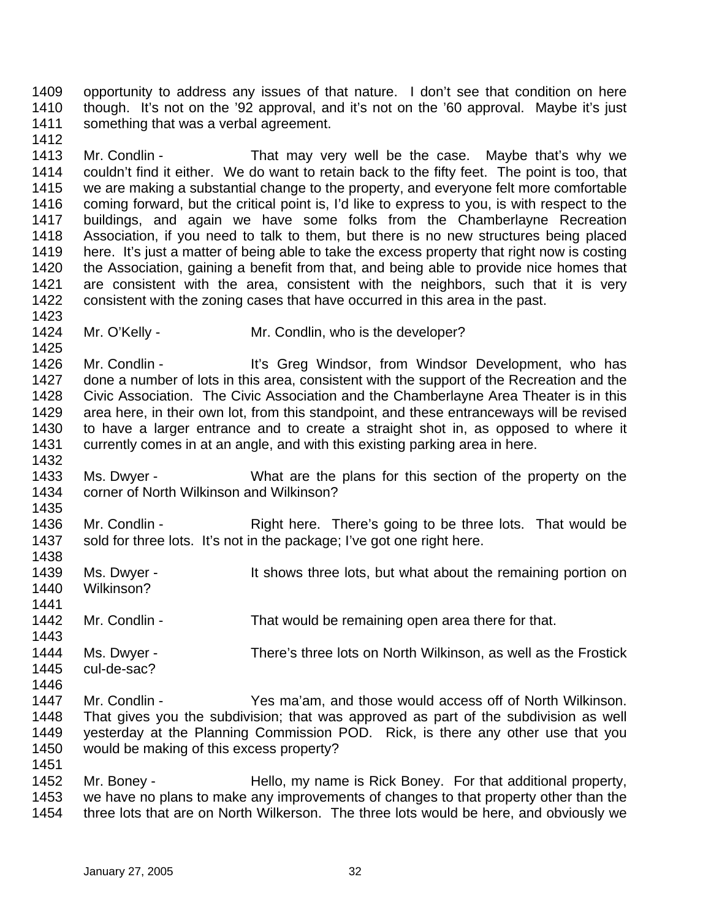1409 opportunity to address any issues of that nature. I don't see that condition on here
1410 though. It's not on the '92 approval, and it's not on the '60 approval. Maybe it's just
1411 something that was a verbal agreement.
1412
1413 Mr. Condlin - That may very well be the case. Maybe that's why we
1414 couldn't find it either. We do want to retain back to the fifty feet. The point is too, that
1415 we are making a substantial change to the property, and everyone felt more comfortable
1416 coming forward, but the critical point is, I'd like to express to you, is with respect to the
1417 buildings, and again we have some folks from the Chamberlayne Recreation
1418 Association, if you need to talk to them, but there is no new structures being placed
1419 here. It's just a matter of being able to take the excess property that right now is costing
1420 the Association, gaining a benefit from that, and being able to provide nice homes that
1421 are consistent with the area, consistent with the neighbors, such that it is very
1422 consistent with the zoning cases that have occurred in this area in the past.
1423
1424 Mr. O'Kelly - Mr. Condlin, who is the developer?
1425
1426 Mr. Condlin - It's Greg Windsor, from Windsor Development, who has
1427 done a number of lots in this area, consistent with the support of the Recreation and the
1428 Civic Association. The Civic Association and the Chamberlayne Area Theater is in this
1429 area here, in their own lot, from this standpoint, and these entranceways will be revised
1430 to have a larger entrance and to create a straight shot in, as opposed to where it
1431 currently comes in at an angle, and with this existing parking area in here.
1432
1433 Ms. Dwyer - What are the plans for this section of the property on the
1434 corner of North Wilkinson and Wilkinson?
1435
1436 Mr. Condlin - Right here. There's going to be three lots. That would be
1437 sold for three lots. It's not in the package; I've got one right here.
1438
1439 Ms. Dwyer - It shows three lots, but what about the remaining portion on
1440 Wilkinson?
1441
1442 Mr. Condlin - That would be remaining open area there for that.
1443
1444 Ms. Dwyer - There's three lots on North Wilkinson, as well as the Frostick
1445 cul-de-sac?
1446
1447 Mr. Condlin - Yes ma'am, and those would access off of North Wilkinson.
1448 That gives you the subdivision; that was approved as part of the subdivision as well
1449 yesterday at the Planning Commission POD. Rick, is there any other use that you
1450 would be making of this excess property?
1451
1452 Mr. Boney - Hello, my name is Rick Boney. For that additional property,
1453 we have no plans to make any improvements of changes to that property other than the
1454 three lots that are on North Wilkerson. The three lots would be here, and obviously we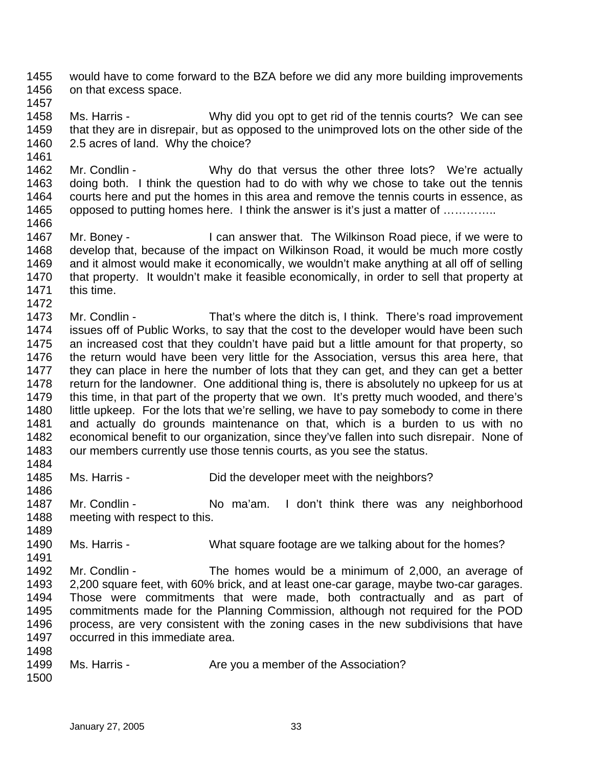would have to come forward to the BZA before we did any more building improvements on that excess space.

Ms. Harris - Why did you opt to get rid of the tennis courts? We can see that they are in disrepair, but as opposed to the unimproved lots on the other side of the 2.5 acres of land. Why the choice?

Mr. Condlin - Why do that versus the other three lots? We're actually doing both. I think the question had to do with why we chose to take out the tennis courts here and put the homes in this area and remove the tennis courts in essence, as opposed to putting homes here. I think the answer is it's just a matter of …………..

Mr. Boney - I can answer that. The Wilkinson Road piece, if we were to develop that, because of the impact on Wilkinson Road, it would be much more costly and it almost would make it economically, we wouldn't make anything at all off of selling that property. It wouldn't make it feasible economically, in order to sell that property at this time.

Mr. Condlin - That's where the ditch is, I think. There's road improvement issues off of Public Works, to say that the cost to the developer would have been such an increased cost that they couldn't have paid but a little amount for that property, so the return would have been very little for the Association, versus this area here, that they can place in here the number of lots that they can get, and they can get a better return for the landowner. One additional thing is, there is absolutely no upkeep for us at this time, in that part of the property that we own. It's pretty much wooded, and there's little upkeep. For the lots that we're selling, we have to pay somebody to come in there and actually do grounds maintenance on that, which is a burden to us with no economical benefit to our organization, since they've fallen into such disrepair. None of our members currently use those tennis courts, as you see the status.

Ms. Harris - Did the developer meet with the neighbors?

Mr. Condlin - No ma'am. I don't think there was any neighborhood meeting with respect to this.

Ms. Harris - What square footage are we talking about for the homes?

Mr. Condlin - The homes would be a minimum of 2,000, an average of 2,200 square feet, with 60% brick, and at least one-car garage, maybe two-car garages. Those were commitments that were made, both contractually and as part of commitments made for the Planning Commission, although not required for the POD process, are very consistent with the zoning cases in the new subdivisions that have occurred in this immediate area.

Ms. Harris - Are you a member of the Association?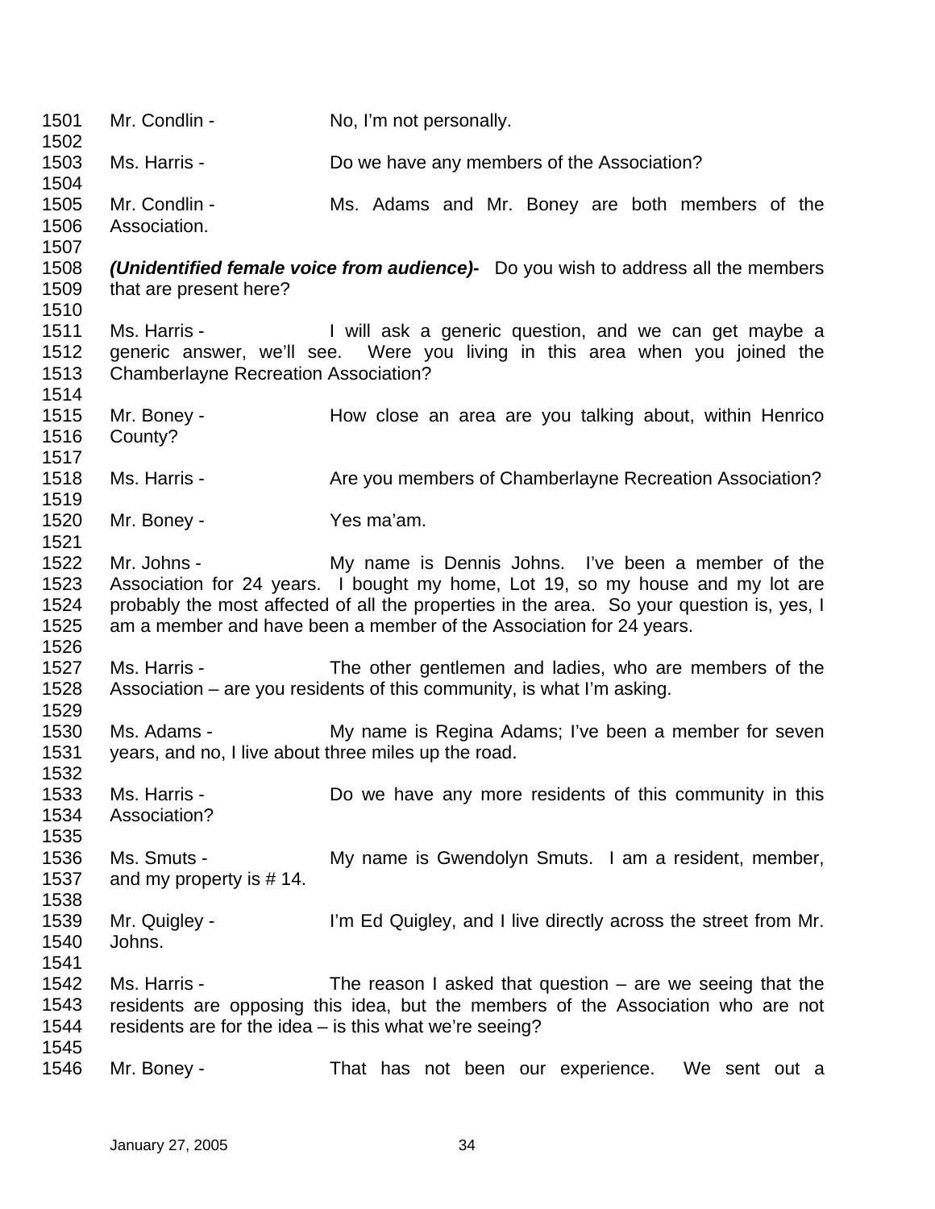1501 Mr. Condlin - No, I'm not personally.
1502
1503 Ms. Harris - Do we have any members of the Association?
1504
1505 Mr. Condlin - Ms. Adams and Mr. Boney are both members of the
1506 Association.
1507
1508 ***(Unidentified female voice from audience)-*** Do you wish to address all the members
1509 that are present here?
1510
1511 Ms. Harris - I will ask a generic question, and we can get maybe a
1512 generic answer, we'll see. Were you living in this area when you joined the
1513 Chamberlayne Recreation Association?
1514
1515 Mr. Boney - How close an area are you talking about, within Henrico
1516 County?
1517
1518 Ms. Harris - Are you members of Chamberlayne Recreation Association?
1519
1520 Mr. Boney - Yes ma'am.
1521
1522 Mr. Johns - My name is Dennis Johns. I've been a member of the
1523 Association for 24 years. I bought my home, Lot 19, so my house and my lot are
1524 probably the most affected of all the properties in the area. So your question is, yes, I
1525 am a member and have been a member of the Association for 24 years.
1526
1527 Ms. Harris - The other gentlemen and ladies, who are members of the
1528 Association – are you residents of this community, is what I'm asking.
1529
1530 Ms. Adams - My name is Regina Adams; I've been a member for seven
1531 years, and no, I live about three miles up the road.
1532
1533 Ms. Harris - Do we have any more residents of this community in this
1534 Association?
1535
1536 Ms. Smuts - My name is Gwendolyn Smuts. I am a resident, member,
1537 and my property is # 14.
1538
1539 Mr. Quigley - I'm Ed Quigley, and I live directly across the street from Mr.
1540 Johns.
1541
1542 Ms. Harris - The reason I asked that question – are we seeing that the
1543 residents are opposing this idea, but the members of the Association who are not
1544 residents are for the idea – is this what we're seeing?
1545
1546 Mr. Boney - That has not been our experience. We sent out a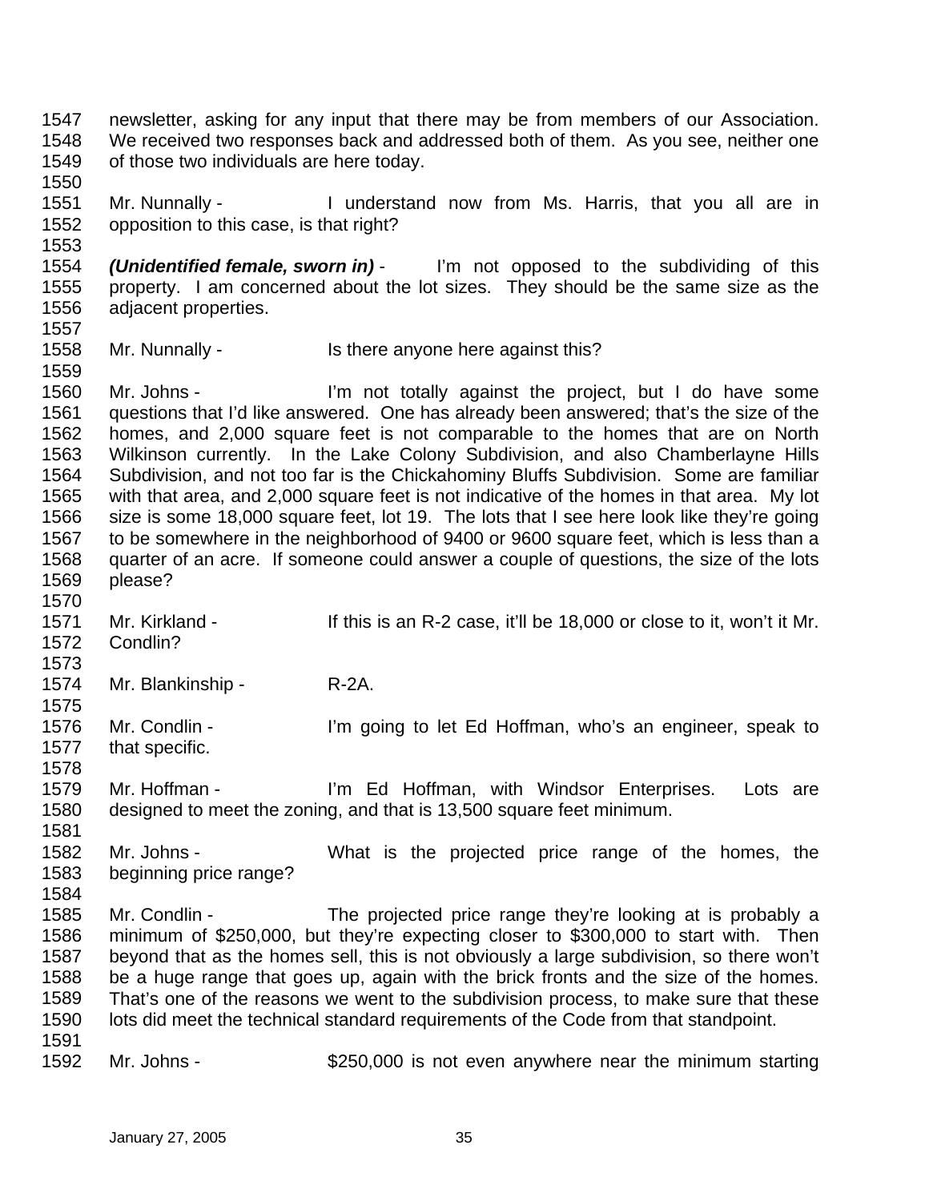newsletter, asking for any input that there may be from members of our Association. We received two responses back and addressed both of them. As you see, neither one of those two individuals are here today.

Mr. Nunnally - I understand now from Ms. Harris, that you all are in opposition to this case, is that right?

***(Unidentified female, sworn in)*** - I'm not opposed to the subdividing of this property. I am concerned about the lot sizes. They should be the same size as the adjacent properties.

Mr. Nunnally - Is there anyone here against this?

Mr. Johns - I'm not totally against the project, but I do have some questions that I'd like answered. One has already been answered; that's the size of the homes, and 2,000 square feet is not comparable to the homes that are on North Wilkinson currently. In the Lake Colony Subdivision, and also Chamberlayne Hills Subdivision, and not too far is the Chickahominy Bluffs Subdivision. Some are familiar with that area, and 2,000 square feet is not indicative of the homes in that area. My lot size is some 18,000 square feet, lot 19. The lots that I see here look like they're going to be somewhere in the neighborhood of 9400 or 9600 square feet, which is less than a quarter of an acre. If someone could answer a couple of questions, the size of the lots please?

Mr. Kirkland - If this is an R-2 case, it'll be 18,000 or close to it, won't it Mr. Condlin?

Mr. Blankinship - R-2A.

Mr. Condlin - I'm going to let Ed Hoffman, who's an engineer, speak to that specific.

Mr. Hoffman - I'm Ed Hoffman, with Windsor Enterprises. Lots are designed to meet the zoning, and that is 13,500 square feet minimum.

Mr. Johns - What is the projected price range of the homes, the beginning price range?

Mr. Condlin - The projected price range they're looking at is probably a minimum of $250,000, but they're expecting closer to $300,000 to start with. Then beyond that as the homes sell, this is not obviously a large subdivision, so there won't be a huge range that goes up, again with the brick fronts and the size of the homes. That's one of the reasons we went to the subdivision process, to make sure that these lots did meet the technical standard requirements of the Code from that standpoint.

Mr. Johns - $250,000 is not even anywhere near the minimum starting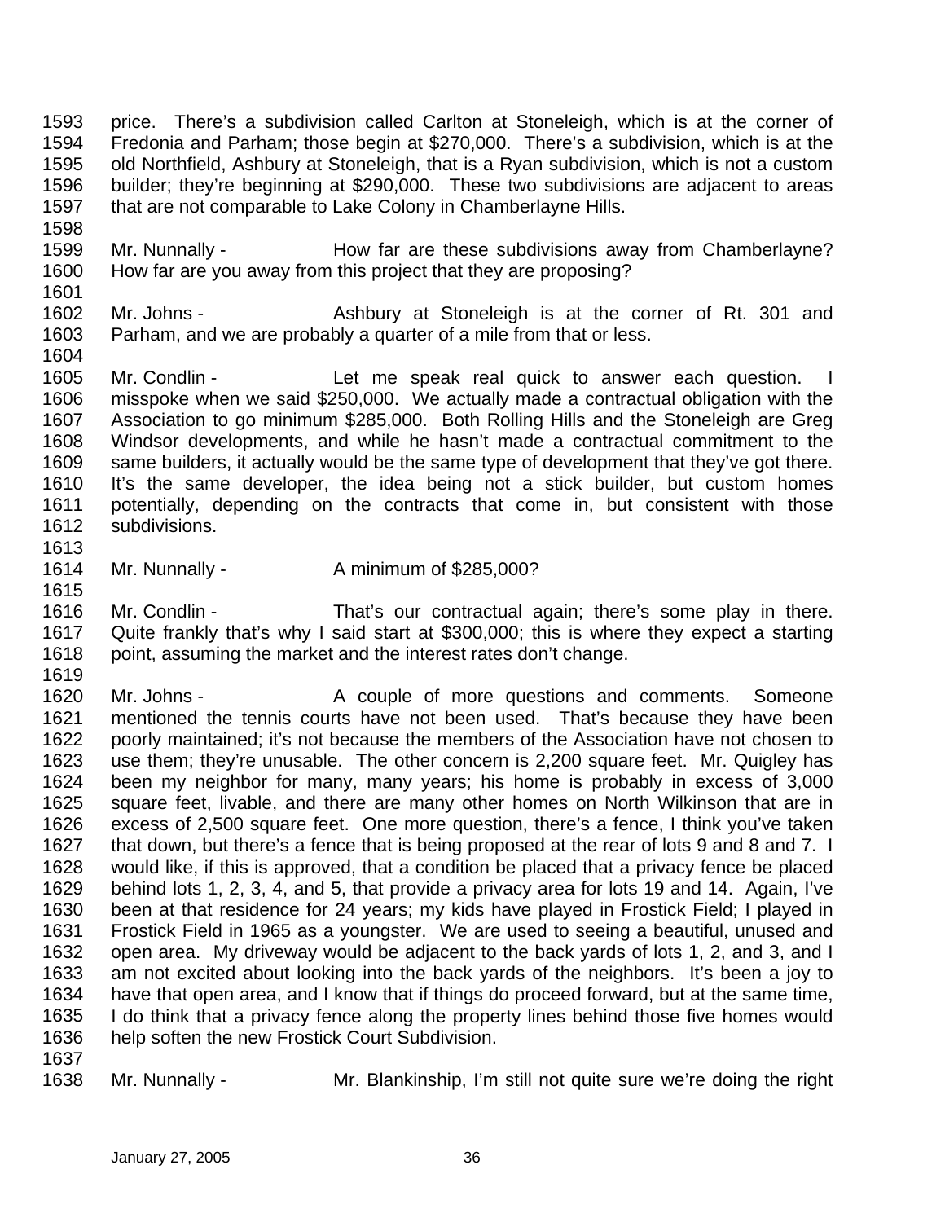price. There's a subdivision called Carlton at Stoneleigh, which is at the corner of Fredonia and Parham; those begin at $270,000. There's a subdivision, which is at the old Northfield, Ashbury at Stoneleigh, that is a Ryan subdivision, which is not a custom builder; they're beginning at $290,000. These two subdivisions are adjacent to areas that are not comparable to Lake Colony in Chamberlayne Hills.

Mr. Nunnally - How far are these subdivisions away from Chamberlayne? How far are you away from this project that they are proposing?

Mr. Johns - Ashbury at Stoneleigh is at the corner of Rt. 301 and Parham, and we are probably a quarter of a mile from that or less.

Mr. Condlin - Let me speak real quick to answer each question. I misspoke when we said $250,000. We actually made a contractual obligation with the Association to go minimum $285,000. Both Rolling Hills and the Stoneleigh are Greg Windsor developments, and while he hasn't made a contractual commitment to the same builders, it actually would be the same type of development that they've got there. It's the same developer, the idea being not a stick builder, but custom homes potentially, depending on the contracts that come in, but consistent with those subdivisions.

Mr. Nunnally - A minimum of $285,000?

Mr. Condlin - That's our contractual again; there's some play in there. Quite frankly that's why I said start at $300,000; this is where they expect a starting point, assuming the market and the interest rates don't change.

Mr. Johns - A couple of more questions and comments. Someone mentioned the tennis courts have not been used. That's because they have been poorly maintained; it's not because the members of the Association have not chosen to use them; they're unusable. The other concern is 2,200 square feet. Mr. Quigley has been my neighbor for many, many years; his home is probably in excess of 3,000 square feet, livable, and there are many other homes on North Wilkinson that are in excess of 2,500 square feet. One more question, there's a fence, I think you've taken that down, but there's a fence that is being proposed at the rear of lots 9 and 8 and 7. I would like, if this is approved, that a condition be placed that a privacy fence be placed behind lots 1, 2, 3, 4, and 5, that provide a privacy area for lots 19 and 14. Again, I've been at that residence for 24 years; my kids have played in Frostick Field; I played in Frostick Field in 1965 as a youngster. We are used to seeing a beautiful, unused and open area. My driveway would be adjacent to the back yards of lots 1, 2, and 3, and I am not excited about looking into the back yards of the neighbors. It's been a joy to have that open area, and I know that if things do proceed forward, but at the same time, I do think that a privacy fence along the property lines behind those five homes would help soften the new Frostick Court Subdivision.

Mr. Nunnally - Mr. Blankinship, I'm still not quite sure we're doing the right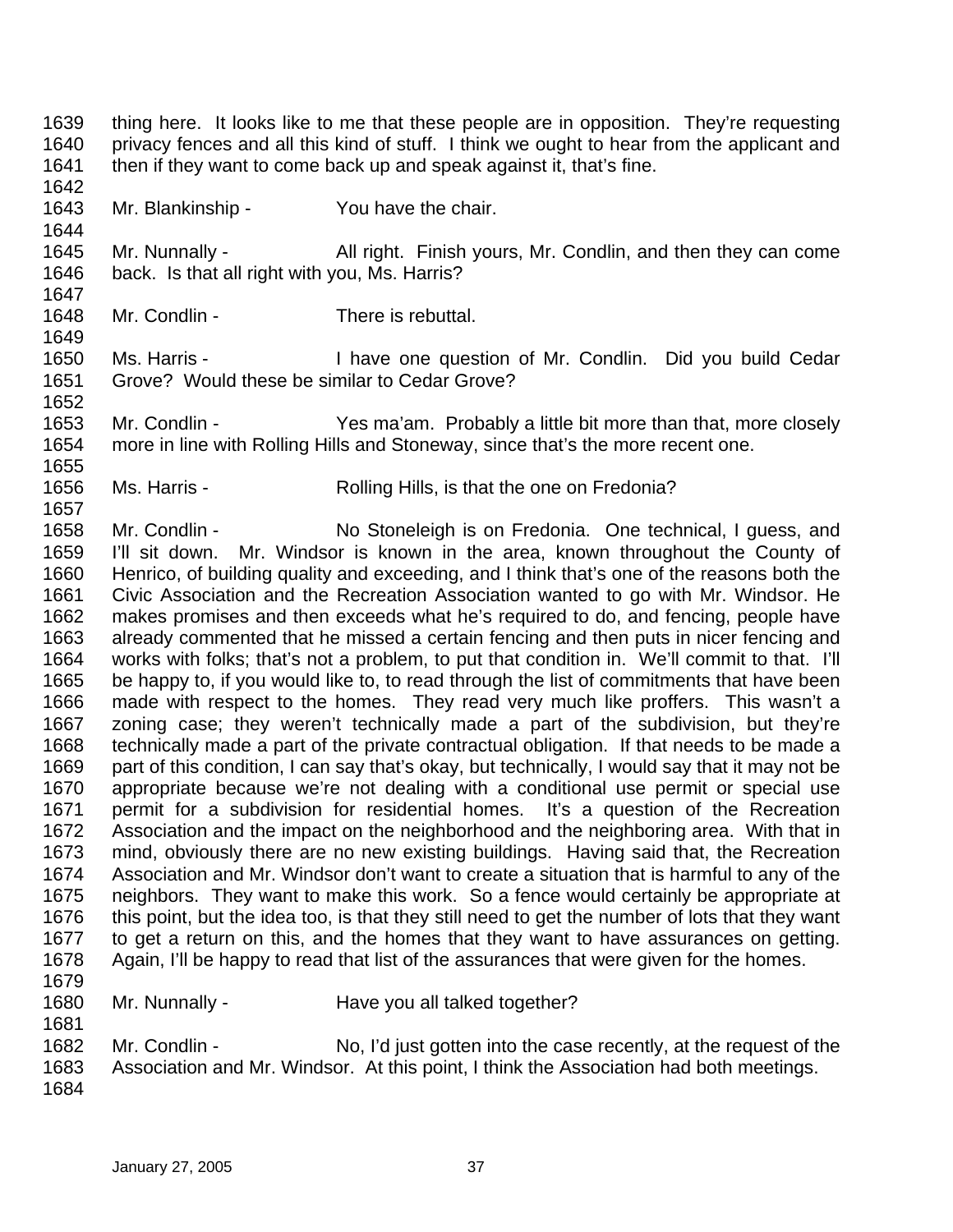1639 thing here. It looks like to me that these people are in opposition. They're requesting
1640 privacy fences and all this kind of stuff. I think we ought to hear from the applicant and
1641 then if they want to come back up and speak against it, that's fine.
1642
1643 Mr. Blankinship - You have the chair.
1644
1645 Mr. Nunnally - All right. Finish yours, Mr. Condlin, and then they can come
1646 back. Is that all right with you, Ms. Harris?
1647
1648 Mr. Condlin - There is rebuttal.
1649
1650 Ms. Harris - I have one question of Mr. Condlin. Did you build Cedar
1651 Grove? Would these be similar to Cedar Grove?
1652
1653 Mr. Condlin - Yes ma'am. Probably a little bit more than that, more closely
1654 more in line with Rolling Hills and Stoneway, since that's the more recent one.
1655
1656 Ms. Harris - Rolling Hills, is that the one on Fredonia?
1657
1658 Mr. Condlin - No Stoneleigh is on Fredonia. One technical, I guess, and
1659 I'll sit down. Mr. Windsor is known in the area, known throughout the County of
1660 Henrico, of building quality and exceeding, and I think that's one of the reasons both the
1661 Civic Association and the Recreation Association wanted to go with Mr. Windsor. He
1662 makes promises and then exceeds what he's required to do, and fencing, people have
1663 already commented that he missed a certain fencing and then puts in nicer fencing and
1664 works with folks; that's not a problem, to put that condition in. We'll commit to that. I'll
1665 be happy to, if you would like to, to read through the list of commitments that have been
1666 made with respect to the homes. They read very much like proffers. This wasn't a
1667 zoning case; they weren't technically made a part of the subdivision, but they're
1668 technically made a part of the private contractual obligation. If that needs to be made a
1669 part of this condition, I can say that's okay, but technically, I would say that it may not be
1670 appropriate because we're not dealing with a conditional use permit or special use
1671 permit for a subdivision for residential homes. It's a question of the Recreation
1672 Association and the impact on the neighborhood and the neighboring area. With that in
1673 mind, obviously there are no new existing buildings. Having said that, the Recreation
1674 Association and Mr. Windsor don't want to create a situation that is harmful to any of the
1675 neighbors. They want to make this work. So a fence would certainly be appropriate at
1676 this point, but the idea too, is that they still need to get the number of lots that they want
1677 to get a return on this, and the homes that they want to have assurances on getting.
1678 Again, I'll be happy to read that list of the assurances that were given for the homes.
1679
1680 Mr. Nunnally - Have you all talked together?
1681
1682 Mr. Condlin - No, I'd just gotten into the case recently, at the request of the
1683 Association and Mr. Windsor. At this point, I think the Association had both meetings.
1684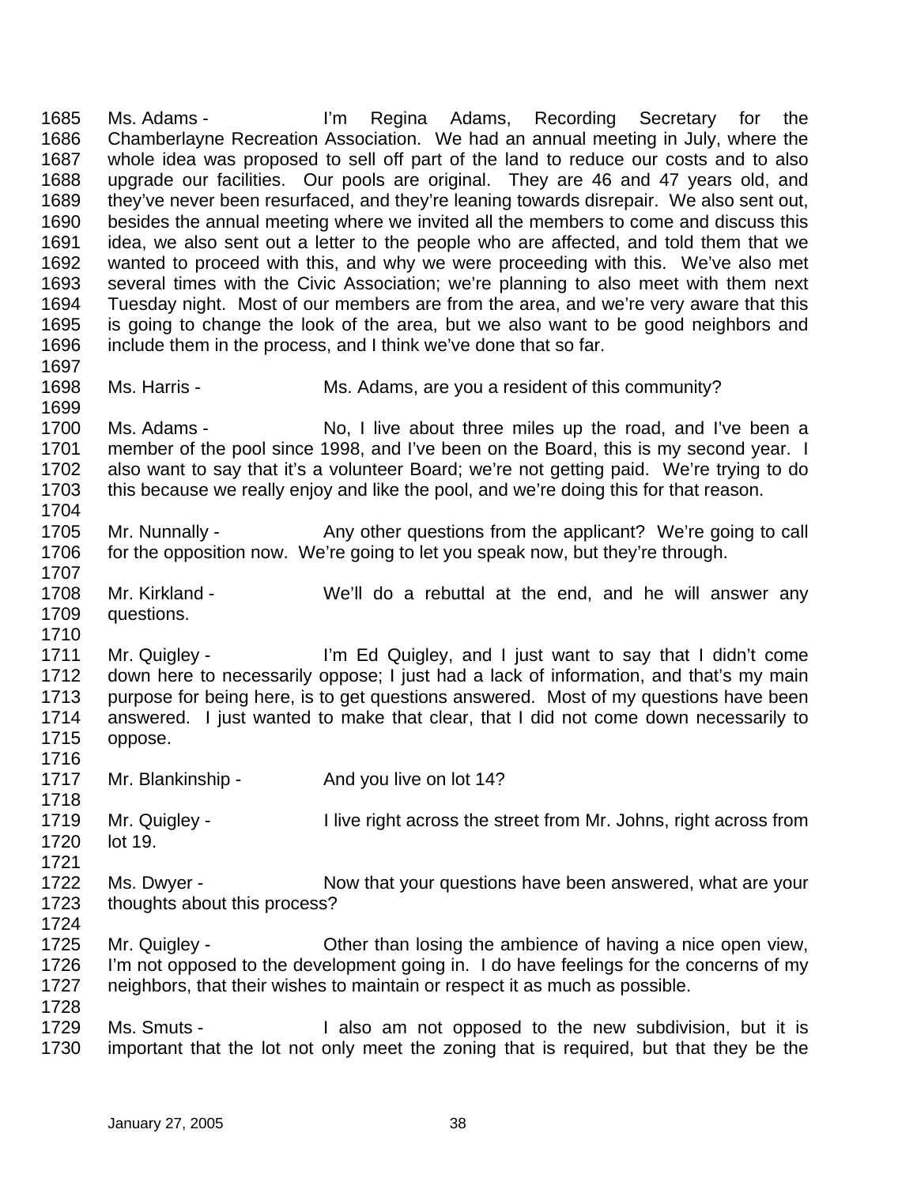1685 Ms. Adams - I'm Regina Adams, Recording Secretary for the
1686 Chamberlayne Recreation Association. We had an annual meeting in July, where the
1687 whole idea was proposed to sell off part of the land to reduce our costs and to also
1688 upgrade our facilities. Our pools are original. They are 46 and 47 years old, and
1689 they've never been resurfaced, and they're leaning towards disrepair. We also sent out,
1690 besides the annual meeting where we invited all the members to come and discuss this
1691 idea, we also sent out a letter to the people who are affected, and told them that we
1692 wanted to proceed with this, and why we were proceeding with this. We've also met
1693 several times with the Civic Association; we're planning to also meet with them next
1694 Tuesday night. Most of our members are from the area, and we're very aware that this
1695 is going to change the look of the area, but we also want to be good neighbors and
1696 include them in the process, and I think we've done that so far.
1697
1698 Ms. Harris - Ms. Adams, are you a resident of this community?
1699
1700 Ms. Adams - No, I live about three miles up the road, and I've been a
1701 member of the pool since 1998, and I've been on the Board, this is my second year. I
1702 also want to say that it's a volunteer Board; we're not getting paid. We're trying to do
1703 this because we really enjoy and like the pool, and we're doing this for that reason.
1704
1705 Mr. Nunnally - Any other questions from the applicant? We're going to call
1706 for the opposition now. We're going to let you speak now, but they're through.
1707
1708 Mr. Kirkland - We'll do a rebuttal at the end, and he will answer any
1709 questions.
1710
1711 Mr. Quigley - I'm Ed Quigley, and I just want to say that I didn't come
1712 down here to necessarily oppose; I just had a lack of information, and that's my main
1713 purpose for being here, is to get questions answered. Most of my questions have been
1714 answered. I just wanted to make that clear, that I did not come down necessarily to
1715 oppose.
1716
1717 Mr. Blankinship - And you live on lot 14?
1718
1719 Mr. Quigley - I live right across the street from Mr. Johns, right across from
1720 lot 19.
1721
1722 Ms. Dwyer - Now that your questions have been answered, what are your
1723 thoughts about this process?
1724
1725 Mr. Quigley - Other than losing the ambience of having a nice open view,
1726 I'm not opposed to the development going in. I do have feelings for the concerns of my
1727 neighbors, that their wishes to maintain or respect it as much as possible.
1728
1729 Ms. Smuts - I also am not opposed to the new subdivision, but it is
1730 important that the lot not only meet the zoning that is required, but that they be the

January 27, 2005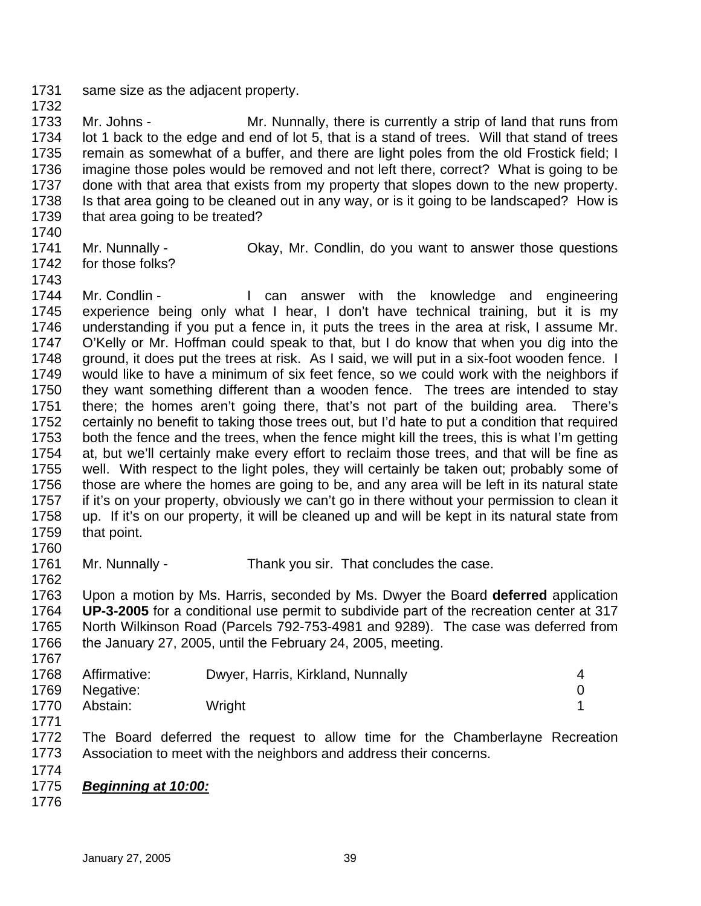same size as the adjacent property.

Mr. Johns - Mr. Nunnally, there is currently a strip of land that runs from lot 1 back to the edge and end of lot 5, that is a stand of trees. Will that stand of trees remain as somewhat of a buffer, and there are light poles from the old Frostick field; I imagine those poles would be removed and not left there, correct? What is going to be done with that area that exists from my property that slopes down to the new property. Is that area going to be cleaned out in any way, or is it going to be landscaped? How is that area going to be treated?

Mr. Nunnally - Okay, Mr. Condlin, do you want to answer those questions for those folks?

Mr. Condlin - I can answer with the knowledge and engineering experience being only what I hear, I don't have technical training, but it is my understanding if you put a fence in, it puts the trees in the area at risk, I assume Mr. O'Kelly or Mr. Hoffman could speak to that, but I do know that when you dig into the ground, it does put the trees at risk. As I said, we will put in a six-foot wooden fence. I would like to have a minimum of six feet fence, so we could work with the neighbors if they want something different than a wooden fence. The trees are intended to stay there; the homes aren't going there, that's not part of the building area. There's certainly no benefit to taking those trees out, but I'd hate to put a condition that required both the fence and the trees, when the fence might kill the trees, this is what I'm getting at, but we'll certainly make every effort to reclaim those trees, and that will be fine as well. With respect to the light poles, they will certainly be taken out; probably some of those are where the homes are going to be, and any area will be left in its natural state if it's on your property, obviously we can't go in there without your permission to clean it up. If it's on our property, it will be cleaned up and will be kept in its natural state from that point.

Mr. Nunnally - Thank you sir. That concludes the case.

Upon a motion by Ms. Harris, seconded by Ms. Dwyer the Board **deferred** application **UP-3-2005** for a conditional use permit to subdivide part of the recreation center at 317 North Wilkinson Road (Parcels 792-753-4981 and 9289). The case was deferred from the January 27, 2005, until the February 24, 2005, meeting.

| | | |
|---|---|---|
| Affirmative: | Dwyer, Harris, Kirkland, Nunnally | 4 |
| Negative: | | 0 |
| Abstain: | Wright | 1 |

The Board deferred the request to allow time for the Chamberlayne Recreation Association to meet with the neighbors and address their concerns.

***Beginning at 10:00:***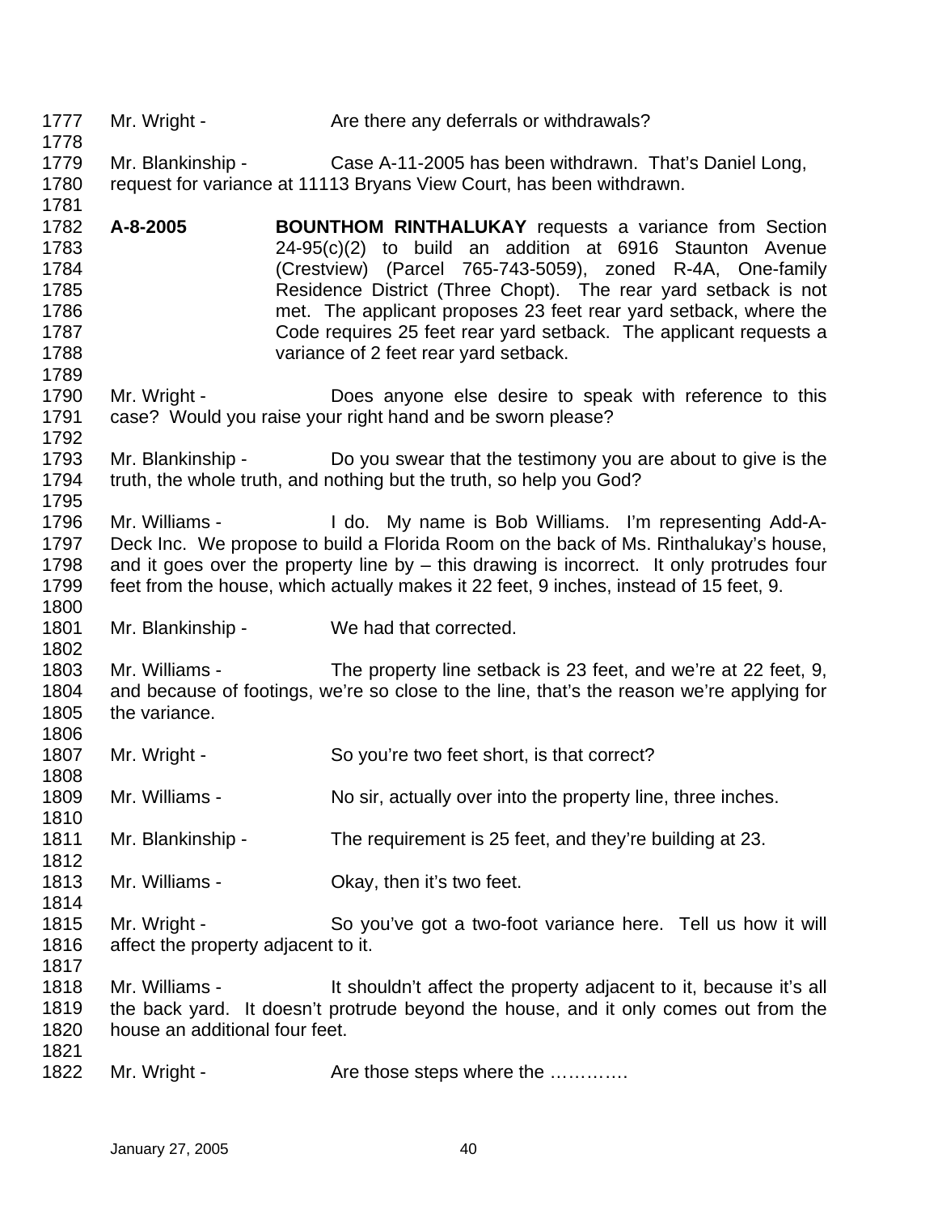1777 Mr. Wright - Are there any deferrals or withdrawals?

1778

1779 Mr. Blankinship - Case A-11-2005 has been withdrawn. That's Daniel Long,
1780 request for variance at 11113 Bryans View Court, has been withdrawn.

1781

1782 **A-8-2005** **BOUNTHOM RINTHALUKAY** requests a variance from Section
1783 24-95(c)(2) to build an addition at 6916 Staunton Avenue
1784 (Crestview) (Parcel 765-743-5059), zoned R-4A, One-family
1785 Residence District (Three Chopt). The rear yard setback is not
1786 met. The applicant proposes 23 feet rear yard setback, where the
1787 Code requires 25 feet rear yard setback. The applicant requests a
1788 variance of 2 feet rear yard setback.

1789

1790 Mr. Wright - Does anyone else desire to speak with reference to this
1791 case? Would you raise your right hand and be sworn please?

1792

1793 Mr. Blankinship - Do you swear that the testimony you are about to give is the
1794 truth, the whole truth, and nothing but the truth, so help you God?

1795

1796 Mr. Williams - I do. My name is Bob Williams. I'm representing Add-A-
1797 Deck Inc. We propose to build a Florida Room on the back of Ms. Rinthalukay's house,
1798 and it goes over the property line by – this drawing is incorrect. It only protrudes four
1799 feet from the house, which actually makes it 22 feet, 9 inches, instead of 15 feet, 9.

1800

1801 Mr. Blankinship - We had that corrected.

1802

1803 Mr. Williams - The property line setback is 23 feet, and we're at 22 feet, 9,
1804 and because of footings, we're so close to the line, that's the reason we're applying for
1805 the variance.

1806

1807 Mr. Wright - So you're two feet short, is that correct?

1808

1809 Mr. Williams - No sir, actually over into the property line, three inches.

1810

1811 Mr. Blankinship - The requirement is 25 feet, and they're building at 23.

1812

1813 Mr. Williams - Okay, then it's two feet.

1814

1815 Mr. Wright - So you've got a two-foot variance here. Tell us how it will
1816 affect the property adjacent to it.

1817

1818 Mr. Williams - It shouldn't affect the property adjacent to it, because it's all
1819 the back yard. It doesn't protrude beyond the house, and it only comes out from the
1820 house an additional four feet.

1821

1822 Mr. Wright - Are those steps where the …………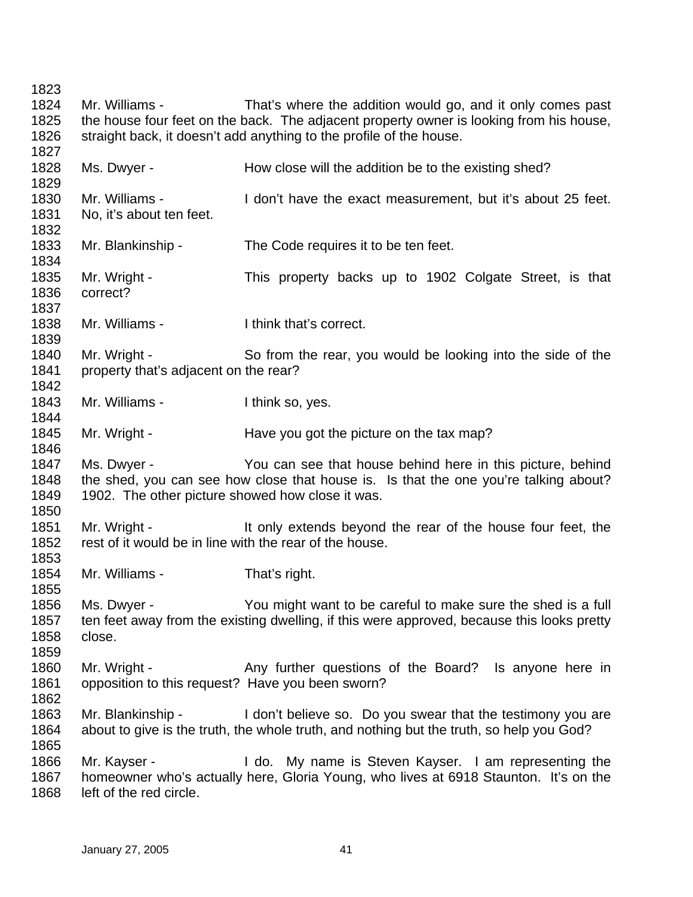Mr. Williams - That's where the addition would go, and it only comes past the house four feet on the back. The adjacent property owner is looking from his house, straight back, it doesn't add anything to the profile of the house.

Ms. Dwyer - How close will the addition be to the existing shed?

Mr. Williams - I don't have the exact measurement, but it's about 25 feet. No, it's about ten feet.

Mr. Blankinship - The Code requires it to be ten feet.

Mr. Wright - This property backs up to 1902 Colgate Street, is that correct?

Mr. Williams - I think that's correct.

Mr. Wright - So from the rear, you would be looking into the side of the property that's adjacent on the rear?

Mr. Williams - I think so, yes.

Mr. Wright - Have you got the picture on the tax map?

Ms. Dwyer - You can see that house behind here in this picture, behind the shed, you can see how close that house is. Is that the one you're talking about? 1902. The other picture showed how close it was.

Mr. Wright - It only extends beyond the rear of the house four feet, the rest of it would be in line with the rear of the house.

Mr. Williams - That's right.

Ms. Dwyer - You might want to be careful to make sure the shed is a full ten feet away from the existing dwelling, if this were approved, because this looks pretty close.

Mr. Wright - Any further questions of the Board? Is anyone here in opposition to this request? Have you been sworn?

Mr. Blankinship - I don't believe so. Do you swear that the testimony you are about to give is the truth, the whole truth, and nothing but the truth, so help you God?

Mr. Kayser - I do. My name is Steven Kayser. I am representing the homeowner who's actually here, Gloria Young, who lives at 6918 Staunton. It's on the left of the red circle.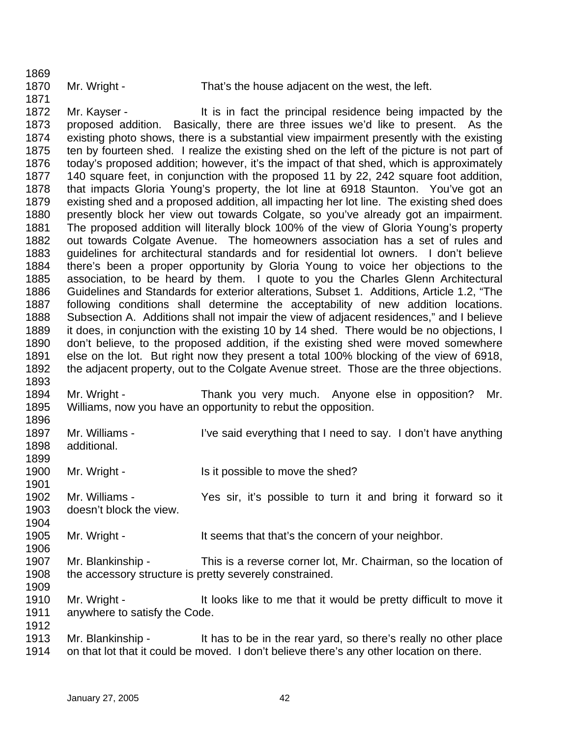Mr. Wright - That's the house adjacent on the west, the left.

Mr. Kayser - It is in fact the principal residence being impacted by the proposed addition. Basically, there are three issues we'd like to present. As the existing photo shows, there is a substantial view impairment presently with the existing ten by fourteen shed. I realize the existing shed on the left of the picture is not part of today's proposed addition; however, it's the impact of that shed, which is approximately 140 square feet, in conjunction with the proposed 11 by 22, 242 square foot addition, that impacts Gloria Young's property, the lot line at 6918 Staunton. You've got an existing shed and a proposed addition, all impacting her lot line. The existing shed does presently block her view out towards Colgate, so you've already got an impairment. The proposed addition will literally block 100% of the view of Gloria Young's property out towards Colgate Avenue. The homeowners association has a set of rules and guidelines for architectural standards and for residential lot owners. I don't believe there's been a proper opportunity by Gloria Young to voice her objections to the association, to be heard by them. I quote to you the Charles Glenn Architectural Guidelines and Standards for exterior alterations, Subset 1. Additions, Article 1.2, "The following conditions shall determine the acceptability of new addition locations. Subsection A. Additions shall not impair the view of adjacent residences," and I believe it does, in conjunction with the existing 10 by 14 shed. There would be no objections, I don't believe, to the proposed addition, if the existing shed were moved somewhere else on the lot. But right now they present a total 100% blocking of the view of 6918, the adjacent property, out to the Colgate Avenue street. Those are the three objections.

Mr. Wright - Thank you very much. Anyone else in opposition? Mr. Williams, now you have an opportunity to rebut the opposition.

Mr. Williams - I've said everything that I need to say. I don't have anything additional.

Mr. Wright - Is it possible to move the shed?

Mr. Williams - Yes sir, it's possible to turn it and bring it forward so it doesn't block the view.

Mr. Wright - It seems that that's the concern of your neighbor.

Mr. Blankinship - This is a reverse corner lot, Mr. Chairman, so the location of the accessory structure is pretty severely constrained.

Mr. Wright - It looks like to me that it would be pretty difficult to move it anywhere to satisfy the Code.

Mr. Blankinship - It has to be in the rear yard, so there's really no other place on that lot that it could be moved. I don't believe there's any other location on there.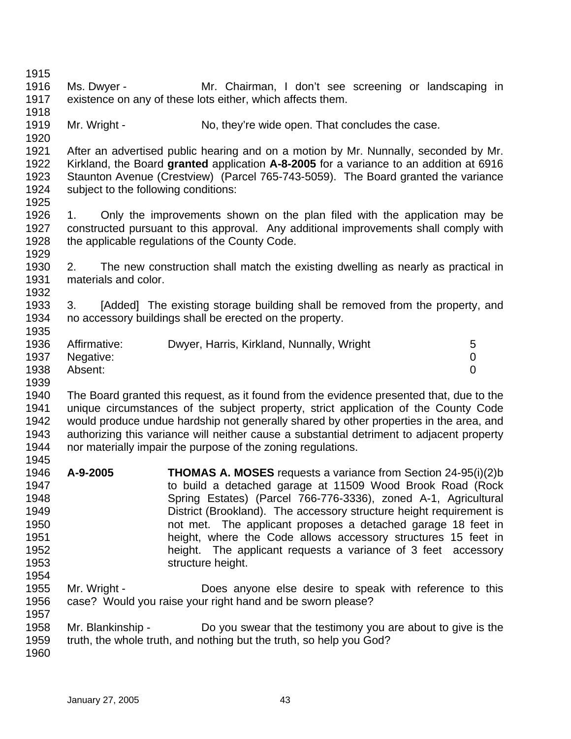Ms. Dwyer - Mr. Chairman, I don't see screening or landscaping in existence on any of these lots either, which affects them.

Mr. Wright - No, they're wide open. That concludes the case.

After an advertised public hearing and on a motion by Mr. Nunnally, seconded by Mr. Kirkland, the Board **granted** application **A-8-2005** for a variance to an addition at 6916 Staunton Avenue (Crestview) (Parcel 765-743-5059). The Board granted the variance subject to the following conditions:

1. Only the improvements shown on the plan filed with the application may be constructed pursuant to this approval. Any additional improvements shall comply with the applicable regulations of the County Code.

2. The new construction shall match the existing dwelling as nearly as practical in materials and color.

3. [Added] The existing storage building shall be removed from the property, and no accessory buildings shall be erected on the property.

| | | |
|---|---|---|
| Affirmative: | Dwyer, Harris, Kirkland, Nunnally, Wright | 5 |
| Negative: | | 0 |
| Absent: | | 0 |

The Board granted this request, as it found from the evidence presented that, due to the unique circumstances of the subject property, strict application of the County Code would produce undue hardship not generally shared by other properties in the area, and authorizing this variance will neither cause a substantial detriment to adjacent property nor materially impair the purpose of the zoning regulations.

**A-9-2005** **THOMAS A. MOSES** requests a variance from Section 24-95(i)(2)b to build a detached garage at 11509 Wood Brook Road (Rock Spring Estates) (Parcel 766-776-3336), zoned A-1, Agricultural District (Brookland). The accessory structure height requirement is not met. The applicant proposes a detached garage 18 feet in height, where the Code allows accessory structures 15 feet in height. The applicant requests a variance of 3 feet accessory structure height.

Mr. Wright - Does anyone else desire to speak with reference to this case? Would you raise your right hand and be sworn please?

Mr. Blankinship - Do you swear that the testimony you are about to give is the truth, the whole truth, and nothing but the truth, so help you God?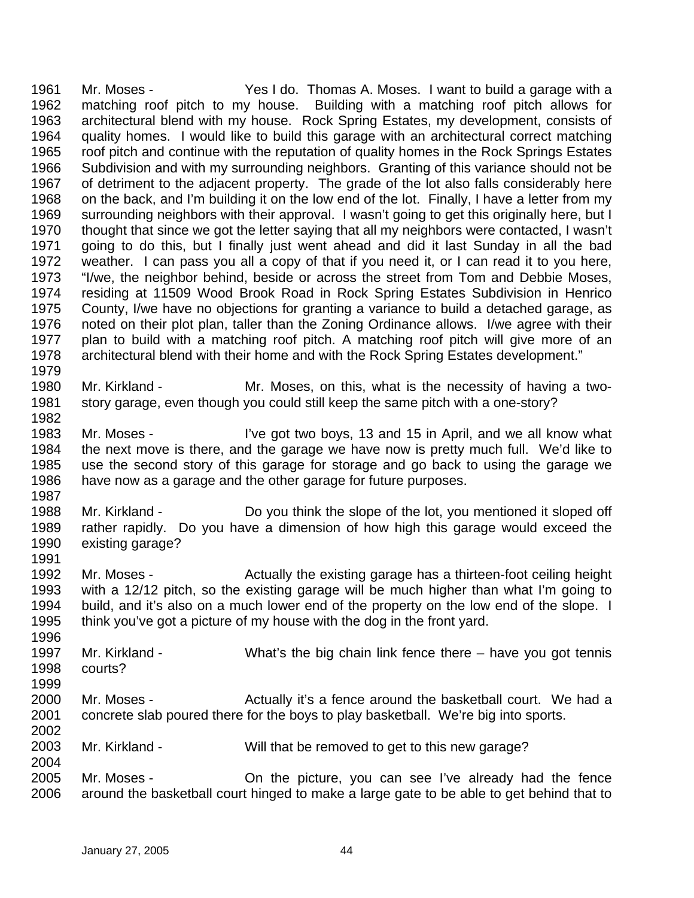Mr. Moses - Yes I do. Thomas A. Moses. I want to build a garage with a matching roof pitch to my house. Building with a matching roof pitch allows for architectural blend with my house. Rock Spring Estates, my development, consists of quality homes. I would like to build this garage with an architectural correct matching roof pitch and continue with the reputation of quality homes in the Rock Springs Estates Subdivision and with my surrounding neighbors. Granting of this variance should not be of detriment to the adjacent property. The grade of the lot also falls considerably here on the back, and I'm building it on the low end of the lot. Finally, I have a letter from my surrounding neighbors with their approval. I wasn't going to get this originally here, but I thought that since we got the letter saying that all my neighbors were contacted, I wasn't going to do this, but I finally just went ahead and did it last Sunday in all the bad weather. I can pass you all a copy of that if you need it, or I can read it to you here, "I/we, the neighbor behind, beside or across the street from Tom and Debbie Moses, residing at 11509 Wood Brook Road in Rock Spring Estates Subdivision in Henrico County, I/we have no objections for granting a variance to build a detached garage, as noted on their plot plan, taller than the Zoning Ordinance allows. I/we agree with their plan to build with a matching roof pitch. A matching roof pitch will give more of an architectural blend with their home and with the Rock Spring Estates development."

Mr. Kirkland - Mr. Moses, on this, what is the necessity of having a two-story garage, even though you could still keep the same pitch with a one-story?

Mr. Moses - I've got two boys, 13 and 15 in April, and we all know what the next move is there, and the garage we have now is pretty much full. We'd like to use the second story of this garage for storage and go back to using the garage we have now as a garage and the other garage for future purposes.

Mr. Kirkland - Do you think the slope of the lot, you mentioned it sloped off rather rapidly. Do you have a dimension of how high this garage would exceed the existing garage?

Mr. Moses - Actually the existing garage has a thirteen-foot ceiling height with a 12/12 pitch, so the existing garage will be much higher than what I'm going to build, and it's also on a much lower end of the property on the low end of the slope. I think you've got a picture of my house with the dog in the front yard.

Mr. Kirkland - What's the big chain link fence there – have you got tennis courts?

Mr. Moses - Actually it's a fence around the basketball court. We had a concrete slab poured there for the boys to play basketball. We're big into sports.

Mr. Kirkland - Will that be removed to get to this new garage?

Mr. Moses - On the picture, you can see I've already had the fence around the basketball court hinged to make a large gate to be able to get behind that to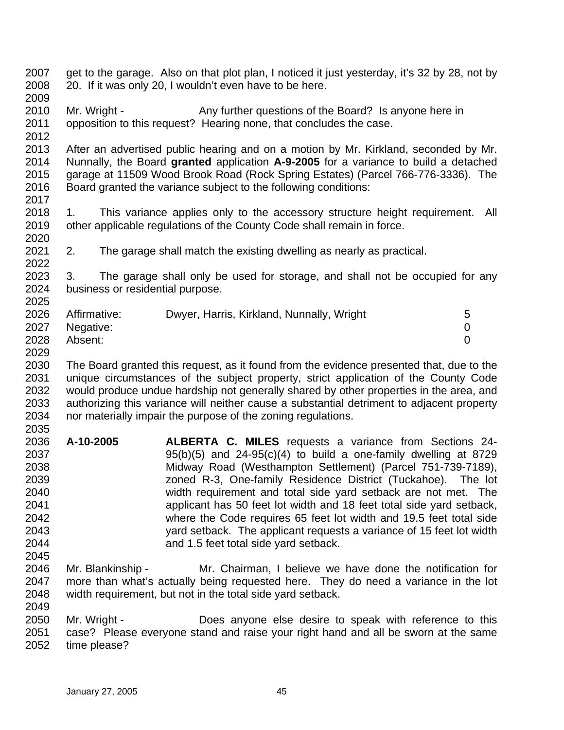get to the garage. Also on that plot plan, I noticed it just yesterday, it's 32 by 28, not by 20. If it was only 20, I wouldn't even have to be here.

Mr. Wright - Any further questions of the Board? Is anyone here in opposition to this request? Hearing none, that concludes the case.

After an advertised public hearing and on a motion by Mr. Kirkland, seconded by Mr. Nunnally, the Board **granted** application **A-9-2005** for a variance to build a detached garage at 11509 Wood Brook Road (Rock Spring Estates) (Parcel 766-776-3336). The Board granted the variance subject to the following conditions:

1. This variance applies only to the accessory structure height requirement. All other applicable regulations of the County Code shall remain in force.

2. The garage shall match the existing dwelling as nearly as practical.

3. The garage shall only be used for storage, and shall not be occupied for any business or residential purpose.

| | | |
|---|---|---|
| Affirmative: | Dwyer, Harris, Kirkland, Nunnally, Wright | 5 |
| Negative: | | 0 |
| Absent: | | 0 |

The Board granted this request, as it found from the evidence presented that, due to the unique circumstances of the subject property, strict application of the County Code would produce undue hardship not generally shared by other properties in the area, and authorizing this variance will neither cause a substantial detriment to adjacent property nor materially impair the purpose of the zoning regulations.

**A-10-2005** **ALBERTA C. MILES** requests a variance from Sections 24-95(b)(5) and 24-95(c)(4) to build a one-family dwelling at 8729 Midway Road (Westhampton Settlement) (Parcel 751-739-7189), zoned R-3, One-family Residence District (Tuckahoe). The lot width requirement and total side yard setback are not met. The applicant has 50 feet lot width and 18 feet total side yard setback, where the Code requires 65 feet lot width and 19.5 feet total side yard setback. The applicant requests a variance of 15 feet lot width and 1.5 feet total side yard setback.

Mr. Blankinship - Mr. Chairman, I believe we have done the notification for more than what's actually being requested here. They do need a variance in the lot width requirement, but not in the total side yard setback.

Mr. Wright - Does anyone else desire to speak with reference to this case? Please everyone stand and raise your right hand and all be sworn at the same time please?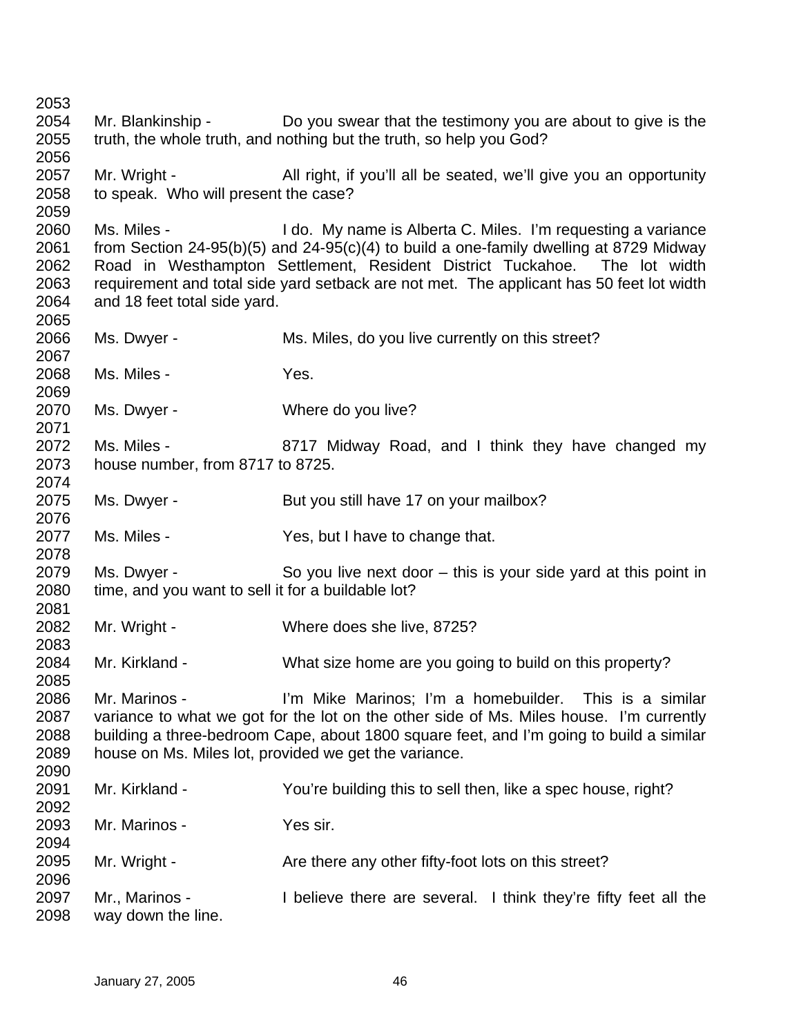Mr. Blankinship - Do you swear that the testimony you are about to give is the truth, the whole truth, and nothing but the truth, so help you God?

Mr. Wright - All right, if you'll all be seated, we'll give you an opportunity to speak. Who will present the case?

Ms. Miles - I do. My name is Alberta C. Miles. I'm requesting a variance from Section 24-95(b)(5) and 24-95(c)(4) to build a one-family dwelling at 8729 Midway Road in Westhampton Settlement, Resident District Tuckahoe. The lot width requirement and total side yard setback are not met. The applicant has 50 feet lot width and 18 feet total side yard.

Ms. Dwyer - Ms. Miles, do you live currently on this street?

Ms. Miles - Yes.

Ms. Dwyer - Where do you live?

Ms. Miles - 8717 Midway Road, and I think they have changed my house number, from 8717 to 8725.

Ms. Dwyer - But you still have 17 on your mailbox?

Ms. Miles - Yes, but I have to change that.

Ms. Dwyer - So you live next door – this is your side yard at this point in time, and you want to sell it for a buildable lot?

Mr. Wright - Where does she live, 8725?

Mr. Kirkland - What size home are you going to build on this property?

Mr. Marinos - I'm Mike Marinos; I'm a homebuilder. This is a similar variance to what we got for the lot on the other side of Ms. Miles house. I'm currently building a three-bedroom Cape, about 1800 square feet, and I'm going to build a similar house on Ms. Miles lot, provided we get the variance.

Mr. Kirkland - You're building this to sell then, like a spec house, right?

Mr. Marinos - Yes sir.

Mr. Wright - Are there any other fifty-foot lots on this street?

Mr., Marinos - I believe there are several. I think they're fifty feet all the way down the line.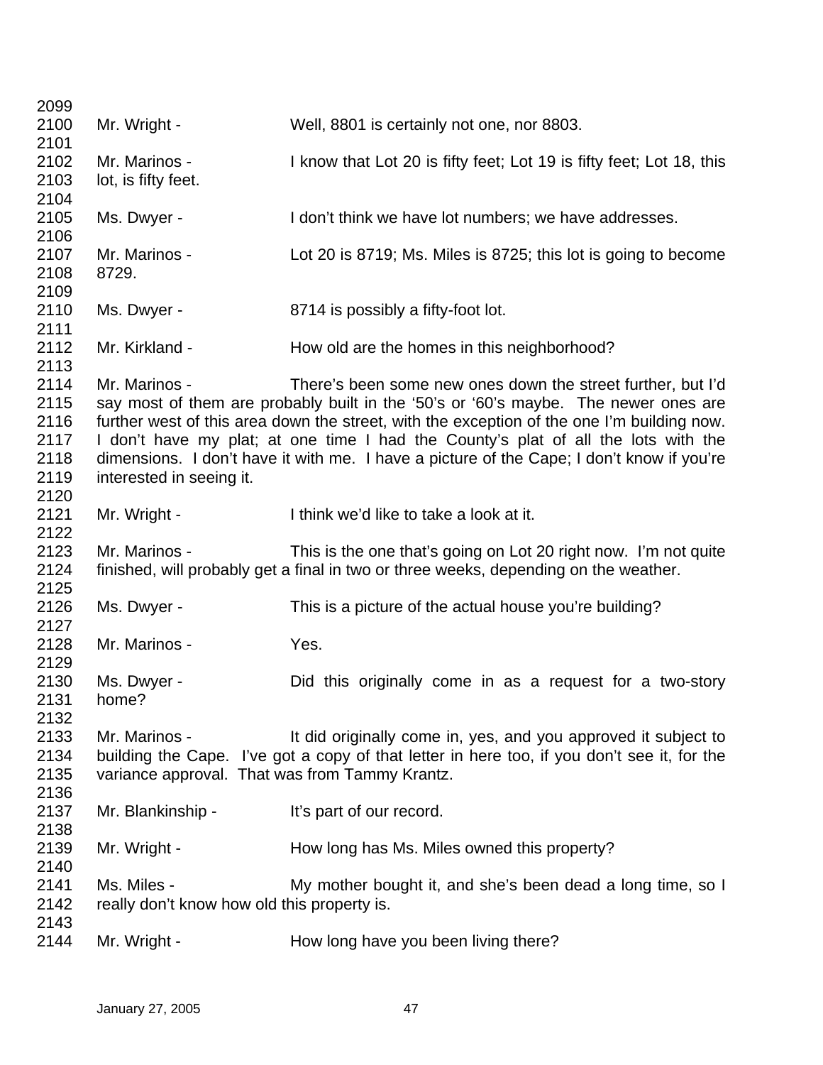Mr. Wright - Well, 8801 is certainly not one, nor 8803.

Mr. Marinos - I know that Lot 20 is fifty feet; Lot 19 is fifty feet; Lot 18, this lot, is fifty feet.

Ms. Dwyer - I don't think we have lot numbers; we have addresses.

Mr. Marinos - Lot 20 is 8719; Ms. Miles is 8725; this lot is going to become 8729.

Ms. Dwyer - 8714 is possibly a fifty-foot lot.

Mr. Kirkland - How old are the homes in this neighborhood?

Mr. Marinos - There's been some new ones down the street further, but I'd say most of them are probably built in the '50's or '60's maybe. The newer ones are further west of this area down the street, with the exception of the one I'm building now. I don't have my plat; at one time I had the County's plat of all the lots with the dimensions. I don't have it with me. I have a picture of the Cape; I don't know if you're interested in seeing it.

Mr. Wright - I think we'd like to take a look at it.

Mr. Marinos - This is the one that's going on Lot 20 right now. I'm not quite finished, will probably get a final in two or three weeks, depending on the weather.

Ms. Dwyer - This is a picture of the actual house you're building?

Mr. Marinos - Yes.

Ms. Dwyer - Did this originally come in as a request for a two-story home?

Mr. Marinos - It did originally come in, yes, and you approved it subject to building the Cape. I've got a copy of that letter in here too, if you don't see it, for the variance approval. That was from Tammy Krantz.

Mr. Blankinship - It's part of our record.

Mr. Wright - How long has Ms. Miles owned this property?

Ms. Miles - My mother bought it, and she's been dead a long time, so I really don't know how old this property is.

Mr. Wright - How long have you been living there?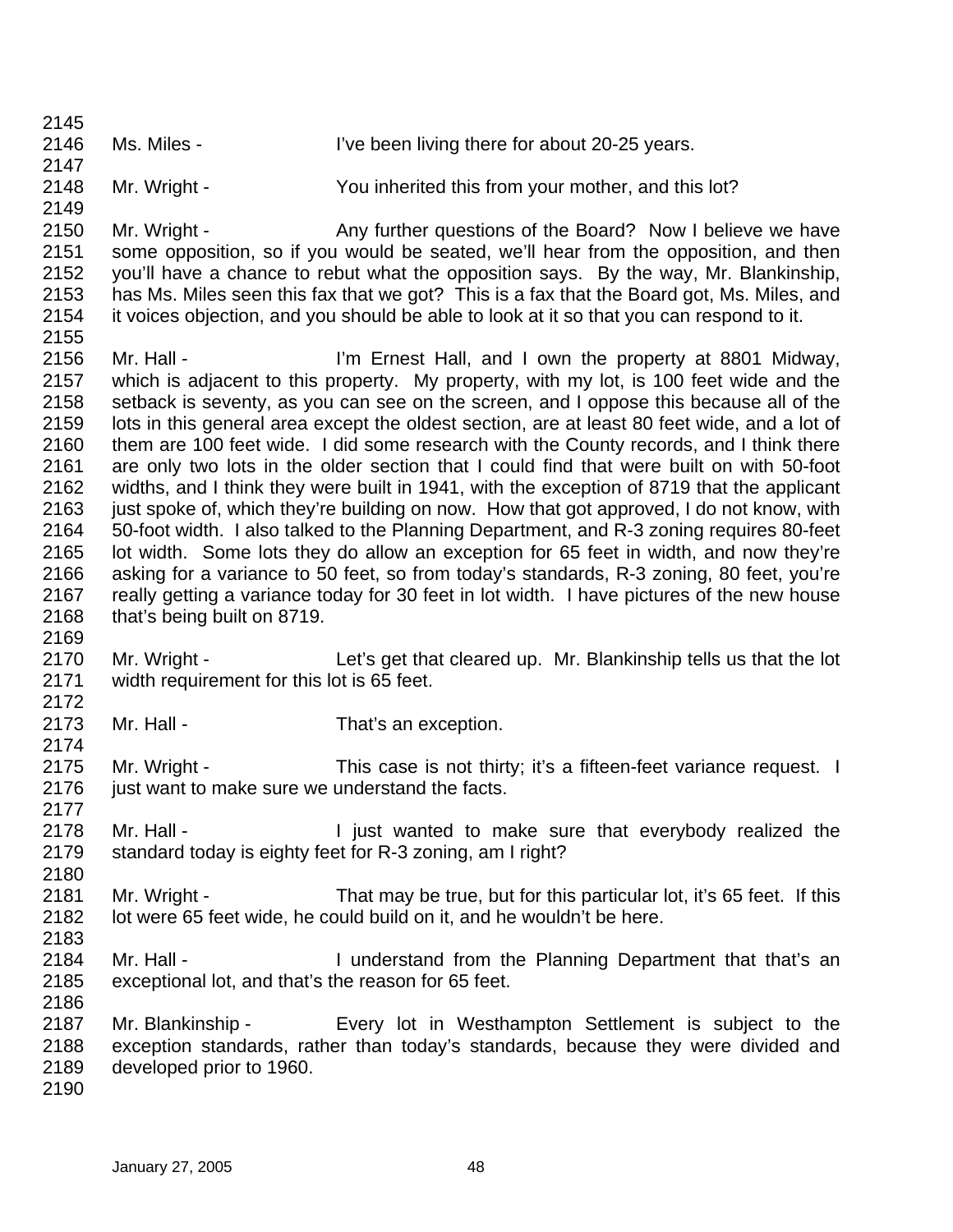Ms. Miles - I've been living there for about 20-25 years.

Mr. Wright - You inherited this from your mother, and this lot?

Mr. Wright - Any further questions of the Board? Now I believe we have some opposition, so if you would be seated, we'll hear from the opposition, and then you'll have a chance to rebut what the opposition says. By the way, Mr. Blankinship, has Ms. Miles seen this fax that we got? This is a fax that the Board got, Ms. Miles, and it voices objection, and you should be able to look at it so that you can respond to it.

Mr. Hall - I'm Ernest Hall, and I own the property at 8801 Midway, which is adjacent to this property. My property, with my lot, is 100 feet wide and the setback is seventy, as you can see on the screen, and I oppose this because all of the lots in this general area except the oldest section, are at least 80 feet wide, and a lot of them are 100 feet wide. I did some research with the County records, and I think there are only two lots in the older section that I could find that were built on with 50-foot widths, and I think they were built in 1941, with the exception of 8719 that the applicant just spoke of, which they're building on now. How that got approved, I do not know, with 50-foot width. I also talked to the Planning Department, and R-3 zoning requires 80-feet lot width. Some lots they do allow an exception for 65 feet in width, and now they're asking for a variance to 50 feet, so from today's standards, R-3 zoning, 80 feet, you're really getting a variance today for 30 feet in lot width. I have pictures of the new house that's being built on 8719.

Mr. Wright - Let's get that cleared up. Mr. Blankinship tells us that the lot width requirement for this lot is 65 feet.

Mr. Hall - That's an exception.

Mr. Wright - This case is not thirty; it's a fifteen-feet variance request. I just want to make sure we understand the facts.

Mr. Hall - I just wanted to make sure that everybody realized the standard today is eighty feet for R-3 zoning, am I right?

Mr. Wright - That may be true, but for this particular lot, it's 65 feet. If this lot were 65 feet wide, he could build on it, and he wouldn't be here.

Mr. Hall - I understand from the Planning Department that that's an exceptional lot, and that's the reason for 65 feet.

Mr. Blankinship - Every lot in Westhampton Settlement is subject to the exception standards, rather than today's standards, because they were divided and developed prior to 1960.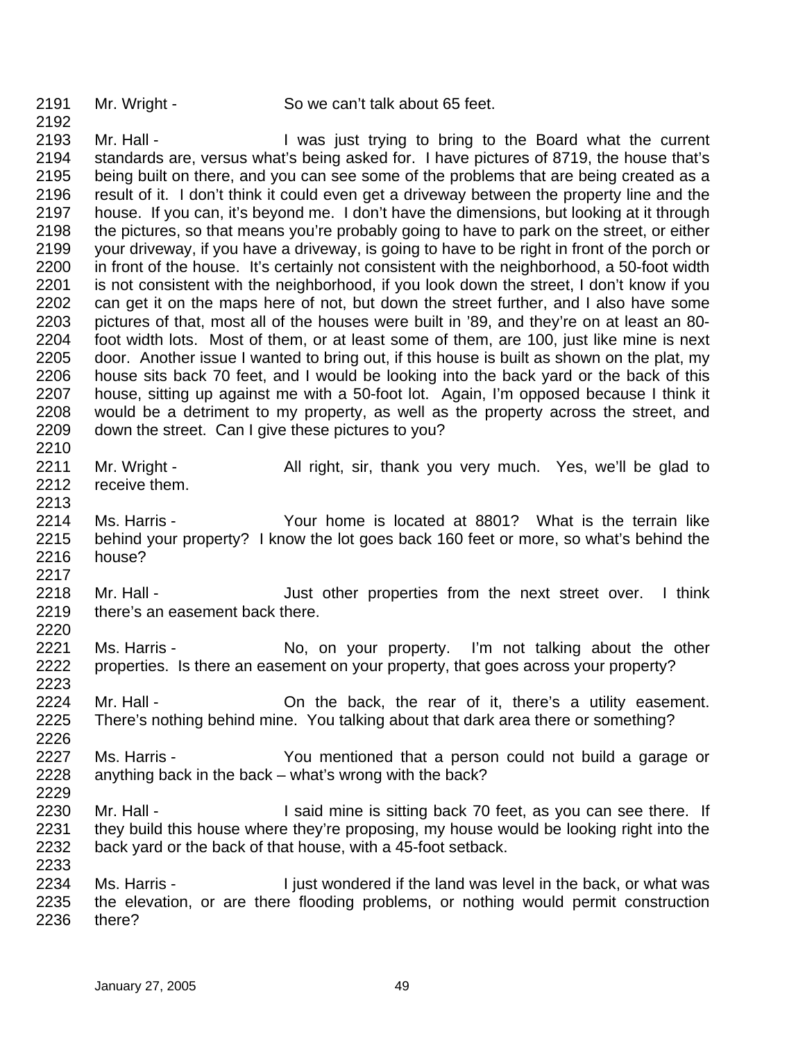2191 Mr. Wright - So we can't talk about 65 feet.
2192
2193 Mr. Hall - I was just trying to bring to the Board what the current
2194 standards are, versus what's being asked for. I have pictures of 8719, the house that's
2195 being built on there, and you can see some of the problems that are being created as a
2196 result of it. I don't think it could even get a driveway between the property line and the
2197 house. If you can, it's beyond me. I don't have the dimensions, but looking at it through
2198 the pictures, so that means you're probably going to have to park on the street, or either
2199 your driveway, if you have a driveway, is going to have to be right in front of the porch or
2200 in front of the house. It's certainly not consistent with the neighborhood, a 50-foot width
2201 is not consistent with the neighborhood, if you look down the street, I don't know if you
2202 can get it on the maps here of not, but down the street further, and I also have some
2203 pictures of that, most all of the houses were built in '89, and they're on at least an 80-
2204 foot width lots. Most of them, or at least some of them, are 100, just like mine is next
2205 door. Another issue I wanted to bring out, if this house is built as shown on the plat, my
2206 house sits back 70 feet, and I would be looking into the back yard or the back of this
2207 house, sitting up against me with a 50-foot lot. Again, I'm opposed because I think it
2208 would be a detriment to my property, as well as the property across the street, and
2209 down the street. Can I give these pictures to you?
2210
2211 Mr. Wright - All right, sir, thank you very much. Yes, we'll be glad to
2212 receive them.
2213
2214 Ms. Harris - Your home is located at 8801? What is the terrain like
2215 behind your property? I know the lot goes back 160 feet or more, so what's behind the
2216 house?
2217
2218 Mr. Hall - Just other properties from the next street over. I think
2219 there's an easement back there.
2220
2221 Ms. Harris - No, on your property. I'm not talking about the other
2222 properties. Is there an easement on your property, that goes across your property?
2223
2224 Mr. Hall - On the back, the rear of it, there's a utility easement.
2225 There's nothing behind mine. You talking about that dark area there or something?
2226
2227 Ms. Harris - You mentioned that a person could not build a garage or
2228 anything back in the back – what's wrong with the back?
2229
2230 Mr. Hall - I said mine is sitting back 70 feet, as you can see there. If
2231 they build this house where they're proposing, my house would be looking right into the
2232 back yard or the back of that house, with a 45-foot setback.
2233
2234 Ms. Harris - I just wondered if the land was level in the back, or what was
2235 the elevation, or are there flooding problems, or nothing would permit construction
2236 there?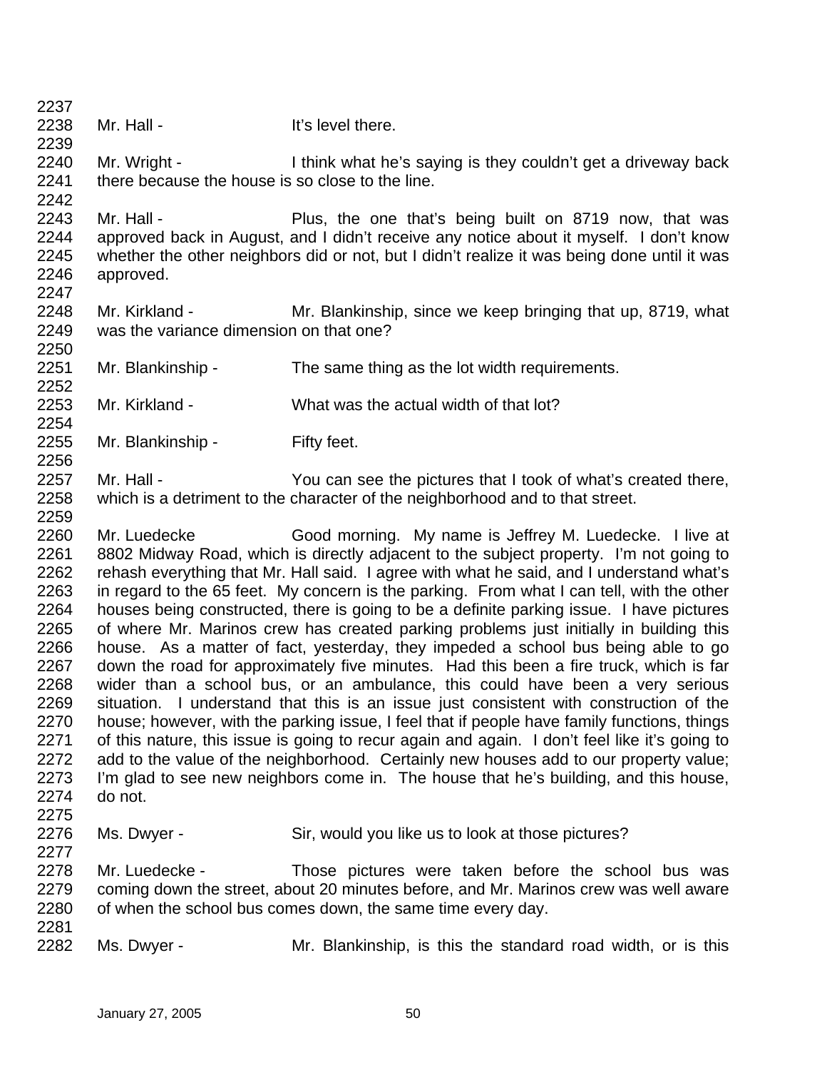Mr. Hall - It's level there.

Mr. Wright - I think what he's saying is they couldn't get a driveway back there because the house is so close to the line.

Mr. Hall - Plus, the one that's being built on 8719 now, that was approved back in August, and I didn't receive any notice about it myself. I don't know whether the other neighbors did or not, but I didn't realize it was being done until it was approved.

Mr. Kirkland - Mr. Blankinship, since we keep bringing that up, 8719, what was the variance dimension on that one?

Mr. Blankinship - The same thing as the lot width requirements.

Mr. Kirkland - What was the actual width of that lot?

Mr. Blankinship - Fifty feet.

Mr. Hall - You can see the pictures that I took of what's created there, which is a detriment to the character of the neighborhood and to that street.

Mr. Luedecke Good morning. My name is Jeffrey M. Luedecke. I live at 8802 Midway Road, which is directly adjacent to the subject property. I'm not going to rehash everything that Mr. Hall said. I agree with what he said, and I understand what's in regard to the 65 feet. My concern is the parking. From what I can tell, with the other houses being constructed, there is going to be a definite parking issue. I have pictures of where Mr. Marinos crew has created parking problems just initially in building this house. As a matter of fact, yesterday, they impeded a school bus being able to go down the road for approximately five minutes. Had this been a fire truck, which is far wider than a school bus, or an ambulance, this could have been a very serious situation. I understand that this is an issue just consistent with construction of the house; however, with the parking issue, I feel that if people have family functions, things of this nature, this issue is going to recur again and again. I don't feel like it's going to add to the value of the neighborhood. Certainly new houses add to our property value; I'm glad to see new neighbors come in. The house that he's building, and this house, do not.

Ms. Dwyer - Sir, would you like us to look at those pictures?

Mr. Luedecke - Those pictures were taken before the school bus was coming down the street, about 20 minutes before, and Mr. Marinos crew was well aware of when the school bus comes down, the same time every day.

Ms. Dwyer - Mr. Blankinship, is this the standard road width, or is this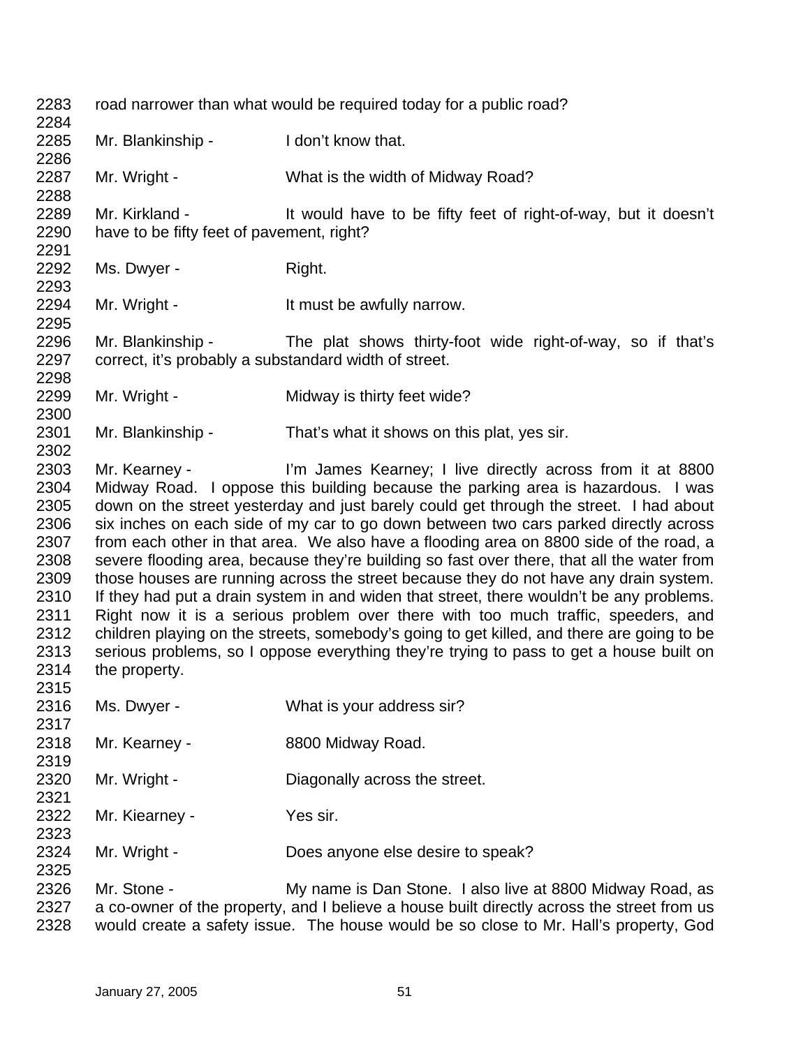2283 road narrower than what would be required today for a public road?

2285 Mr. Blankinship - I don't know that.

2287 Mr. Wright - What is the width of Midway Road?

2289 Mr. Kirkland - It would have to be fifty feet of right-of-way, but it doesn't
2290 have to be fifty feet of pavement, right?

2292 Ms. Dwyer - Right.

2294 Mr. Wright - It must be awfully narrow.

2296 Mr. Blankinship - The plat shows thirty-foot wide right-of-way, so if that's
2297 correct, it's probably a substandard width of street.

2299 Mr. Wright - Midway is thirty feet wide?

2301 Mr. Blankinship - That's what it shows on this plat, yes sir.

2303 Mr. Kearney - I'm James Kearney; I live directly across from it at 8800
2304 Midway Road. I oppose this building because the parking area is hazardous. I was
2305 down on the street yesterday and just barely could get through the street. I had about
2306 six inches on each side of my car to go down between two cars parked directly across
2307 from each other in that area. We also have a flooding area on 8800 side of the road, a
2308 severe flooding area, because they're building so fast over there, that all the water from
2309 those houses are running across the street because they do not have any drain system.
2310 If they had put a drain system in and widen that street, there wouldn't be any problems.
2311 Right now it is a serious problem over there with too much traffic, speeders, and
2312 children playing on the streets, somebody's going to get killed, and there are going to be
2313 serious problems, so I oppose everything they're trying to pass to get a house built on
2314 the property.

2316 Ms. Dwyer - What is your address sir?

2318 Mr. Kearney - 8800 Midway Road.

2320 Mr. Wright - Diagonally across the street.

2322 Mr. Kiearney - Yes sir.

2324 Mr. Wright - Does anyone else desire to speak?

2326 Mr. Stone - My name is Dan Stone. I also live at 8800 Midway Road, as
2327 a co-owner of the property, and I believe a house built directly across the street from us
2328 would create a safety issue. The house would be so close to Mr. Hall's property, God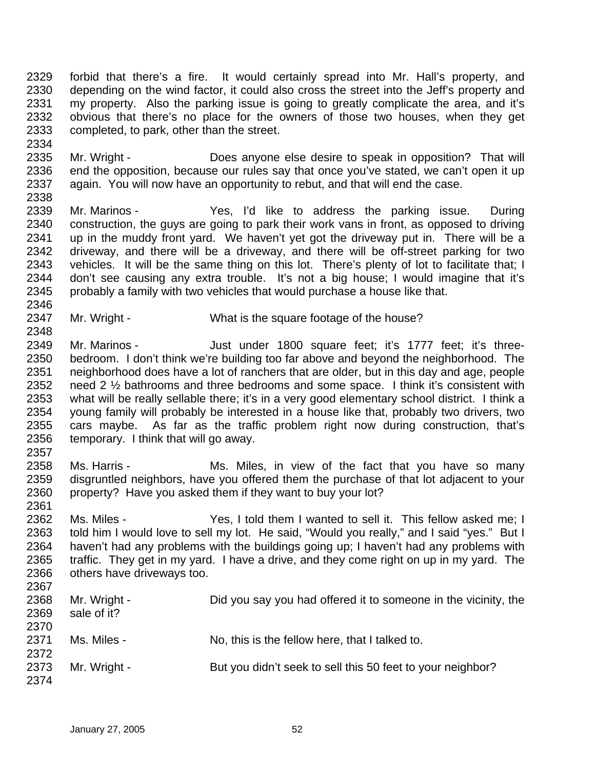2329 forbid that there's a fire. It would certainly spread into Mr. Hall's property, and
2330 depending on the wind factor, it could also cross the street into the Jeff's property and
2331 my property. Also the parking issue is going to greatly complicate the area, and it's
2332 obvious that there's no place for the owners of those two houses, when they get
2333 completed, to park, other than the street.
2334
2335 Mr. Wright - Does anyone else desire to speak in opposition? That will
2336 end the opposition, because our rules say that once you've stated, we can't open it up
2337 again. You will now have an opportunity to rebut, and that will end the case.
2338
2339 Mr. Marinos - Yes, I'd like to address the parking issue. During
2340 construction, the guys are going to park their work vans in front, as opposed to driving
2341 up in the muddy front yard. We haven't yet got the driveway put in. There will be a
2342 driveway, and there will be a driveway, and there will be off-street parking for two
2343 vehicles. It will be the same thing on this lot. There's plenty of lot to facilitate that; I
2344 don't see causing any extra trouble. It's not a big house; I would imagine that it's
2345 probably a family with two vehicles that would purchase a house like that.
2346
2347 Mr. Wright - What is the square footage of the house?
2348
2349 Mr. Marinos - Just under 1800 square feet; it's 1777 feet; it's three-
2350 bedroom. I don't think we're building too far above and beyond the neighborhood. The
2351 neighborhood does have a lot of ranchers that are older, but in this day and age, people
2352 need 2 ½ bathrooms and three bedrooms and some space. I think it's consistent with
2353 what will be really sellable there; it's in a very good elementary school district. I think a
2354 young family will probably be interested in a house like that, probably two drivers, two
2355 cars maybe. As far as the traffic problem right now during construction, that's
2356 temporary. I think that will go away.
2357
2358 Ms. Harris - Ms. Miles, in view of the fact that you have so many
2359 disgruntled neighbors, have you offered them the purchase of that lot adjacent to your
2360 property? Have you asked them if they want to buy your lot?
2361
2362 Ms. Miles - Yes, I told them I wanted to sell it. This fellow asked me; I
2363 told him I would love to sell my lot. He said, "Would you really," and I said "yes." But I
2364 haven't had any problems with the buildings going up; I haven't had any problems with
2365 traffic. They get in my yard. I have a drive, and they come right on up in my yard. The
2366 others have driveways too.
2367
2368 Mr. Wright - Did you say you had offered it to someone in the vicinity, the
2369 sale of it?
2370
2371 Ms. Miles - No, this is the fellow here, that I talked to.
2372
2373 Mr. Wright - But you didn't seek to sell this 50 feet to your neighbor?
2374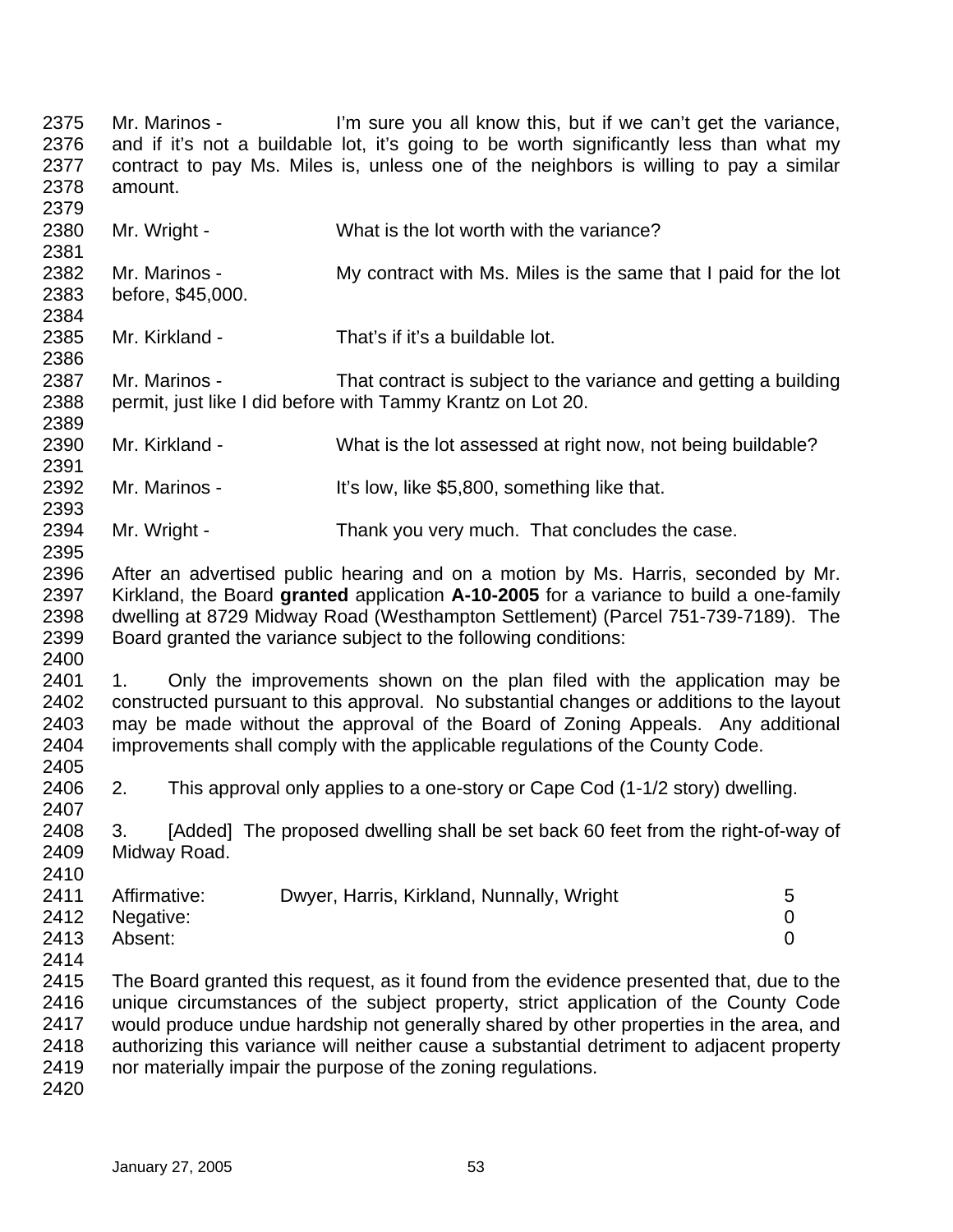Mr. Marinos - I'm sure you all know this, but if we can't get the variance, and if it's not a buildable lot, it's going to be worth significantly less than what my contract to pay Ms. Miles is, unless one of the neighbors is willing to pay a similar amount.

Mr. Wright - What is the lot worth with the variance?

Mr. Marinos - My contract with Ms. Miles is the same that I paid for the lot before, $45,000.

Mr. Kirkland - That's if it's a buildable lot.

Mr. Marinos - That contract is subject to the variance and getting a building permit, just like I did before with Tammy Krantz on Lot 20.

Mr. Kirkland - What is the lot assessed at right now, not being buildable?

Mr. Marinos - It's low, like $5,800, something like that.

Mr. Wright - Thank you very much. That concludes the case.

After an advertised public hearing and on a motion by Ms. Harris, seconded by Mr. Kirkland, the Board **granted** application **A-10-2005** for a variance to build a one-family dwelling at 8729 Midway Road (Westhampton Settlement) (Parcel 751-739-7189). The Board granted the variance subject to the following conditions:

1. Only the improvements shown on the plan filed with the application may be constructed pursuant to this approval. No substantial changes or additions to the layout may be made without the approval of the Board of Zoning Appeals. Any additional improvements shall comply with the applicable regulations of the County Code.

2. This approval only applies to a one-story or Cape Cod (1-1/2 story) dwelling.

3. [Added] The proposed dwelling shall be set back 60 feet from the right-of-way of Midway Road.

| | | |
|---|---|---|
| Affirmative: | Dwyer, Harris, Kirkland, Nunnally, Wright | 5 |
| Negative: | | 0 |
| Absent: | | 0 |

The Board granted this request, as it found from the evidence presented that, due to the unique circumstances of the subject property, strict application of the County Code would produce undue hardship not generally shared by other properties in the area, and authorizing this variance will neither cause a substantial detriment to adjacent property nor materially impair the purpose of the zoning regulations.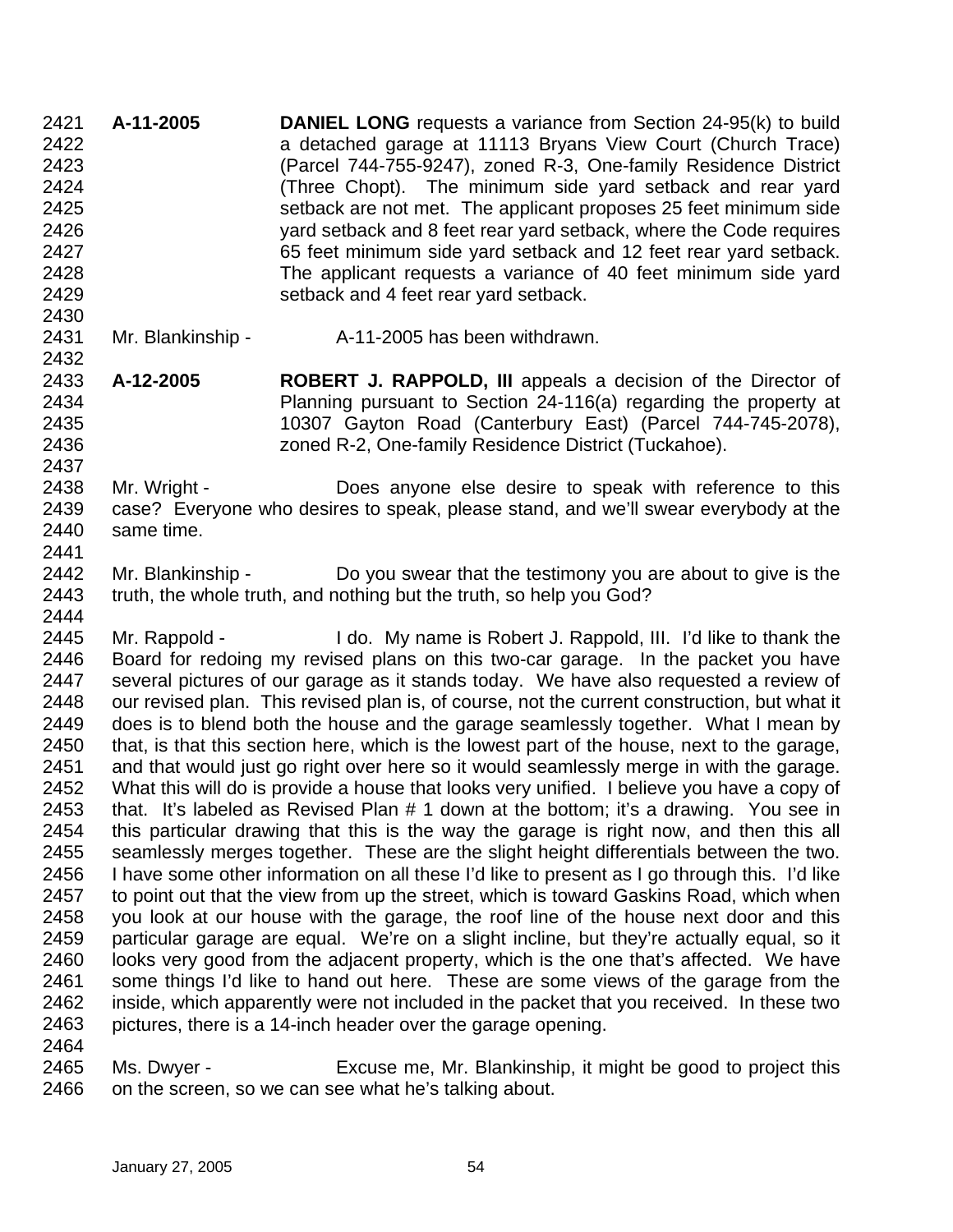**A-11-2005** **DANIEL LONG** requests a variance from Section 24-95(k) to build a detached garage at 11113 Bryans View Court (Church Trace) (Parcel 744-755-9247), zoned R-3, One-family Residence District (Three Chopt). The minimum side yard setback and rear yard setback are not met. The applicant proposes 25 feet minimum side yard setback and 8 feet rear yard setback, where the Code requires 65 feet minimum side yard setback and 12 feet rear yard setback. The applicant requests a variance of 40 feet minimum side yard setback and 4 feet rear yard setback.

Mr. Blankinship - A-11-2005 has been withdrawn.

**A-12-2005** **ROBERT J. RAPPOLD, III** appeals a decision of the Director of Planning pursuant to Section 24-116(a) regarding the property at 10307 Gayton Road (Canterbury East) (Parcel 744-745-2078), zoned R-2, One-family Residence District (Tuckahoe).

Mr. Wright - Does anyone else desire to speak with reference to this case? Everyone who desires to speak, please stand, and we'll swear everybody at the same time.

Mr. Blankinship - Do you swear that the testimony you are about to give is the truth, the whole truth, and nothing but the truth, so help you God?

Mr. Rappold - I do. My name is Robert J. Rappold, III. I'd like to thank the Board for redoing my revised plans on this two-car garage. In the packet you have several pictures of our garage as it stands today. We have also requested a review of our revised plan. This revised plan is, of course, not the current construction, but what it does is to blend both the house and the garage seamlessly together. What I mean by that, is that this section here, which is the lowest part of the house, next to the garage, and that would just go right over here so it would seamlessly merge in with the garage. What this will do is provide a house that looks very unified. I believe you have a copy of that. It's labeled as Revised Plan # 1 down at the bottom; it's a drawing. You see in this particular drawing that this is the way the garage is right now, and then this all seamlessly merges together. These are the slight height differentials between the two. I have some other information on all these I'd like to present as I go through this. I'd like to point out that the view from up the street, which is toward Gaskins Road, which when you look at our house with the garage, the roof line of the house next door and this particular garage are equal. We're on a slight incline, but they're actually equal, so it looks very good from the adjacent property, which is the one that's affected. We have some things I'd like to hand out here. These are some views of the garage from the inside, which apparently were not included in the packet that you received. In these two pictures, there is a 14-inch header over the garage opening.

Ms. Dwyer - Excuse me, Mr. Blankinship, it might be good to project this on the screen, so we can see what he's talking about.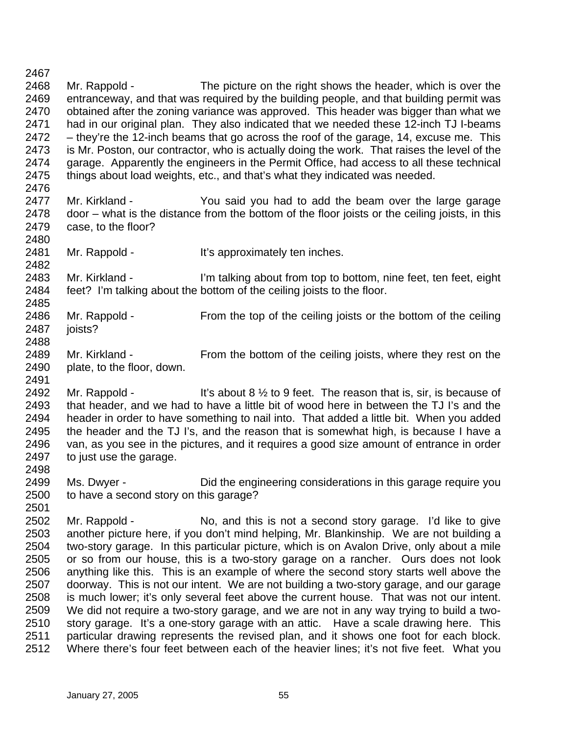Mr. Rappold - The picture on the right shows the header, which is over the entranceway, and that was required by the building people, and that building permit was obtained after the zoning variance was approved. This header was bigger than what we had in our original plan. They also indicated that we needed these 12-inch TJ I-beams – they're the 12-inch beams that go across the roof of the garage, 14, excuse me. This is Mr. Poston, our contractor, who is actually doing the work. That raises the level of the garage. Apparently the engineers in the Permit Office, had access to all these technical things about load weights, etc., and that's what they indicated was needed.

Mr. Kirkland - You said you had to add the beam over the large garage door – what is the distance from the bottom of the floor joists or the ceiling joists, in this case, to the floor?

Mr. Rappold - It's approximately ten inches.

Mr. Kirkland - I'm talking about from top to bottom, nine feet, ten feet, eight feet? I'm talking about the bottom of the ceiling joists to the floor.

Mr. Rappold - From the top of the ceiling joists or the bottom of the ceiling joists?

Mr. Kirkland - From the bottom of the ceiling joists, where they rest on the plate, to the floor, down.

Mr. Rappold - It's about 8 ½ to 9 feet. The reason that is, sir, is because of that header, and we had to have a little bit of wood here in between the TJ I's and the header in order to have something to nail into. That added a little bit. When you added the header and the TJ I's, and the reason that is somewhat high, is because I have a van, as you see in the pictures, and it requires a good size amount of entrance in order to just use the garage.

Ms. Dwyer - Did the engineering considerations in this garage require you to have a second story on this garage?

Mr. Rappold - No, and this is not a second story garage. I'd like to give another picture here, if you don't mind helping, Mr. Blankinship. We are not building a two-story garage. In this particular picture, which is on Avalon Drive, only about a mile or so from our house, this is a two-story garage on a rancher. Ours does not look anything like this. This is an example of where the second story starts well above the doorway. This is not our intent. We are not building a two-story garage, and our garage is much lower; it's only several feet above the current house. That was not our intent. We did not require a two-story garage, and we are not in any way trying to build a two-story garage. It's a one-story garage with an attic. Have a scale drawing here. This particular drawing represents the revised plan, and it shows one foot for each block. Where there's four feet between each of the heavier lines; it's not five feet. What you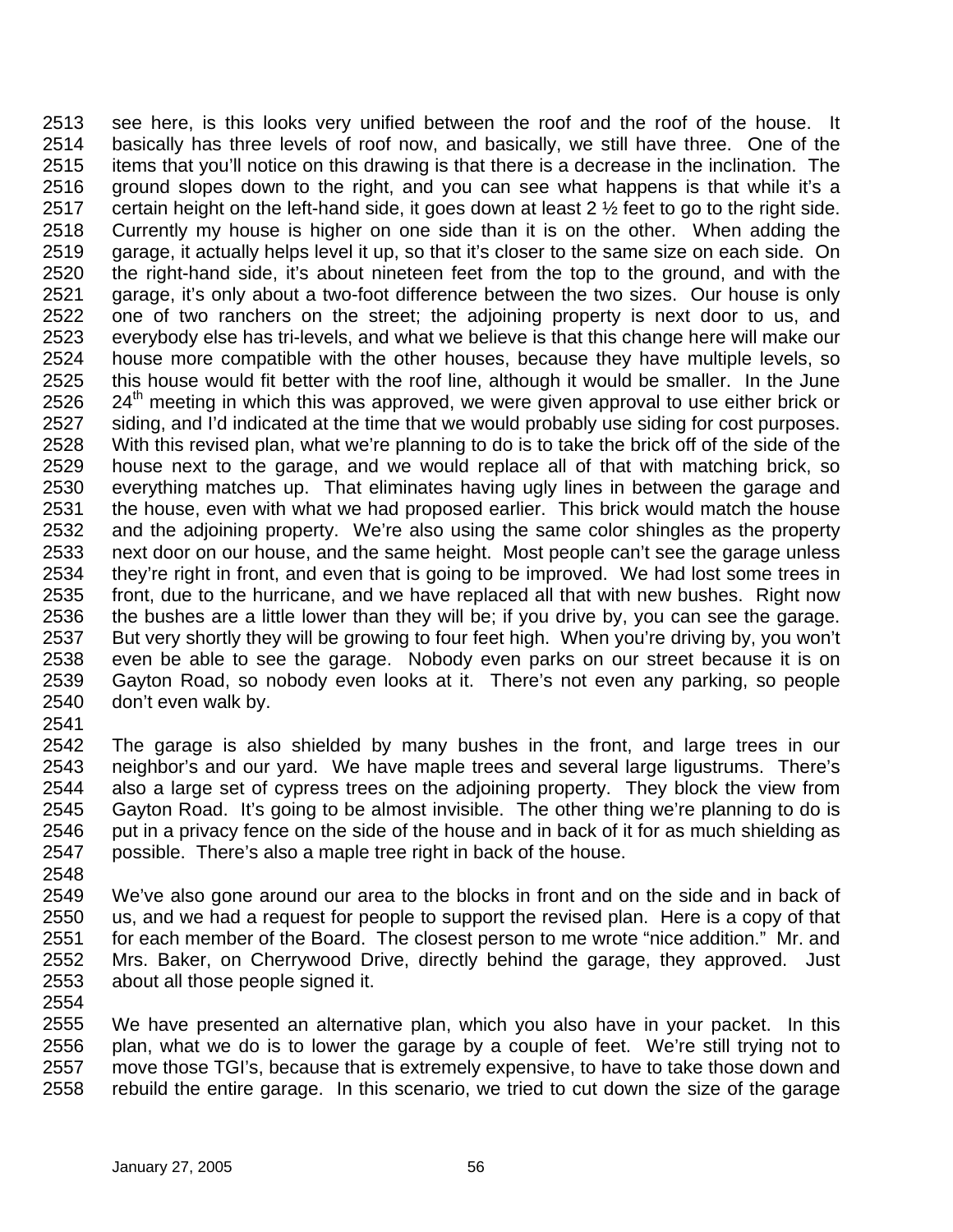see here, is this looks very unified between the roof and the roof of the house. It basically has three levels of roof now, and basically, we still have three. One of the items that you'll notice on this drawing is that there is a decrease in the inclination. The ground slopes down to the right, and you can see what happens is that while it's a certain height on the left-hand side, it goes down at least 2 ½ feet to go to the right side. Currently my house is higher on one side than it is on the other. When adding the garage, it actually helps level it up, so that it's closer to the same size on each side. On the right-hand side, it's about nineteen feet from the top to the ground, and with the garage, it's only about a two-foot difference between the two sizes. Our house is only one of two ranchers on the street; the adjoining property is next door to us, and everybody else has tri-levels, and what we believe is that this change here will make our house more compatible with the other houses, because they have multiple levels, so this house would fit better with the roof line, although it would be smaller. In the June 24th meeting in which this was approved, we were given approval to use either brick or siding, and I'd indicated at the time that we would probably use siding for cost purposes. With this revised plan, what we're planning to do is to take the brick off of the side of the house next to the garage, and we would replace all of that with matching brick, so everything matches up. That eliminates having ugly lines in between the garage and the house, even with what we had proposed earlier. This brick would match the house and the adjoining property. We're also using the same color shingles as the property next door on our house, and the same height. Most people can't see the garage unless they're right in front, and even that is going to be improved. We had lost some trees in front, due to the hurricane, and we have replaced all that with new bushes. Right now the bushes are a little lower than they will be; if you drive by, you can see the garage. But very shortly they will be growing to four feet high. When you're driving by, you won't even be able to see the garage. Nobody even parks on our street because it is on Gayton Road, so nobody even looks at it. There's not even any parking, so people don't even walk by.

The garage is also shielded by many bushes in the front, and large trees in our neighbor's and our yard. We have maple trees and several large ligustrums. There's also a large set of cypress trees on the adjoining property. They block the view from Gayton Road. It's going to be almost invisible. The other thing we're planning to do is put in a privacy fence on the side of the house and in back of it for as much shielding as possible. There's also a maple tree right in back of the house.

We've also gone around our area to the blocks in front and on the side and in back of us, and we had a request for people to support the revised plan. Here is a copy of that for each member of the Board. The closest person to me wrote "nice addition." Mr. and Mrs. Baker, on Cherrywood Drive, directly behind the garage, they approved. Just about all those people signed it.

We have presented an alternative plan, which you also have in your packet. In this plan, what we do is to lower the garage by a couple of feet. We're still trying not to move those TGI's, because that is extremely expensive, to have to take those down and rebuild the entire garage. In this scenario, we tried to cut down the size of the garage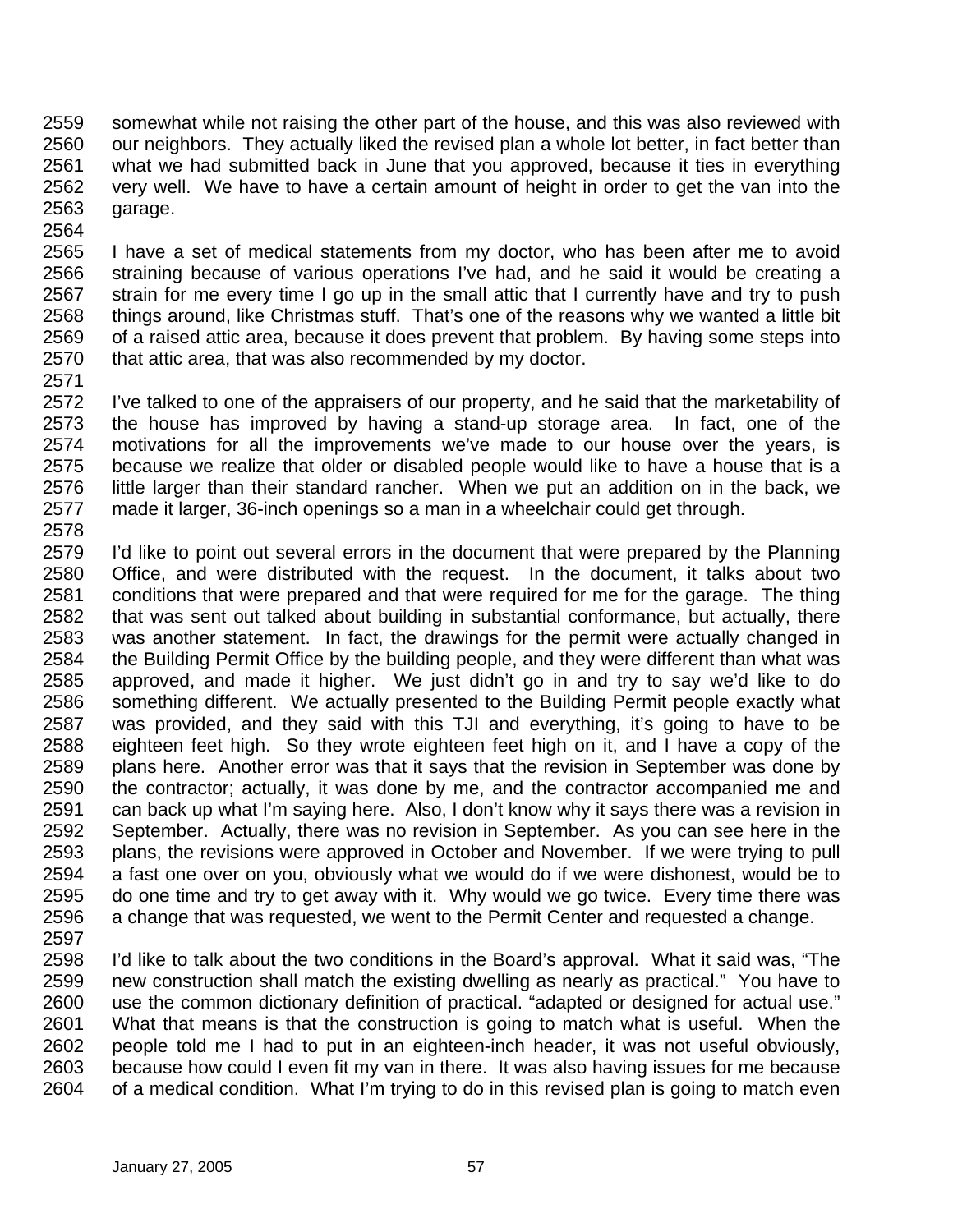somewhat while not raising the other part of the house, and this was also reviewed with our neighbors. They actually liked the revised plan a whole lot better, in fact better than what we had submitted back in June that you approved, because it ties in everything very well. We have to have a certain amount of height in order to get the van into the garage.

I have a set of medical statements from my doctor, who has been after me to avoid straining because of various operations I've had, and he said it would be creating a strain for me every time I go up in the small attic that I currently have and try to push things around, like Christmas stuff. That's one of the reasons why we wanted a little bit of a raised attic area, because it does prevent that problem. By having some steps into that attic area, that was also recommended by my doctor.

I've talked to one of the appraisers of our property, and he said that the marketability of the house has improved by having a stand-up storage area. In fact, one of the motivations for all the improvements we've made to our house over the years, is because we realize that older or disabled people would like to have a house that is a little larger than their standard rancher. When we put an addition on in the back, we made it larger, 36-inch openings so a man in a wheelchair could get through.

I'd like to point out several errors in the document that were prepared by the Planning Office, and were distributed with the request. In the document, it talks about two conditions that were prepared and that were required for me for the garage. The thing that was sent out talked about building in substantial conformance, but actually, there was another statement. In fact, the drawings for the permit were actually changed in the Building Permit Office by the building people, and they were different than what was approved, and made it higher. We just didn't go in and try to say we'd like to do something different. We actually presented to the Building Permit people exactly what was provided, and they said with this TJI and everything, it's going to have to be eighteen feet high. So they wrote eighteen feet high on it, and I have a copy of the plans here. Another error was that it says that the revision in September was done by the contractor; actually, it was done by me, and the contractor accompanied me and can back up what I'm saying here. Also, I don't know why it says there was a revision in September. Actually, there was no revision in September. As you can see here in the plans, the revisions were approved in October and November. If we were trying to pull a fast one over on you, obviously what we would do if we were dishonest, would be to do one time and try to get away with it. Why would we go twice. Every time there was a change that was requested, we went to the Permit Center and requested a change.

I'd like to talk about the two conditions in the Board's approval. What it said was, "The new construction shall match the existing dwelling as nearly as practical." You have to use the common dictionary definition of practical. "adapted or designed for actual use." What that means is that the construction is going to match what is useful. When the people told me I had to put in an eighteen-inch header, it was not useful obviously, because how could I even fit my van in there. It was also having issues for me because of a medical condition. What I'm trying to do in this revised plan is going to match even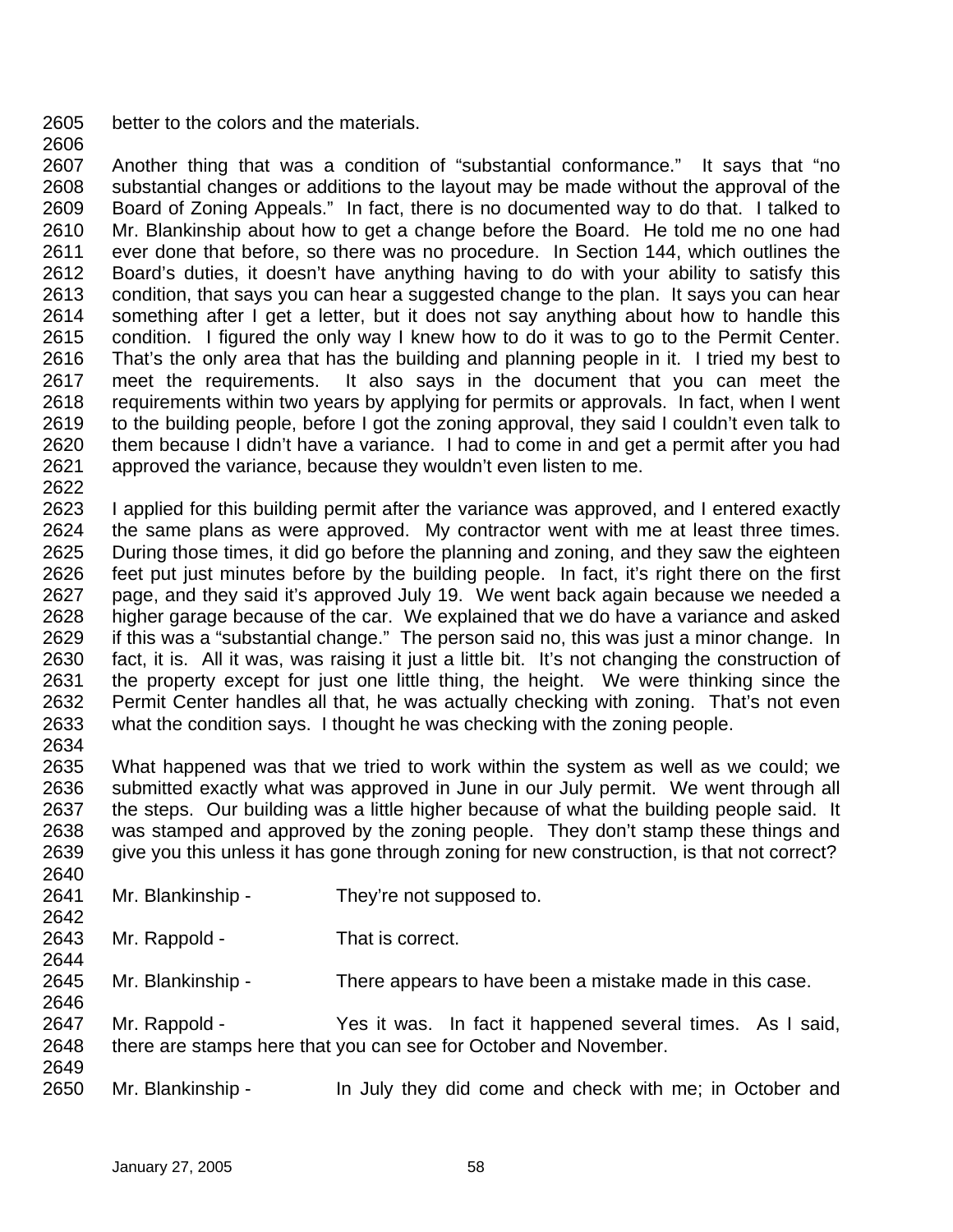better to the colors and the materials.

Another thing that was a condition of "substantial conformance." It says that "no substantial changes or additions to the layout may be made without the approval of the Board of Zoning Appeals." In fact, there is no documented way to do that. I talked to Mr. Blankinship about how to get a change before the Board. He told me no one had ever done that before, so there was no procedure. In Section 144, which outlines the Board's duties, it doesn't have anything having to do with your ability to satisfy this condition, that says you can hear a suggested change to the plan. It says you can hear something after I get a letter, but it does not say anything about how to handle this condition. I figured the only way I knew how to do it was to go to the Permit Center. That's the only area that has the building and planning people in it. I tried my best to meet the requirements. It also says in the document that you can meet the requirements within two years by applying for permits or approvals. In fact, when I went to the building people, before I got the zoning approval, they said I couldn't even talk to them because I didn't have a variance. I had to come in and get a permit after you had approved the variance, because they wouldn't even listen to me.

I applied for this building permit after the variance was approved, and I entered exactly the same plans as were approved. My contractor went with me at least three times. During those times, it did go before the planning and zoning, and they saw the eighteen feet put just minutes before by the building people. In fact, it's right there on the first page, and they said it's approved July 19. We went back again because we needed a higher garage because of the car. We explained that we do have a variance and asked if this was a "substantial change." The person said no, this was just a minor change. In fact, it is. All it was, was raising it just a little bit. It's not changing the construction of the property except for just one little thing, the height. We were thinking since the Permit Center handles all that, he was actually checking with zoning. That's not even what the condition says. I thought he was checking with the zoning people.

What happened was that we tried to work within the system as well as we could; we submitted exactly what was approved in June in our July permit. We went through all the steps. Our building was a little higher because of what the building people said. It was stamped and approved by the zoning people. They don't stamp these things and give you this unless it has gone through zoning for new construction, is that not correct?

Mr. Blankinship - They're not supposed to.

Mr. Rappold - That is correct.

Mr. Blankinship - There appears to have been a mistake made in this case.

Mr. Rappold - Yes it was. In fact it happened several times. As I said, there are stamps here that you can see for October and November.

Mr. Blankinship - In July they did come and check with me; in October and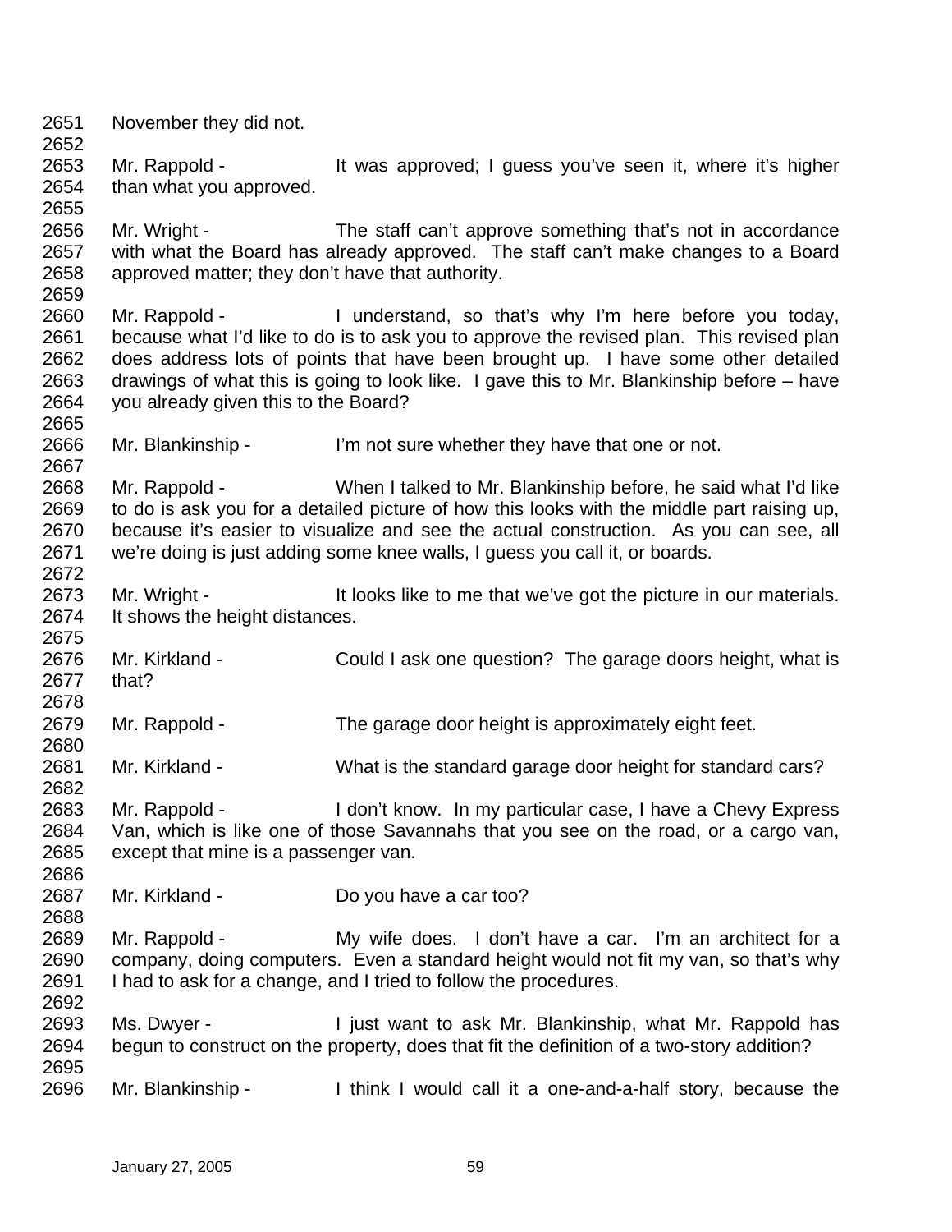November they did not.

Mr. Rappold - It was approved; I guess you've seen it, where it's higher than what you approved.

Mr. Wright - The staff can't approve something that's not in accordance with what the Board has already approved. The staff can't make changes to a Board approved matter; they don't have that authority.

Mr. Rappold - I understand, so that's why I'm here before you today, because what I'd like to do is to ask you to approve the revised plan. This revised plan does address lots of points that have been brought up. I have some other detailed drawings of what this is going to look like. I gave this to Mr. Blankinship before – have you already given this to the Board?

Mr. Blankinship - I'm not sure whether they have that one or not.

Mr. Rappold - When I talked to Mr. Blankinship before, he said what I'd like to do is ask you for a detailed picture of how this looks with the middle part raising up, because it's easier to visualize and see the actual construction. As you can see, all we're doing is just adding some knee walls, I guess you call it, or boards.

Mr. Wright - It looks like to me that we've got the picture in our materials. It shows the height distances.

Mr. Kirkland - Could I ask one question? The garage doors height, what is that?

Mr. Rappold - The garage door height is approximately eight feet.

Mr. Kirkland - What is the standard garage door height for standard cars?

Mr. Rappold - I don't know. In my particular case, I have a Chevy Express Van, which is like one of those Savannahs that you see on the road, or a cargo van, except that mine is a passenger van.

Mr. Kirkland - Do you have a car too?

Mr. Rappold - My wife does. I don't have a car. I'm an architect for a company, doing computers. Even a standard height would not fit my van, so that's why I had to ask for a change, and I tried to follow the procedures.

Ms. Dwyer - I just want to ask Mr. Blankinship, what Mr. Rappold has begun to construct on the property, does that fit the definition of a two-story addition?

Mr. Blankinship - I think I would call it a one-and-a-half story, because the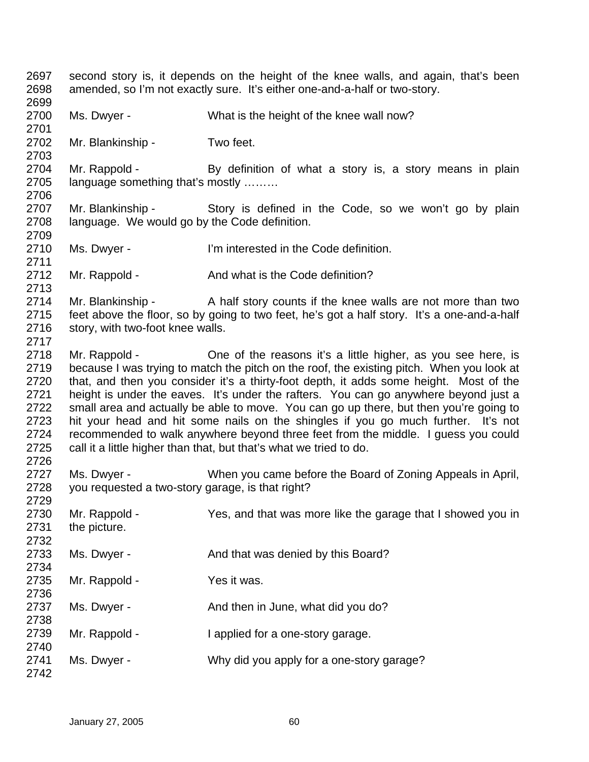second story is, it depends on the height of the knee walls, and again, that's been amended, so I'm not exactly sure. It's either one-and-a-half or two-story.

Ms. Dwyer - What is the height of the knee wall now?

Mr. Blankinship - Two feet.

Mr. Rappold - By definition of what a story is, a story means in plain language something that's mostly ………

Mr. Blankinship - Story is defined in the Code, so we won't go by plain language. We would go by the Code definition.

Ms. Dwyer - I'm interested in the Code definition.

Mr. Rappold - And what is the Code definition?

Mr. Blankinship - A half story counts if the knee walls are not more than two feet above the floor, so by going to two feet, he's got a half story. It's a one-and-a-half story, with two-foot knee walls.

Mr. Rappold - One of the reasons it's a little higher, as you see here, is because I was trying to match the pitch on the roof, the existing pitch. When you look at that, and then you consider it's a thirty-foot depth, it adds some height. Most of the height is under the eaves. It's under the rafters. You can go anywhere beyond just a small area and actually be able to move. You can go up there, but then you're going to hit your head and hit some nails on the shingles if you go much further. It's not recommended to walk anywhere beyond three feet from the middle. I guess you could call it a little higher than that, but that's what we tried to do.

Ms. Dwyer - When you came before the Board of Zoning Appeals in April, you requested a two-story garage, is that right?

Mr. Rappold - Yes, and that was more like the garage that I showed you in the picture.

Ms. Dwyer - And that was denied by this Board?

Mr. Rappold - Yes it was.

Ms. Dwyer - And then in June, what did you do?

Mr. Rappold - I applied for a one-story garage.

Ms. Dwyer - Why did you apply for a one-story garage?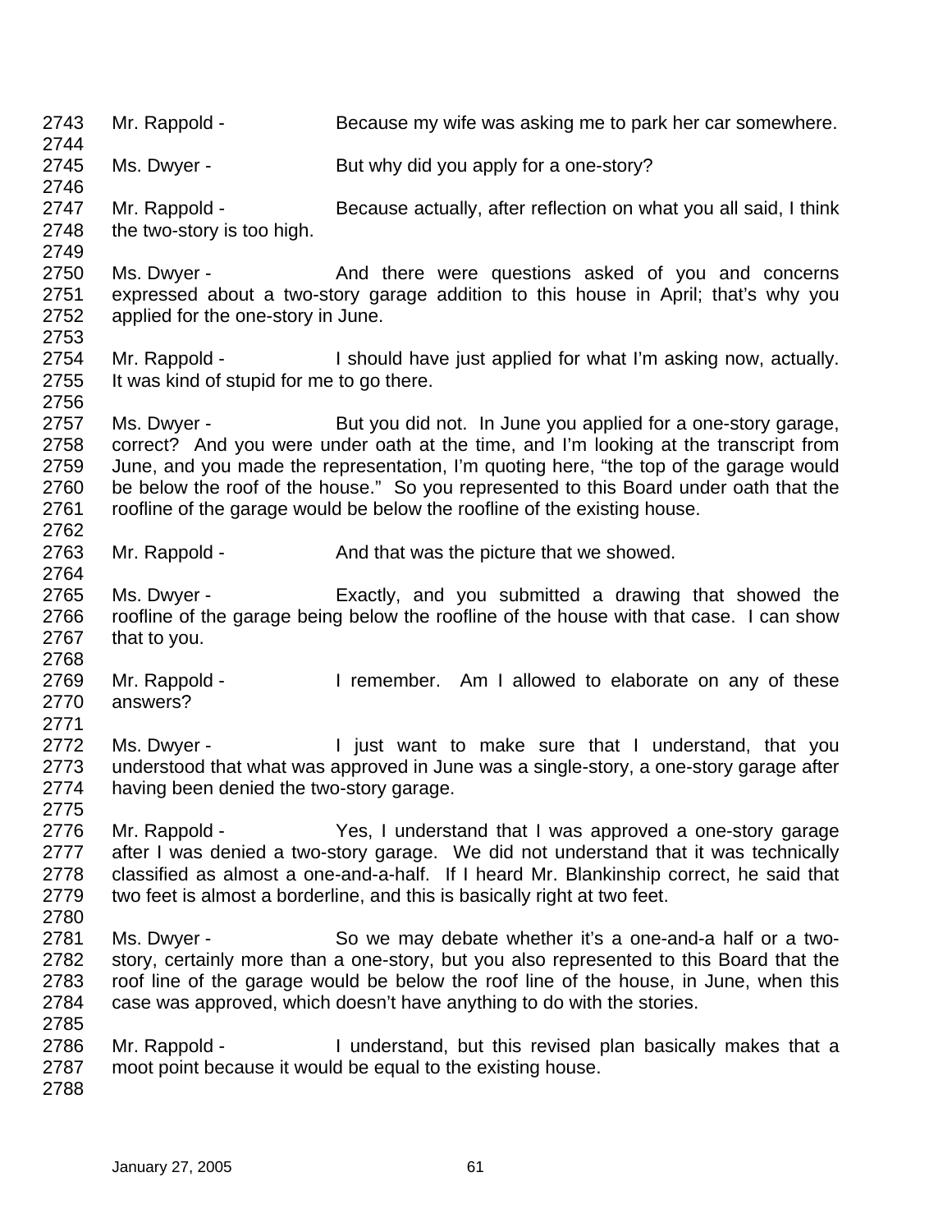2743 Mr. Rappold - Because my wife was asking me to park her car somewhere.
2744
2745 Ms. Dwyer - But why did you apply for a one-story?
2746
2747 Mr. Rappold - Because actually, after reflection on what you all said, I think
2748 the two-story is too high.
2749
2750 Ms. Dwyer - And there were questions asked of you and concerns
2751 expressed about a two-story garage addition to this house in April; that's why you
2752 applied for the one-story in June.
2753
2754 Mr. Rappold - I should have just applied for what I'm asking now, actually.
2755 It was kind of stupid for me to go there.
2756
2757 Ms. Dwyer - But you did not. In June you applied for a one-story garage,
2758 correct? And you were under oath at the time, and I'm looking at the transcript from
2759 June, and you made the representation, I'm quoting here, "the top of the garage would
2760 be below the roof of the house." So you represented to this Board under oath that the
2761 roofline of the garage would be below the roofline of the existing house.
2762
2763 Mr. Rappold - And that was the picture that we showed.
2764
2765 Ms. Dwyer - Exactly, and you submitted a drawing that showed the
2766 roofline of the garage being below the roofline of the house with that case. I can show
2767 that to you.
2768
2769 Mr. Rappold - I remember. Am I allowed to elaborate on any of these
2770 answers?
2771
2772 Ms. Dwyer - I just want to make sure that I understand, that you
2773 understood that what was approved in June was a single-story, a one-story garage after
2774 having been denied the two-story garage.
2775
2776 Mr. Rappold - Yes, I understand that I was approved a one-story garage
2777 after I was denied a two-story garage. We did not understand that it was technically
2778 classified as almost a one-and-a-half. If I heard Mr. Blankinship correct, he said that
2779 two feet is almost a borderline, and this is basically right at two feet.
2780
2781 Ms. Dwyer - So we may debate whether it's a one-and-a half or a two-
2782 story, certainly more than a one-story, but you also represented to this Board that the
2783 roof line of the garage would be below the roof line of the house, in June, when this
2784 case was approved, which doesn't have anything to do with the stories.
2785
2786 Mr. Rappold - I understand, but this revised plan basically makes that a
2787 moot point because it would be equal to the existing house.
2788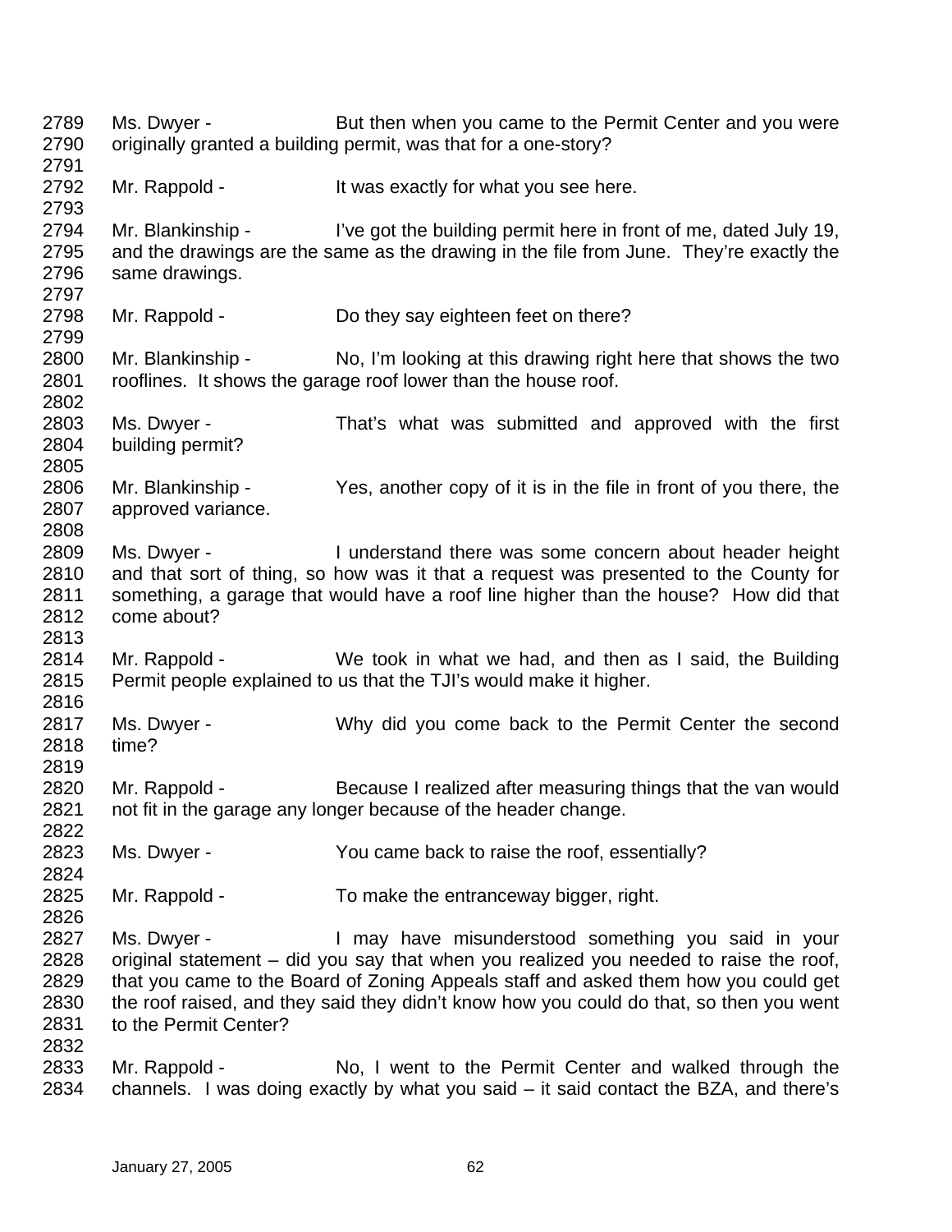2789 Ms. Dwyer - But then when you came to the Permit Center and you were
2790 originally granted a building permit, was that for a one-story?
2791
2792 Mr. Rappold - It was exactly for what you see here.
2793
2794 Mr. Blankinship - I've got the building permit here in front of me, dated July 19,
2795 and the drawings are the same as the drawing in the file from June. They're exactly the
2796 same drawings.
2797
2798 Mr. Rappold - Do they say eighteen feet on there?
2799
2800 Mr. Blankinship - No, I'm looking at this drawing right here that shows the two
2801 rooflines. It shows the garage roof lower than the house roof.
2802
2803 Ms. Dwyer - That's what was submitted and approved with the first
2804 building permit?
2805
2806 Mr. Blankinship - Yes, another copy of it is in the file in front of you there, the
2807 approved variance.
2808
2809 Ms. Dwyer - I understand there was some concern about header height
2810 and that sort of thing, so how was it that a request was presented to the County for
2811 something, a garage that would have a roof line higher than the house? How did that
2812 come about?
2813
2814 Mr. Rappold - We took in what we had, and then as I said, the Building
2815 Permit people explained to us that the TJI's would make it higher.
2816
2817 Ms. Dwyer - Why did you come back to the Permit Center the second
2818 time?
2819
2820 Mr. Rappold - Because I realized after measuring things that the van would
2821 not fit in the garage any longer because of the header change.
2822
2823 Ms. Dwyer - You came back to raise the roof, essentially?
2824
2825 Mr. Rappold - To make the entranceway bigger, right.
2826
2827 Ms. Dwyer - I may have misunderstood something you said in your
2828 original statement – did you say that when you realized you needed to raise the roof,
2829 that you came to the Board of Zoning Appeals staff and asked them how you could get
2830 the roof raised, and they said they didn't know how you could do that, so then you went
2831 to the Permit Center?
2832
2833 Mr. Rappold - No, I went to the Permit Center and walked through the
2834 channels. I was doing exactly by what you said – it said contact the BZA, and there's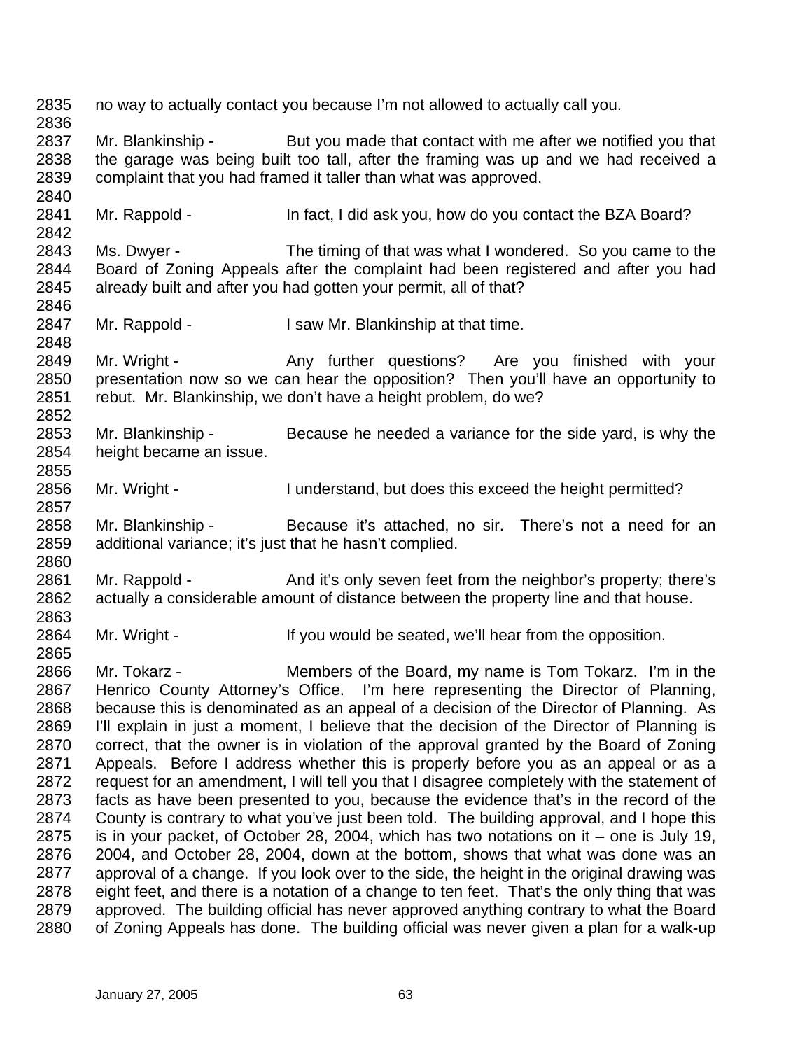no way to actually contact you because I'm not allowed to actually call you.

Mr. Blankinship - But you made that contact with me after we notified you that the garage was being built too tall, after the framing was up and we had received a complaint that you had framed it taller than what was approved.

Mr. Rappold - In fact, I did ask you, how do you contact the BZA Board?

Ms. Dwyer - The timing of that was what I wondered. So you came to the Board of Zoning Appeals after the complaint had been registered and after you had already built and after you had gotten your permit, all of that?

Mr. Rappold - I saw Mr. Blankinship at that time.

Mr. Wright - Any further questions? Are you finished with your presentation now so we can hear the opposition? Then you'll have an opportunity to rebut. Mr. Blankinship, we don't have a height problem, do we?

Mr. Blankinship - Because he needed a variance for the side yard, is why the height became an issue.

Mr. Wright - I understand, but does this exceed the height permitted?

Mr. Blankinship - Because it's attached, no sir. There's not a need for an additional variance; it's just that he hasn't complied.

Mr. Rappold - And it's only seven feet from the neighbor's property; there's actually a considerable amount of distance between the property line and that house.

Mr. Wright - If you would be seated, we'll hear from the opposition.

Mr. Tokarz - Members of the Board, my name is Tom Tokarz. I'm in the Henrico County Attorney's Office. I'm here representing the Director of Planning, because this is denominated as an appeal of a decision of the Director of Planning. As I'll explain in just a moment, I believe that the decision of the Director of Planning is correct, that the owner is in violation of the approval granted by the Board of Zoning Appeals. Before I address whether this is properly before you as an appeal or as a request for an amendment, I will tell you that I disagree completely with the statement of facts as have been presented to you, because the evidence that's in the record of the County is contrary to what you've just been told. The building approval, and I hope this is in your packet, of October 28, 2004, which has two notations on it – one is July 19, 2004, and October 28, 2004, down at the bottom, shows that what was done was an approval of a change. If you look over to the side, the height in the original drawing was eight feet, and there is a notation of a change to ten feet. That's the only thing that was approved. The building official has never approved anything contrary to what the Board of Zoning Appeals has done. The building official was never given a plan for a walk-up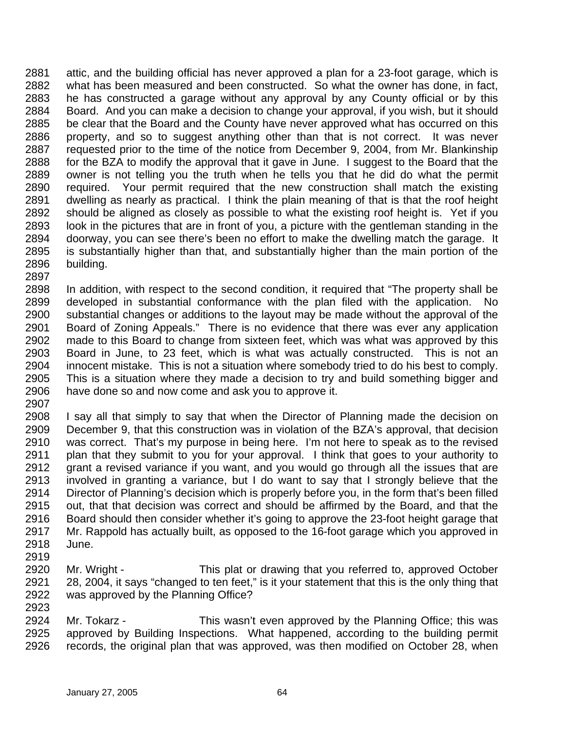attic, and the building official has never approved a plan for a 23-foot garage, which is what has been measured and been constructed. So what the owner has done, in fact, he has constructed a garage without any approval by any County official or by this Board. And you can make a decision to change your approval, if you wish, but it should be clear that the Board and the County have never approved what has occurred on this property, and so to suggest anything other than that is not correct. It was never requested prior to the time of the notice from December 9, 2004, from Mr. Blankinship for the BZA to modify the approval that it gave in June. I suggest to the Board that the owner is not telling you the truth when he tells you that he did do what the permit required. Your permit required that the new construction shall match the existing dwelling as nearly as practical. I think the plain meaning of that is that the roof height should be aligned as closely as possible to what the existing roof height is. Yet if you look in the pictures that are in front of you, a picture with the gentleman standing in the doorway, you can see there's been no effort to make the dwelling match the garage. It is substantially higher than that, and substantially higher than the main portion of the building.

In addition, with respect to the second condition, it required that "The property shall be developed in substantial conformance with the plan filed with the application. No substantial changes or additions to the layout may be made without the approval of the Board of Zoning Appeals." There is no evidence that there was ever any application made to this Board to change from sixteen feet, which was what was approved by this Board in June, to 23 feet, which is what was actually constructed. This is not an innocent mistake. This is not a situation where somebody tried to do his best to comply. This is a situation where they made a decision to try and build something bigger and have done so and now come and ask you to approve it.

I say all that simply to say that when the Director of Planning made the decision on December 9, that this construction was in violation of the BZA's approval, that decision was correct. That's my purpose in being here. I'm not here to speak as to the revised plan that they submit to you for your approval. I think that goes to your authority to grant a revised variance if you want, and you would go through all the issues that are involved in granting a variance, but I do want to say that I strongly believe that the Director of Planning's decision which is properly before you, in the form that's been filled out, that that decision was correct and should be affirmed by the Board, and that the Board should then consider whether it's going to approve the 23-foot height garage that Mr. Rappold has actually built, as opposed to the 16-foot garage which you approved in June.

Mr. Wright - This plat or drawing that you referred to, approved October 28, 2004, it says "changed to ten feet," is it your statement that this is the only thing that was approved by the Planning Office?

Mr. Tokarz - This wasn't even approved by the Planning Office; this was approved by Building Inspections. What happened, according to the building permit records, the original plan that was approved, was then modified on October 28, when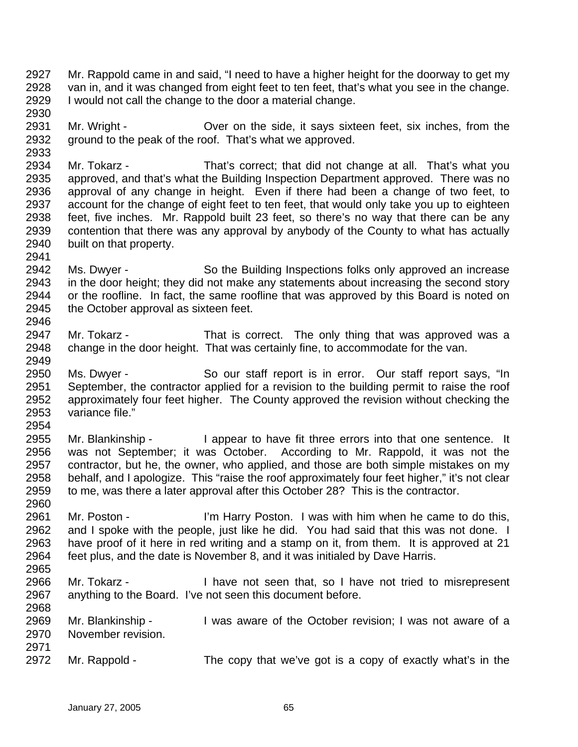Mr. Rappold came in and said, "I need to have a higher height for the doorway to get my van in, and it was changed from eight feet to ten feet, that's what you see in the change. I would not call the change to the door a material change.

Mr. Wright - Over on the side, it says sixteen feet, six inches, from the ground to the peak of the roof. That's what we approved.

Mr. Tokarz - That's correct; that did not change at all. That's what you approved, and that's what the Building Inspection Department approved. There was no approval of any change in height. Even if there had been a change of two feet, to account for the change of eight feet to ten feet, that would only take you up to eighteen feet, five inches. Mr. Rappold built 23 feet, so there's no way that there can be any contention that there was any approval by anybody of the County to what has actually built on that property.

Ms. Dwyer - So the Building Inspections folks only approved an increase in the door height; they did not make any statements about increasing the second story or the roofline. In fact, the same roofline that was approved by this Board is noted on the October approval as sixteen feet.

Mr. Tokarz - That is correct. The only thing that was approved was a change in the door height. That was certainly fine, to accommodate for the van.

Ms. Dwyer - So our staff report is in error. Our staff report says, "In September, the contractor applied for a revision to the building permit to raise the roof approximately four feet higher. The County approved the revision without checking the variance file."

Mr. Blankinship - I appear to have fit three errors into that one sentence. It was not September; it was October. According to Mr. Rappold, it was not the contractor, but he, the owner, who applied, and those are both simple mistakes on my behalf, and I apologize. This "raise the roof approximately four feet higher," it's not clear to me, was there a later approval after this October 28? This is the contractor.

Mr. Poston - I'm Harry Poston. I was with him when he came to do this, and I spoke with the people, just like he did. You had said that this was not done. I have proof of it here in red writing and a stamp on it, from them. It is approved at 21 feet plus, and the date is November 8, and it was initialed by Dave Harris.

Mr. Tokarz - I have not seen that, so I have not tried to misrepresent anything to the Board. I've not seen this document before.

Mr. Blankinship - I was aware of the October revision; I was not aware of a November revision.

Mr. Rappold - The copy that we've got is a copy of exactly what's in the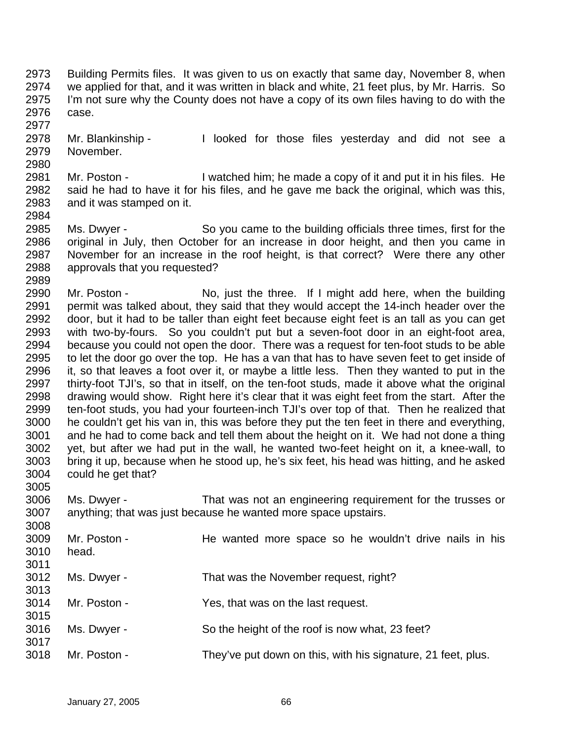2973 Building Permits files. It was given to us on exactly that same day, November 8, when
2974 we applied for that, and it was written in black and white, 21 feet plus, by Mr. Harris. So
2975 I'm not sure why the County does not have a copy of its own files having to do with the
2976 case.
2977
2978 Mr. Blankinship - I looked for those files yesterday and did not see a
2979 November.
2980
2981 Mr. Poston - I watched him; he made a copy of it and put it in his files. He
2982 said he had to have it for his files, and he gave me back the original, which was this,
2983 and it was stamped on it.
2984
2985 Ms. Dwyer - So you came to the building officials three times, first for the
2986 original in July, then October for an increase in door height, and then you came in
2987 November for an increase in the roof height, is that correct? Were there any other
2988 approvals that you requested?
2989
2990 Mr. Poston - No, just the three. If I might add here, when the building
2991 permit was talked about, they said that they would accept the 14-inch header over the
2992 door, but it had to be taller than eight feet because eight feet is an tall as you can get
2993 with two-by-fours. So you couldn't put but a seven-foot door in an eight-foot area,
2994 because you could not open the door. There was a request for ten-foot studs to be able
2995 to let the door go over the top. He has a van that has to have seven feet to get inside of
2996 it, so that leaves a foot over it, or maybe a little less. Then they wanted to put in the
2997 thirty-foot TJI's, so that in itself, on the ten-foot studs, made it above what the original
2998 drawing would show. Right here it's clear that it was eight feet from the start. After the
2999 ten-foot studs, you had your fourteen-inch TJI's over top of that. Then he realized that
3000 he couldn't get his van in, this was before they put the ten feet in there and everything,
3001 and he had to come back and tell them about the height on it. We had not done a thing
3002 yet, but after we had put in the wall, he wanted two-feet height on it, a knee-wall, to
3003 bring it up, because when he stood up, he's six feet, his head was hitting, and he asked
3004 could he get that?
3005
3006 Ms. Dwyer - That was not an engineering requirement for the trusses or
3007 anything; that was just because he wanted more space upstairs.
3008
3009 Mr. Poston - He wanted more space so he wouldn't drive nails in his
3010 head.
3011
3012 Ms. Dwyer - That was the November request, right?
3013
3014 Mr. Poston - Yes, that was on the last request.
3015
3016 Ms. Dwyer - So the height of the roof is now what, 23 feet?
3017
3018 Mr. Poston - They've put down on this, with his signature, 21 feet, plus.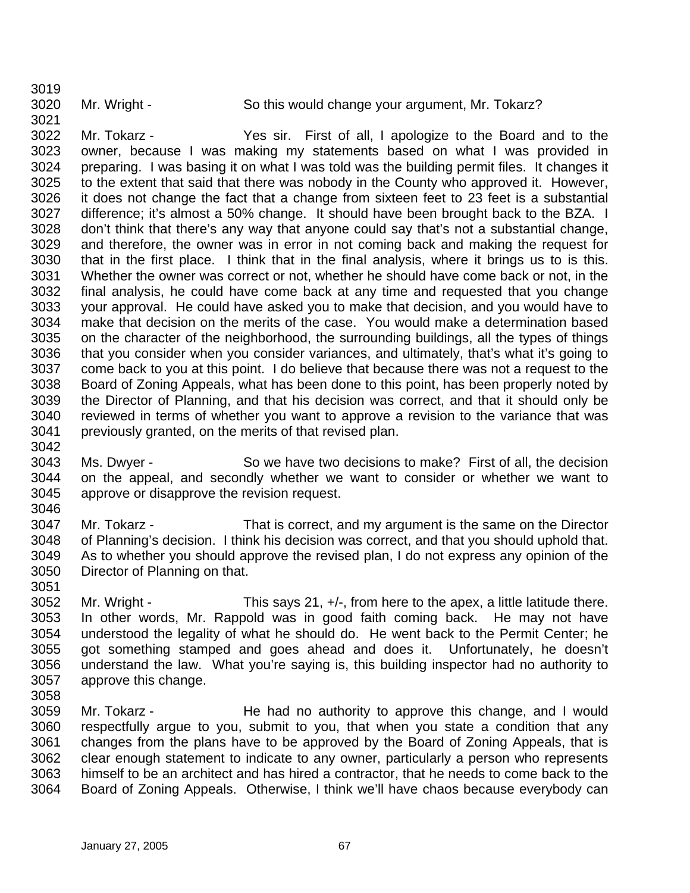Mr. Wright - So this would change your argument, Mr. Tokarz?

Mr. Tokarz - Yes sir. First of all, I apologize to the Board and to the owner, because I was making my statements based on what I was provided in preparing. I was basing it on what I was told was the building permit files. It changes it to the extent that said that there was nobody in the County who approved it. However, it does not change the fact that a change from sixteen feet to 23 feet is a substantial difference; it's almost a 50% change. It should have been brought back to the BZA. I don't think that there's any way that anyone could say that's not a substantial change, and therefore, the owner was in error in not coming back and making the request for that in the first place. I think that in the final analysis, where it brings us to is this. Whether the owner was correct or not, whether he should have come back or not, in the final analysis, he could have come back at any time and requested that you change your approval. He could have asked you to make that decision, and you would have to make that decision on the merits of the case. You would make a determination based on the character of the neighborhood, the surrounding buildings, all the types of things that you consider when you consider variances, and ultimately, that's what it's going to come back to you at this point. I do believe that because there was not a request to the Board of Zoning Appeals, what has been done to this point, has been properly noted by the Director of Planning, and that his decision was correct, and that it should only be reviewed in terms of whether you want to approve a revision to the variance that was previously granted, on the merits of that revised plan.

Ms. Dwyer - So we have two decisions to make? First of all, the decision on the appeal, and secondly whether we want to consider or whether we want to approve or disapprove the revision request.

Mr. Tokarz - That is correct, and my argument is the same on the Director of Planning's decision. I think his decision was correct, and that you should uphold that. As to whether you should approve the revised plan, I do not express any opinion of the Director of Planning on that.

Mr. Wright - This says 21, +/-, from here to the apex, a little latitude there. In other words, Mr. Rappold was in good faith coming back. He may not have understood the legality of what he should do. He went back to the Permit Center; he got something stamped and goes ahead and does it. Unfortunately, he doesn't understand the law. What you're saying is, this building inspector had no authority to approve this change.

Mr. Tokarz - He had no authority to approve this change, and I would respectfully argue to you, submit to you, that when you state a condition that any changes from the plans have to be approved by the Board of Zoning Appeals, that is clear enough statement to indicate to any owner, particularly a person who represents himself to be an architect and has hired a contractor, that he needs to come back to the Board of Zoning Appeals. Otherwise, I think we'll have chaos because everybody can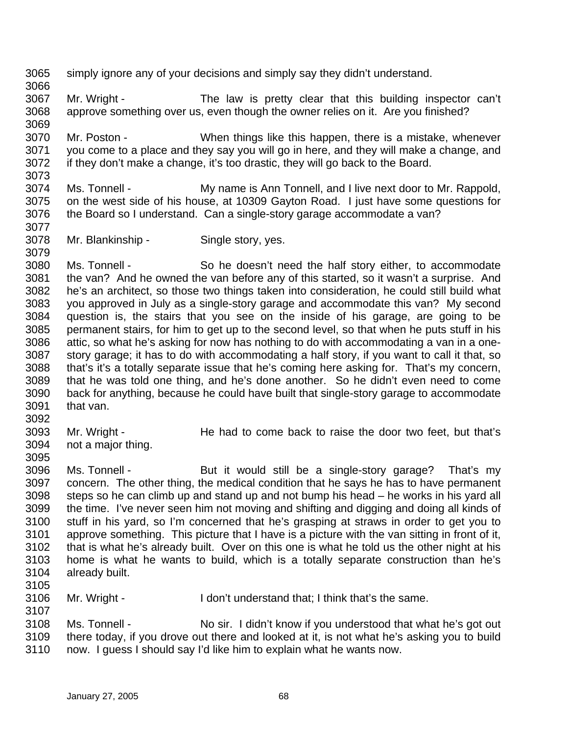simply ignore any of your decisions and simply say they didn't understand.

Mr. Wright - The law is pretty clear that this building inspector can't approve something over us, even though the owner relies on it. Are you finished?

Mr. Poston - When things like this happen, there is a mistake, whenever you come to a place and they say you will go in here, and they will make a change, and if they don't make a change, it's too drastic, they will go back to the Board.

Ms. Tonnell - My name is Ann Tonnell, and I live next door to Mr. Rappold, on the west side of his house, at 10309 Gayton Road. I just have some questions for the Board so I understand. Can a single-story garage accommodate a van?

Mr. Blankinship - Single story, yes.

Ms. Tonnell - So he doesn't need the half story either, to accommodate the van? And he owned the van before any of this started, so it wasn't a surprise. And he's an architect, so those two things taken into consideration, he could still build what you approved in July as a single-story garage and accommodate this van? My second question is, the stairs that you see on the inside of his garage, are going to be permanent stairs, for him to get up to the second level, so that when he puts stuff in his attic, so what he's asking for now has nothing to do with accommodating a van in a one-story garage; it has to do with accommodating a half story, if you want to call it that, so that's it's a totally separate issue that he's coming here asking for. That's my concern, that he was told one thing, and he's done another. So he didn't even need to come back for anything, because he could have built that single-story garage to accommodate that van.

Mr. Wright - He had to come back to raise the door two feet, but that's not a major thing.

Ms. Tonnell - But it would still be a single-story garage? That's my concern. The other thing, the medical condition that he says he has to have permanent steps so he can climb up and stand up and not bump his head – he works in his yard all the time. I've never seen him not moving and shifting and digging and doing all kinds of stuff in his yard, so I'm concerned that he's grasping at straws in order to get you to approve something. This picture that I have is a picture with the van sitting in front of it, that is what he's already built. Over on this one is what he told us the other night at his home is what he wants to build, which is a totally separate construction than he's already built.

Mr. Wright - I don't understand that; I think that's the same.

Ms. Tonnell - No sir. I didn't know if you understood that what he's got out there today, if you drove out there and looked at it, is not what he's asking you to build now. I guess I should say I'd like him to explain what he wants now.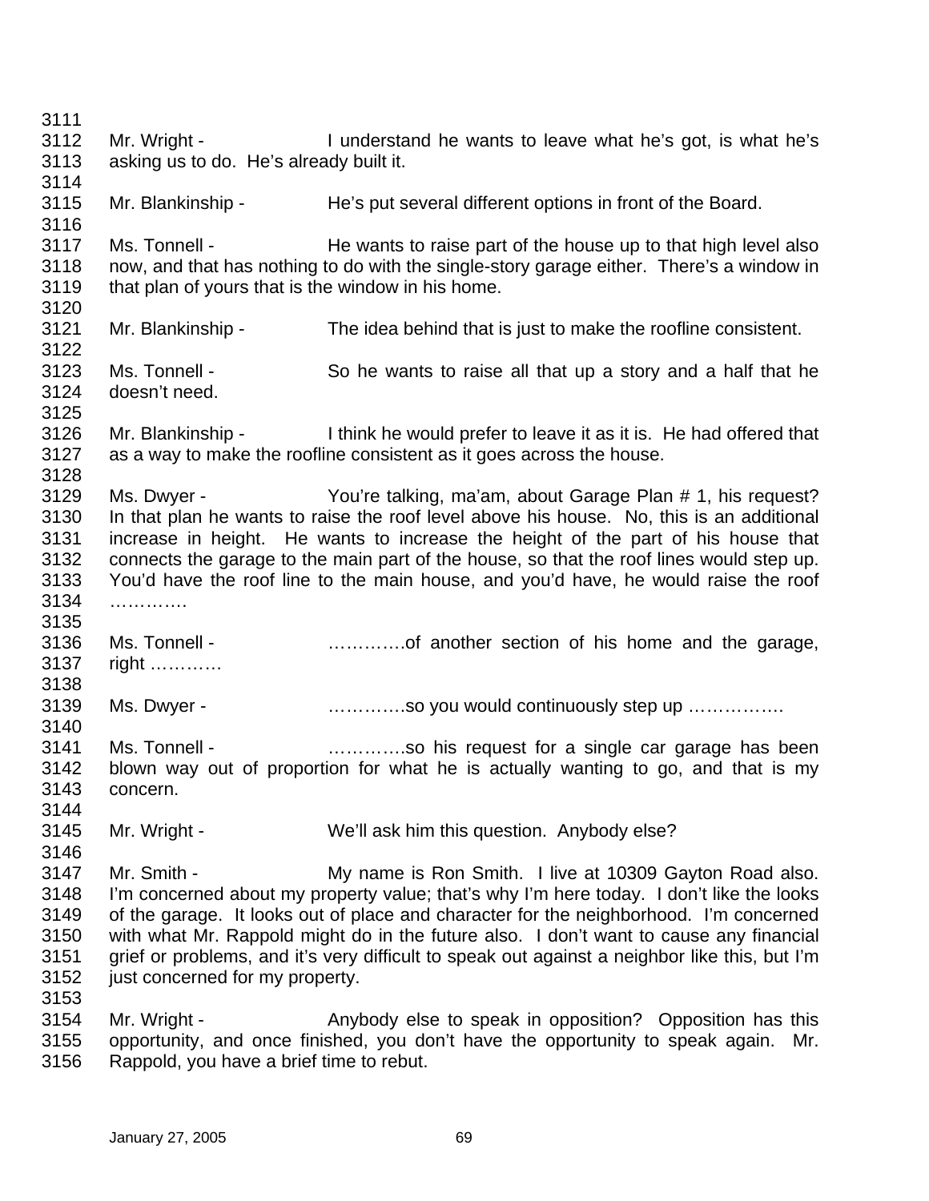3111

3112 Mr. Wright - I understand he wants to leave what he's got, is what he's
3113 asking us to do. He's already built it.
3114

3115 Mr. Blankinship - He's put several different options in front of the Board.
3116

3117 Ms. Tonnell - He wants to raise part of the house up to that high level also
3118 now, and that has nothing to do with the single-story garage either. There's a window in
3119 that plan of yours that is the window in his home.
3120

3121 Mr. Blankinship - The idea behind that is just to make the roofline consistent.
3122

3123 Ms. Tonnell - So he wants to raise all that up a story and a half that he
3124 doesn't need.
3125

3126 Mr. Blankinship - I think he would prefer to leave it as it is. He had offered that
3127 as a way to make the roofline consistent as it goes across the house.
3128

3129 Ms. Dwyer - You're talking, ma'am, about Garage Plan # 1, his request?
3130 In that plan he wants to raise the roof level above his house. No, this is an additional
3131 increase in height. He wants to increase the height of the part of his house that
3132 connects the garage to the main part of the house, so that the roof lines would step up.
3133 You'd have the roof line to the main house, and you'd have, he would raise the roof
3134 ………….
3135

3136 Ms. Tonnell - ………….of another section of his home and the garage,
3137 right …………
3138

3139 Ms. Dwyer - ………….so you would continuously step up …………….
3140

3141 Ms. Tonnell - ………….so his request for a single car garage has been
3142 blown way out of proportion for what he is actually wanting to go, and that is my
3143 concern.
3144

3145 Mr. Wright - We'll ask him this question. Anybody else?
3146

3147 Mr. Smith - My name is Ron Smith. I live at 10309 Gayton Road also.
3148 I'm concerned about my property value; that's why I'm here today. I don't like the looks
3149 of the garage. It looks out of place and character for the neighborhood. I'm concerned
3150 with what Mr. Rappold might do in the future also. I don't want to cause any financial
3151 grief or problems, and it's very difficult to speak out against a neighbor like this, but I'm
3152 just concerned for my property.
3153

3154 Mr. Wright - Anybody else to speak in opposition? Opposition has this
3155 opportunity, and once finished, you don't have the opportunity to speak again. Mr.
3156 Rappold, you have a brief time to rebut.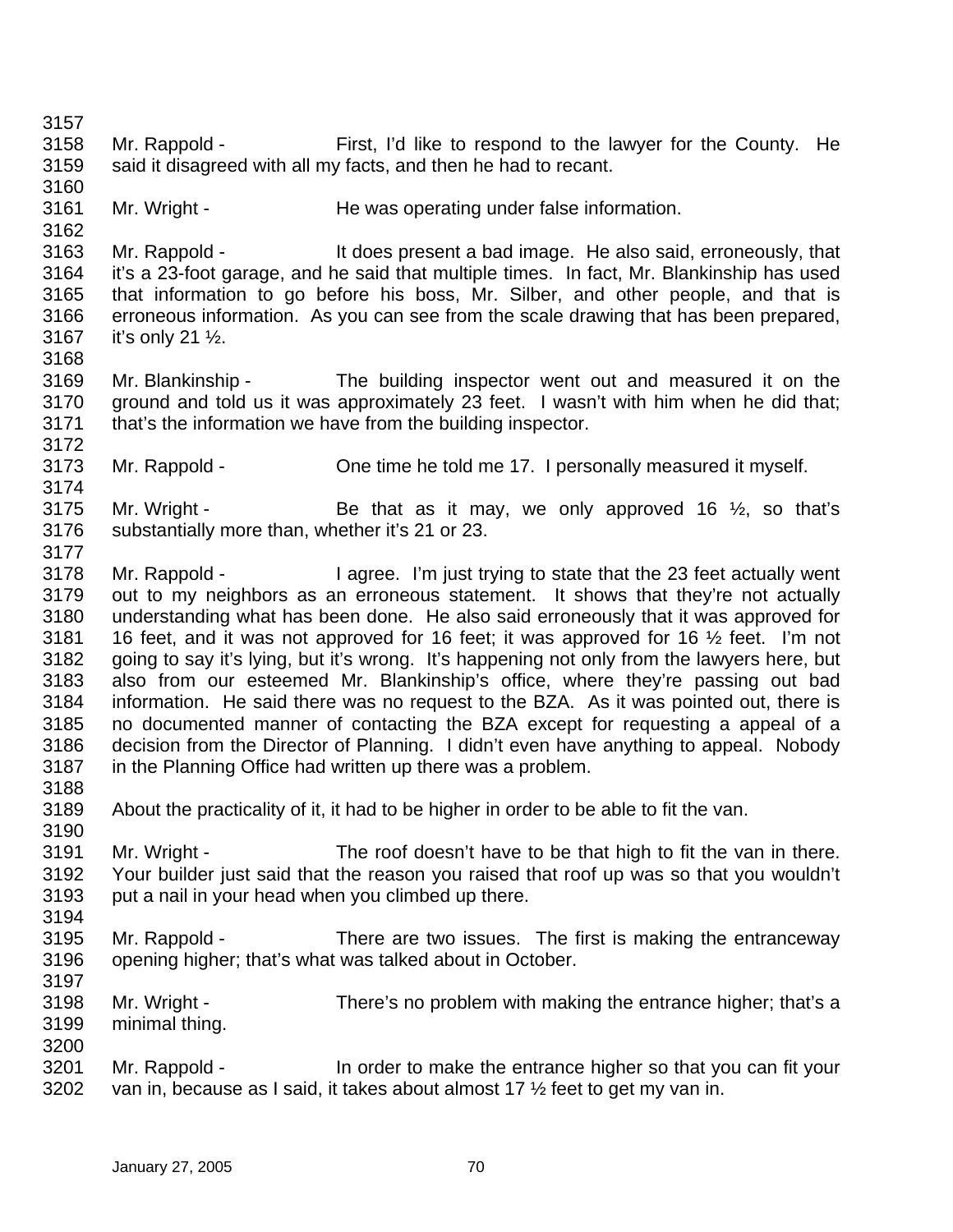3157
3158 Mr. Rappold - First, I'd like to respond to the lawyer for the County. He
3159 said it disagreed with all my facts, and then he had to recant.
3160
3161 Mr. Wright - He was operating under false information.
3162
3163 Mr. Rappold - It does present a bad image. He also said, erroneously, that
3164 it's a 23-foot garage, and he said that multiple times. In fact, Mr. Blankinship has used
3165 that information to go before his boss, Mr. Silber, and other people, and that is
3166 erroneous information. As you can see from the scale drawing that has been prepared,
3167 it's only 21 ½.
3168
3169 Mr. Blankinship - The building inspector went out and measured it on the
3170 ground and told us it was approximately 23 feet. I wasn't with him when he did that;
3171 that's the information we have from the building inspector.
3172
3173 Mr. Rappold - One time he told me 17. I personally measured it myself.
3174
3175 Mr. Wright - Be that as it may, we only approved 16 ½, so that's
3176 substantially more than, whether it's 21 or 23.
3177
3178 Mr. Rappold - I agree. I'm just trying to state that the 23 feet actually went
3179 out to my neighbors as an erroneous statement. It shows that they're not actually
3180 understanding what has been done. He also said erroneously that it was approved for
3181 16 feet, and it was not approved for 16 feet; it was approved for 16 ½ feet. I'm not
3182 going to say it's lying, but it's wrong. It's happening not only from the lawyers here, but
3183 also from our esteemed Mr. Blankinship's office, where they're passing out bad
3184 information. He said there was no request to the BZA. As it was pointed out, there is
3185 no documented manner of contacting the BZA except for requesting a appeal of a
3186 decision from the Director of Planning. I didn't even have anything to appeal. Nobody
3187 in the Planning Office had written up there was a problem.
3188
3189 About the practicality of it, it had to be higher in order to be able to fit the van.
3190
3191 Mr. Wright - The roof doesn't have to be that high to fit the van in there.
3192 Your builder just said that the reason you raised that roof up was so that you wouldn't
3193 put a nail in your head when you climbed up there.
3194
3195 Mr. Rappold - There are two issues. The first is making the entranceway
3196 opening higher; that's what was talked about in October.
3197
3198 Mr. Wright - There's no problem with making the entrance higher; that's a
3199 minimal thing.
3200
3201 Mr. Rappold - In order to make the entrance higher so that you can fit your
3202 van in, because as I said, it takes about almost 17 ½ feet to get my van in.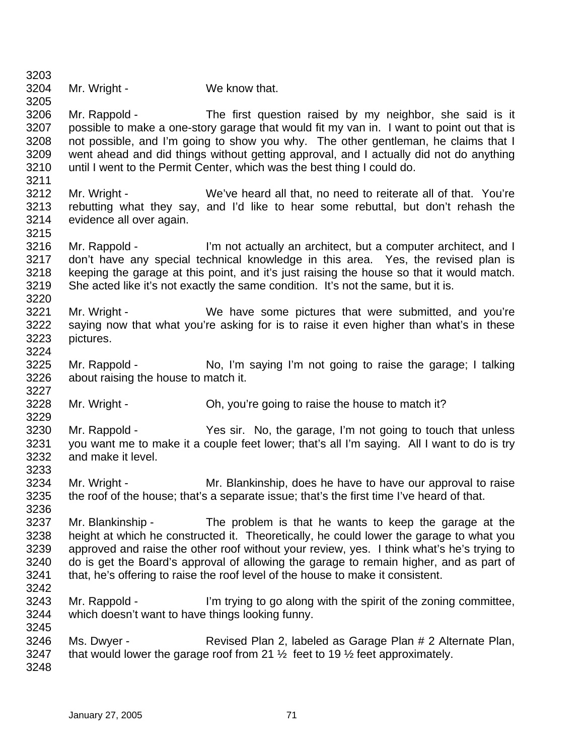Mr. Wright - We know that.

Mr. Rappold - The first question raised by my neighbor, she said is it possible to make a one-story garage that would fit my van in. I want to point out that is not possible, and I'm going to show you why. The other gentleman, he claims that I went ahead and did things without getting approval, and I actually did not do anything until I went to the Permit Center, which was the best thing I could do.

Mr. Wright - We've heard all that, no need to reiterate all of that. You're rebutting what they say, and I'd like to hear some rebuttal, but don't rehash the evidence all over again.

Mr. Rappold - I'm not actually an architect, but a computer architect, and I don't have any special technical knowledge in this area. Yes, the revised plan is keeping the garage at this point, and it's just raising the house so that it would match. She acted like it's not exactly the same condition. It's not the same, but it is.

Mr. Wright - We have some pictures that were submitted, and you're saying now that what you're asking for is to raise it even higher than what's in these pictures.

Mr. Rappold - No, I'm saying I'm not going to raise the garage; I talking about raising the house to match it.

Mr. Wright - Oh, you're going to raise the house to match it?

Mr. Rappold - Yes sir. No, the garage, I'm not going to touch that unless you want me to make it a couple feet lower; that's all I'm saying. All I want to do is try and make it level.

Mr. Wright - Mr. Blankinship, does he have to have our approval to raise the roof of the house; that's a separate issue; that's the first time I've heard of that.

Mr. Blankinship - The problem is that he wants to keep the garage at the height at which he constructed it. Theoretically, he could lower the garage to what you approved and raise the other roof without your review, yes. I think what's he's trying to do is get the Board's approval of allowing the garage to remain higher, and as part of that, he's offering to raise the roof level of the house to make it consistent.

Mr. Rappold - I'm trying to go along with the spirit of the zoning committee, which doesn't want to have things looking funny.

Ms. Dwyer - Revised Plan 2, labeled as Garage Plan # 2 Alternate Plan, that would lower the garage roof from 21 ½ feet to 19 ½ feet approximately.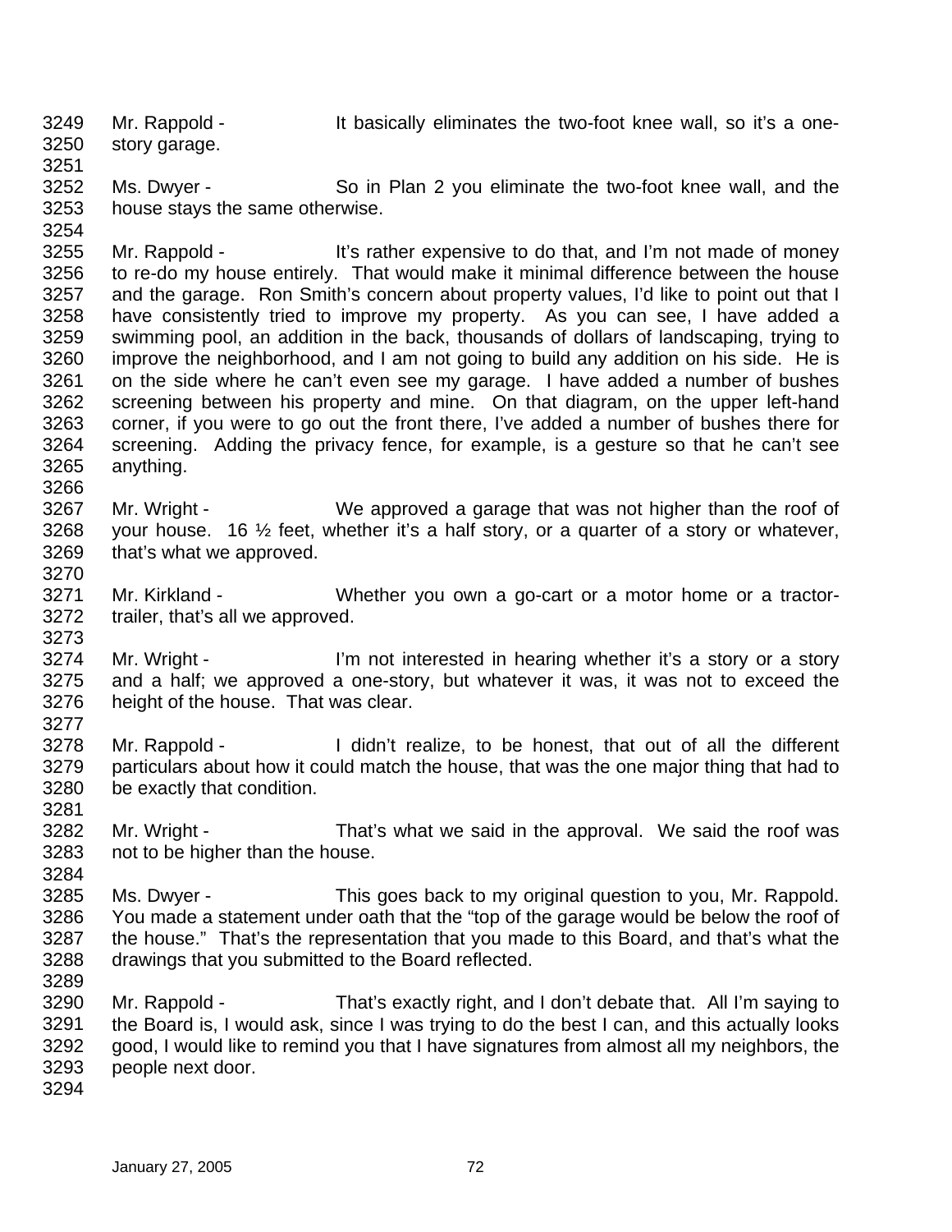Mr. Rappold - It basically eliminates the two-foot knee wall, so it's a one-story garage.

Ms. Dwyer - So in Plan 2 you eliminate the two-foot knee wall, and the house stays the same otherwise.

Mr. Rappold - It's rather expensive to do that, and I'm not made of money to re-do my house entirely. That would make it minimal difference between the house and the garage. Ron Smith's concern about property values, I'd like to point out that I have consistently tried to improve my property. As you can see, I have added a swimming pool, an addition in the back, thousands of dollars of landscaping, trying to improve the neighborhood, and I am not going to build any addition on his side. He is on the side where he can't even see my garage. I have added a number of bushes screening between his property and mine. On that diagram, on the upper left-hand corner, if you were to go out the front there, I've added a number of bushes there for screening. Adding the privacy fence, for example, is a gesture so that he can't see anything.

Mr. Wright - We approved a garage that was not higher than the roof of your house. 16 ½ feet, whether it's a half story, or a quarter of a story or whatever, that's what we approved.

Mr. Kirkland - Whether you own a go-cart or a motor home or a tractor-trailer, that's all we approved.

Mr. Wright - I'm not interested in hearing whether it's a story or a story and a half; we approved a one-story, but whatever it was, it was not to exceed the height of the house. That was clear.

Mr. Rappold - I didn't realize, to be honest, that out of all the different particulars about how it could match the house, that was the one major thing that had to be exactly that condition.

Mr. Wright - That's what we said in the approval. We said the roof was not to be higher than the house.

Ms. Dwyer - This goes back to my original question to you, Mr. Rappold. You made a statement under oath that the "top of the garage would be below the roof of the house." That's the representation that you made to this Board, and that's what the drawings that you submitted to the Board reflected.

Mr. Rappold - That's exactly right, and I don't debate that. All I'm saying to the Board is, I would ask, since I was trying to do the best I can, and this actually looks good, I would like to remind you that I have signatures from almost all my neighbors, the people next door.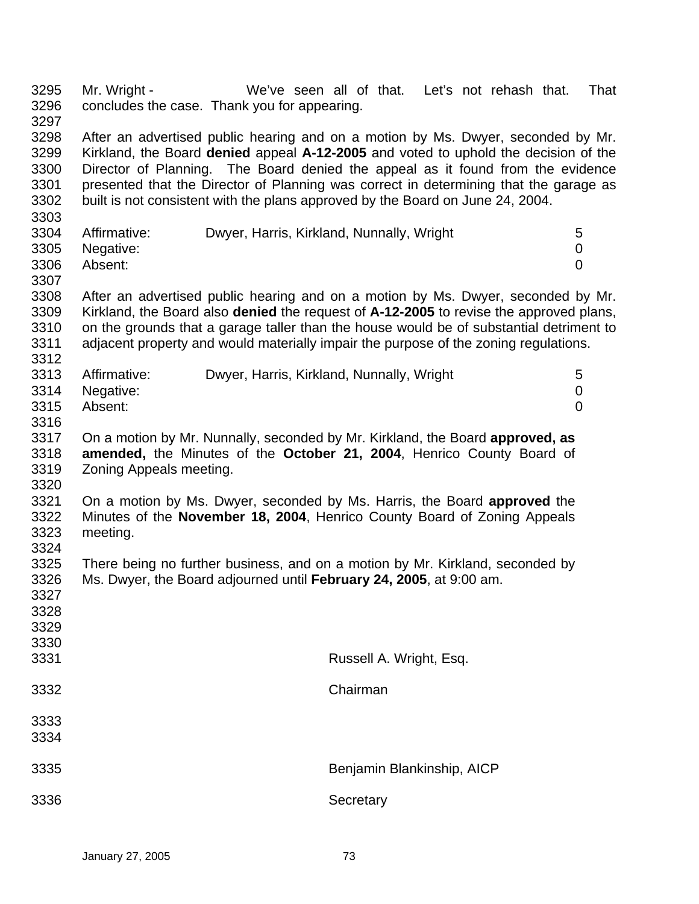Mr. Wright - We've seen all of that. Let's not rehash that. That concludes the case. Thank you for appearing.

After an advertised public hearing and on a motion by Ms. Dwyer, seconded by Mr. Kirkland, the Board **denied** appeal **A-12-2005** and voted to uphold the decision of the Director of Planning. The Board denied the appeal as it found from the evidence presented that the Director of Planning was correct in determining that the garage as built is not consistent with the plans approved by the Board on June 24, 2004.

| | | |
|---|---|---|
| Affirmative: | Dwyer, Harris, Kirkland, Nunnally, Wright | 5 |
| Negative: | | 0 |
| Absent: | | 0 |

After an advertised public hearing and on a motion by Ms. Dwyer, seconded by Mr. Kirkland, the Board also **denied** the request of **A-12-2005** to revise the approved plans, on the grounds that a garage taller than the house would be of substantial detriment to adjacent property and would materially impair the purpose of the zoning regulations.

| | | |
|---|---|---|
| Affirmative: | Dwyer, Harris, Kirkland, Nunnally, Wright | 5 |
| Negative: | | 0 |
| Absent: | | 0 |

On a motion by Mr. Nunnally, seconded by Mr. Kirkland, the Board **approved, as amended,** the Minutes of the **October 21, 2004**, Henrico County Board of Zoning Appeals meeting.

On a motion by Ms. Dwyer, seconded by Ms. Harris, the Board **approved** the Minutes of the **November 18, 2004**, Henrico County Board of Zoning Appeals meeting.

There being no further business, and on a motion by Mr. Kirkland, seconded by Ms. Dwyer, the Board adjourned until **February 24, 2005**, at 9:00 am.

Russell A. Wright, Esq.

Chairman

Benjamin Blankinship, AICP

Secretary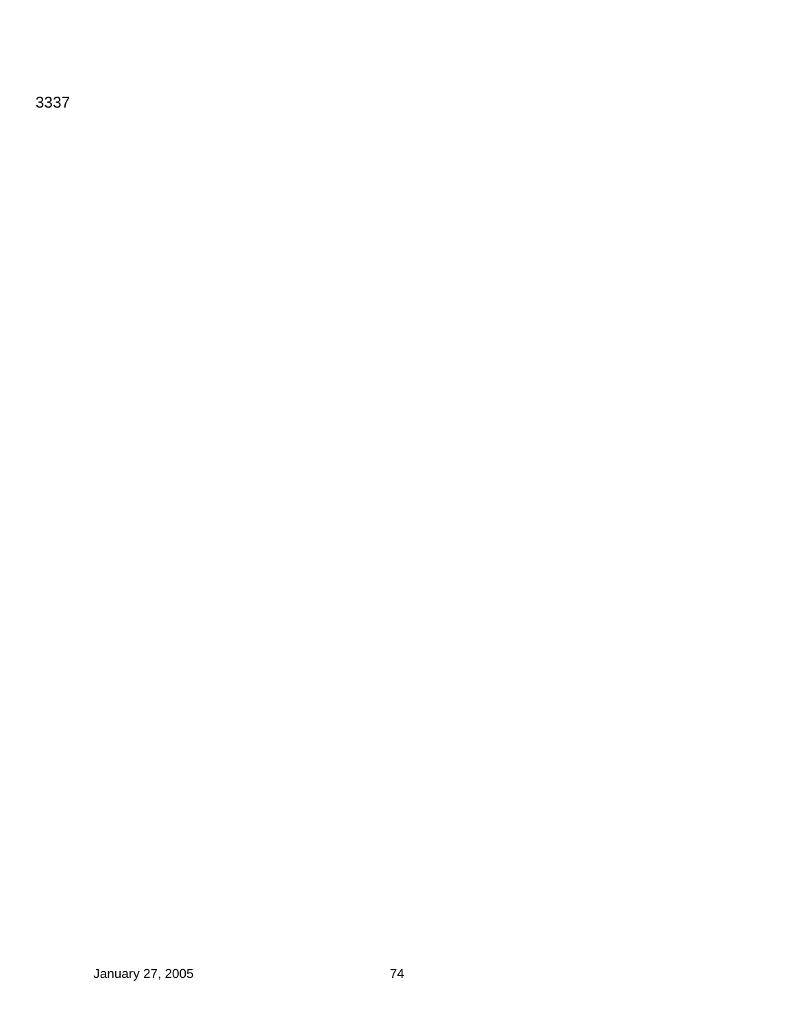3337